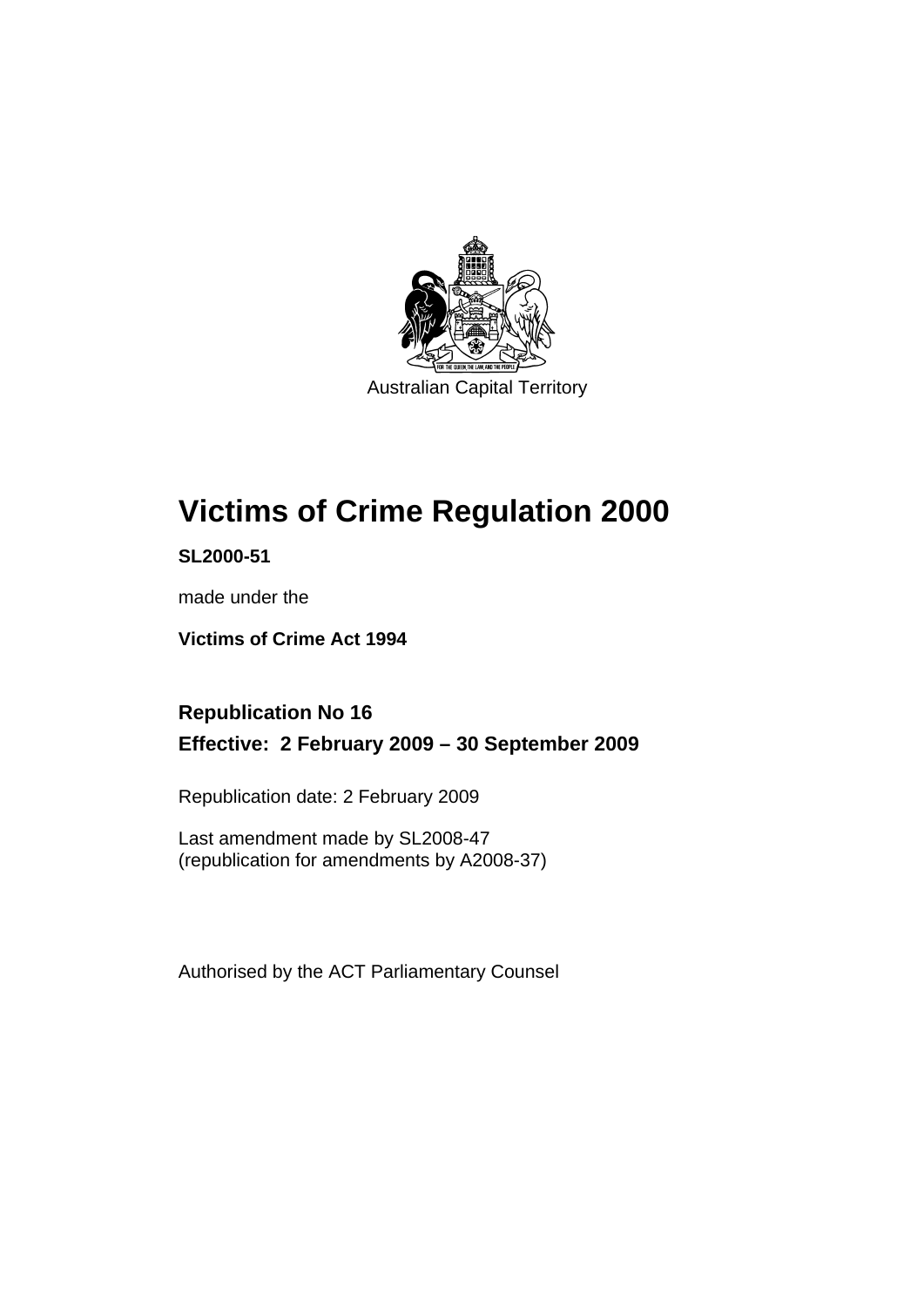Australian Capital Territory

# Victims of Crime Regulation 2000

**SL2000-51**

made under the

**Victims of Crime Act 1994**

## Republication No 16

## Effective: 2 February 2009 – 30 September 2009

Republication date: 2 February 2009

Last amendment made by SL2008-47
(republication for amendments by A2008-37)

Authorised by the ACT Parliamentary Counsel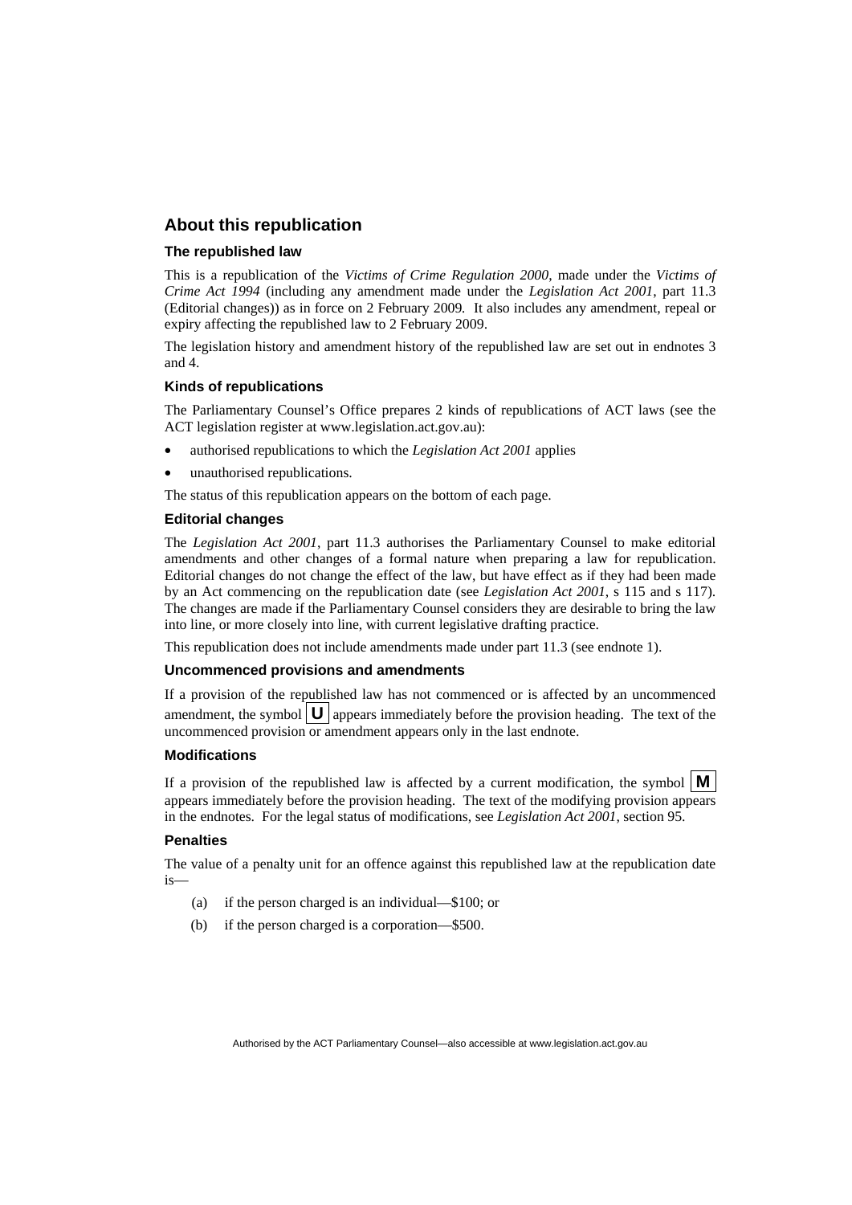## About this republication

### The republished law

This is a republication of the *Victims of Crime Regulation 2000*, made under the *Victims of Crime Act 1994* (including any amendment made under the *Legislation Act 2001*, part 11.3 (Editorial changes)) as in force on 2 February 2009*.* It also includes any amendment, repeal or expiry affecting the republished law to 2 February 2009.

The legislation history and amendment history of the republished law are set out in endnotes 3 and 4.

### Kinds of republications

The Parliamentary Counsel's Office prepares 2 kinds of republications of ACT laws (see the ACT legislation register at www.legislation.act.gov.au):

- authorised republications to which the *Legislation Act 2001* applies
- unauthorised republications.

The status of this republication appears on the bottom of each page.

### Editorial changes

The *Legislation Act 2001*, part 11.3 authorises the Parliamentary Counsel to make editorial amendments and other changes of a formal nature when preparing a law for republication. Editorial changes do not change the effect of the law, but have effect as if they had been made by an Act commencing on the republication date (see *Legislation Act 2001*, s 115 and s 117). The changes are made if the Parliamentary Counsel considers they are desirable to bring the law into line, or more closely into line, with current legislative drafting practice.

This republication does not include amendments made under part 11.3 (see endnote 1).

### Uncommenced provisions and amendments

If a provision of the republished law has not commenced or is affected by an uncommenced amendment, the symbol **U** appears immediately before the provision heading. The text of the uncommenced provision or amendment appears only in the last endnote.

### Modifications

If a provision of the republished law is affected by a current modification, the symbol **M** appears immediately before the provision heading. The text of the modifying provision appears in the endnotes. For the legal status of modifications, see *Legislation Act 2001*, section 95.

### Penalties

The value of a penalty unit for an offence against this republished law at the republication date is—

(a) if the person charged is an individual—$100; or

(b) if the person charged is a corporation—$500.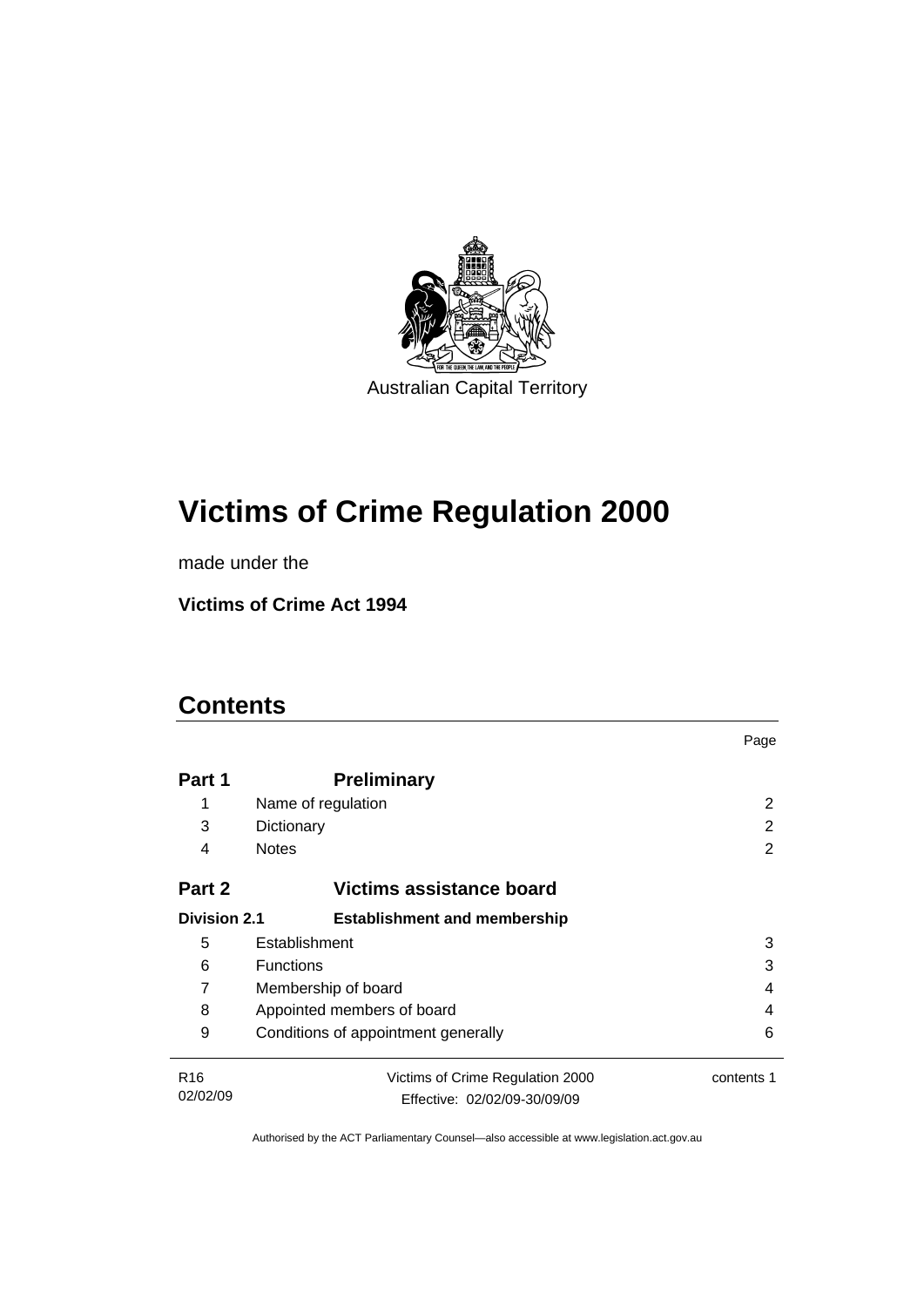Australian Capital Territory

# Victims of Crime Regulation 2000

made under the

**Victims of Crime Act 1994**

## Contents

| | | Page |
|---|---|---|
| **Part 1** | **Preliminary** | |
| 1 | Name of regulation | 2 |
| 3 | Dictionary | 2 |
| 4 | Notes | 2 |
| **Part 2** | **Victims assistance board** | |
| **Division 2.1** | **Establishment and membership** | |
| 5 | Establishment | 3 |
| 6 | Functions | 3 |
| 7 | Membership of board | 4 |
| 8 | Appointed members of board | 4 |
| 9 | Conditions of appointment generally | 6 |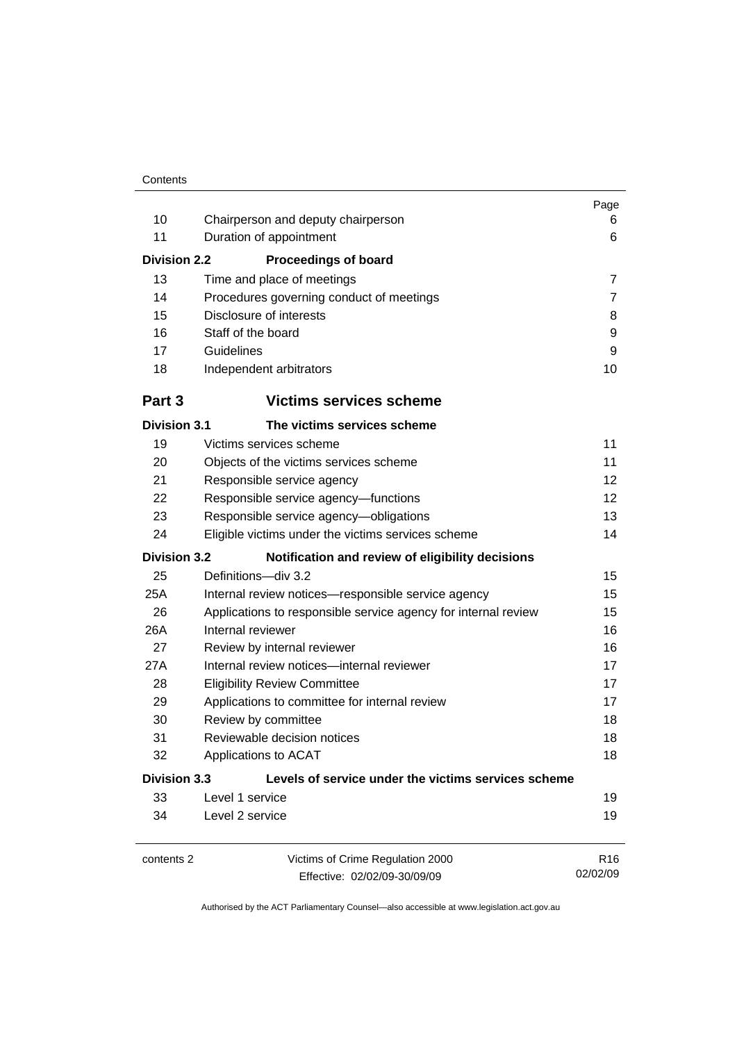| | | Page |
|---|---|---|
| 10 | Chairperson and deputy chairperson | 6 |
| 11 | Duration of appointment | 6 |
| **Division 2.2** | **Proceedings of board** | |
| 13 | Time and place of meetings | 7 |
| 14 | Procedures governing conduct of meetings | 7 |
| 15 | Disclosure of interests | 8 |
| 16 | Staff of the board | 9 |
| 17 | Guidelines | 9 |
| 18 | Independent arbitrators | 10 |
| **Part 3** | **Victims services scheme** | |
| **Division 3.1** | **The victims services scheme** | |
| 19 | Victims services scheme | 11 |
| 20 | Objects of the victims services scheme | 11 |
| 21 | Responsible service agency | 12 |
| 22 | Responsible service agency—functions | 12 |
| 23 | Responsible service agency—obligations | 13 |
| 24 | Eligible victims under the victims services scheme | 14 |
| **Division 3.2** | **Notification and review of eligibility decisions** | |
| 25 | Definitions—div 3.2 | 15 |
| 25A | Internal review notices—responsible service agency | 15 |
| 26 | Applications to responsible service agency for internal review | 15 |
| 26A | Internal reviewer | 16 |
| 27 | Review by internal reviewer | 16 |
| 27A | Internal review notices—internal reviewer | 17 |
| 28 | Eligibility Review Committee | 17 |
| 29 | Applications to committee for internal review | 17 |
| 30 | Review by committee | 18 |
| 31 | Reviewable decision notices | 18 |
| 32 | Applications to ACAT | 18 |
| **Division 3.3** | **Levels of service under the victims services scheme** | |
| 33 | Level 1 service | 19 |
| 34 | Level 2 service | 19 |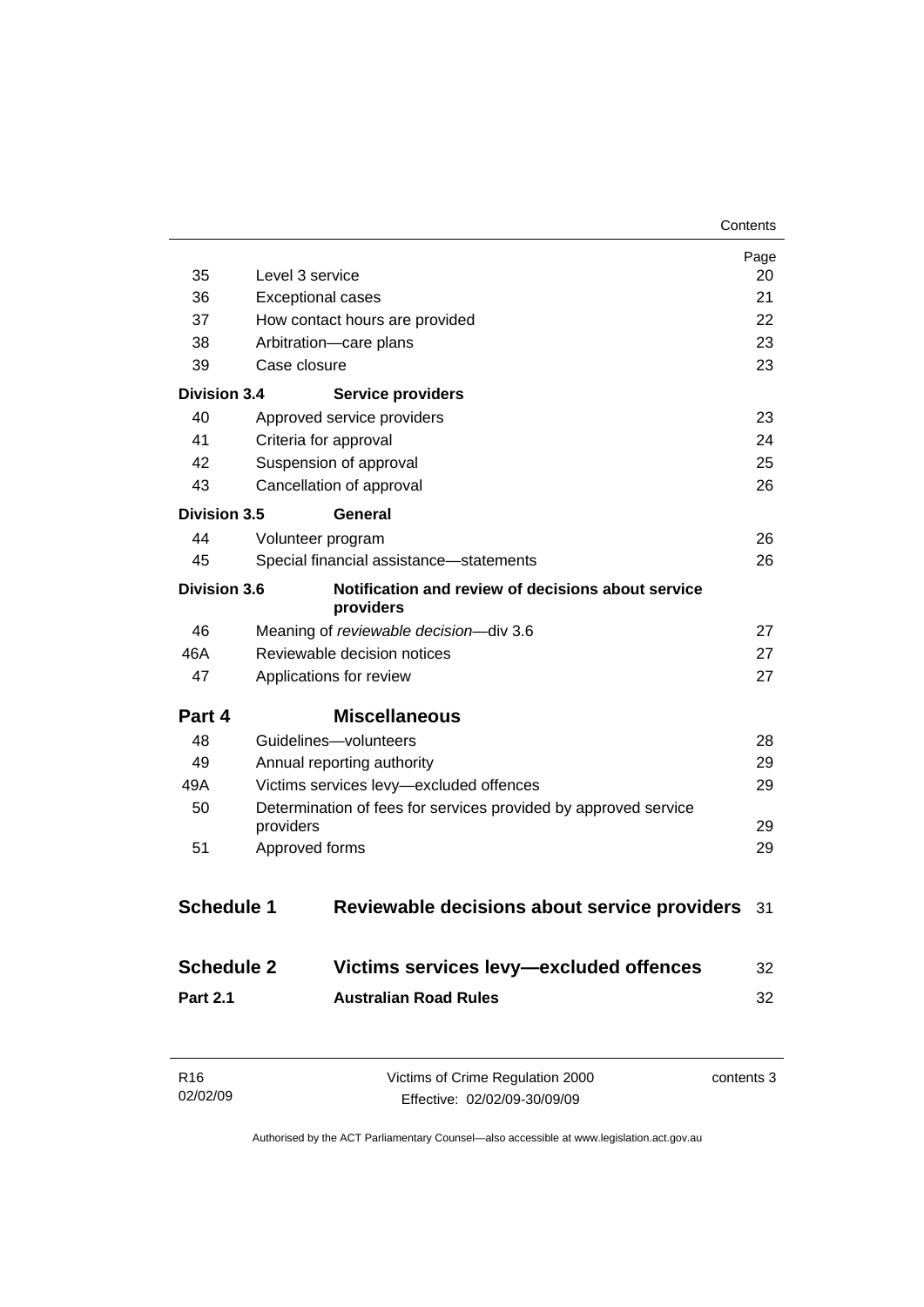| | | Page |
|---|---|---|
| 35 | Level 3 service | 20 |
| 36 | Exceptional cases | 21 |
| 37 | How contact hours are provided | 22 |
| 38 | Arbitration—care plans | 23 |
| 39 | Case closure | 23 |
| **Division 3.4** | **Service providers** | |
| 40 | Approved service providers | 23 |
| 41 | Criteria for approval | 24 |
| 42 | Suspension of approval | 25 |
| 43 | Cancellation of approval | 26 |
| **Division 3.5** | **General** | |
| 44 | Volunteer program | 26 |
| 45 | Special financial assistance—statements | 26 |
| **Division 3.6** | **Notification and review of decisions about service providers** | |
| 46 | Meaning of *reviewable decision*—div 3.6 | 27 |
| 46A | Reviewable decision notices | 27 |
| 47 | Applications for review | 27 |
| **Part 4** | **Miscellaneous** | |
| 48 | Guidelines—volunteers | 28 |
| 49 | Annual reporting authority | 29 |
| 49A | Victims services levy—excluded offences | 29 |
| 50 | Determination of fees for services provided by approved service providers | 29 |
| 51 | Approved forms | 29 |
| **Schedule 1** | **Reviewable decisions about service providers** | 31 |
| **Schedule 2** | **Victims services levy—excluded offences** | 32 |
| **Part 2.1** | **Australian Road Rules** | 32 |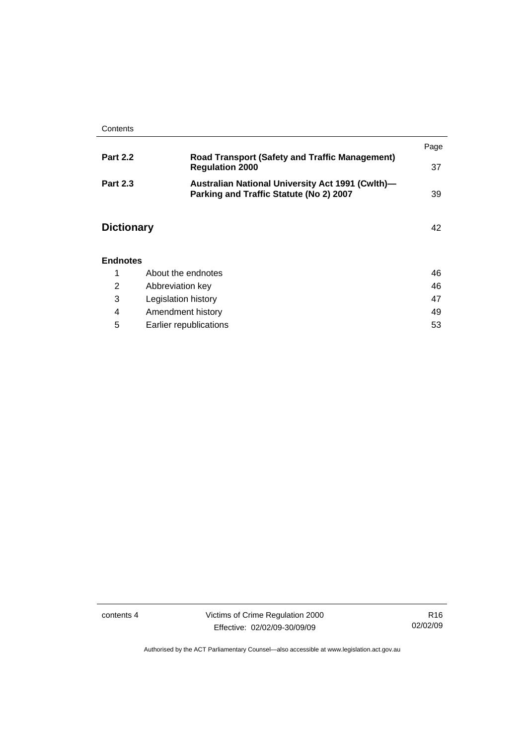| | | Page |
|---|---|---|
| **Part 2.2** | **Road Transport (Safety and Traffic Management) Regulation 2000** | 37 |
| **Part 2.3** | **Australian National University Act 1991 (Cwlth)—Parking and Traffic Statute (No 2) 2007** | 39 |

## Dictionary 42

### Endnotes

| | | |
|---|---|---|
| 1 | About the endnotes | 46 |
| 2 | Abbreviation key | 46 |
| 3 | Legislation history | 47 |
| 4 | Amendment history | 49 |
| 5 | Earlier republications | 53 |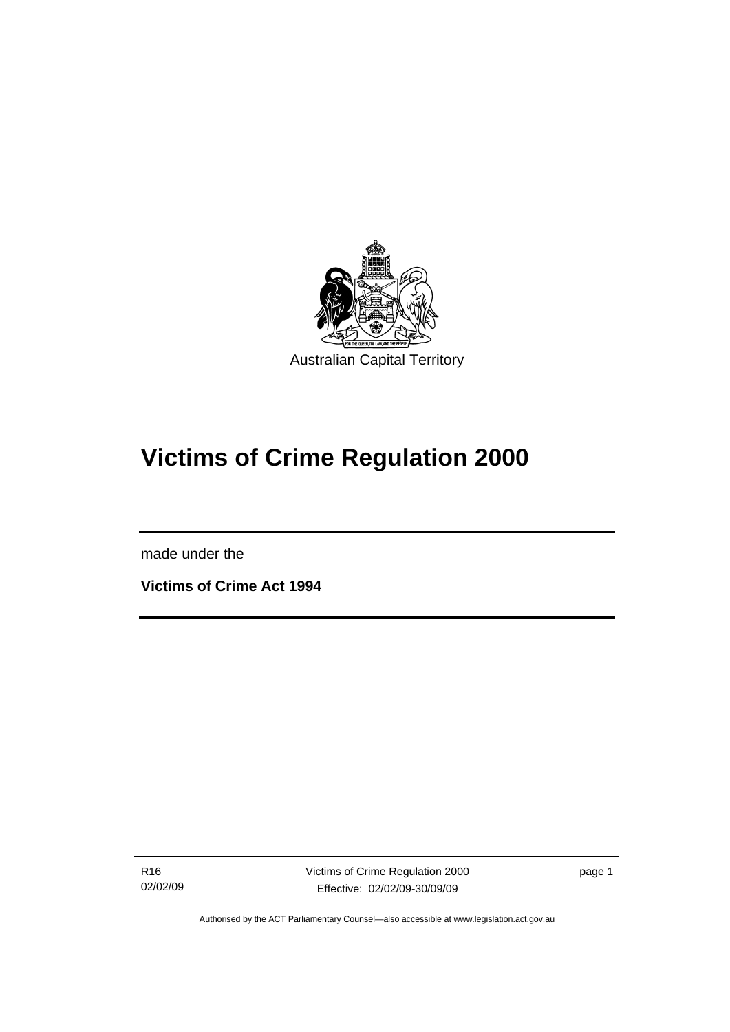Australian Capital Territory

# Victims of Crime Regulation 2000

made under the

**Victims of Crime Act 1994**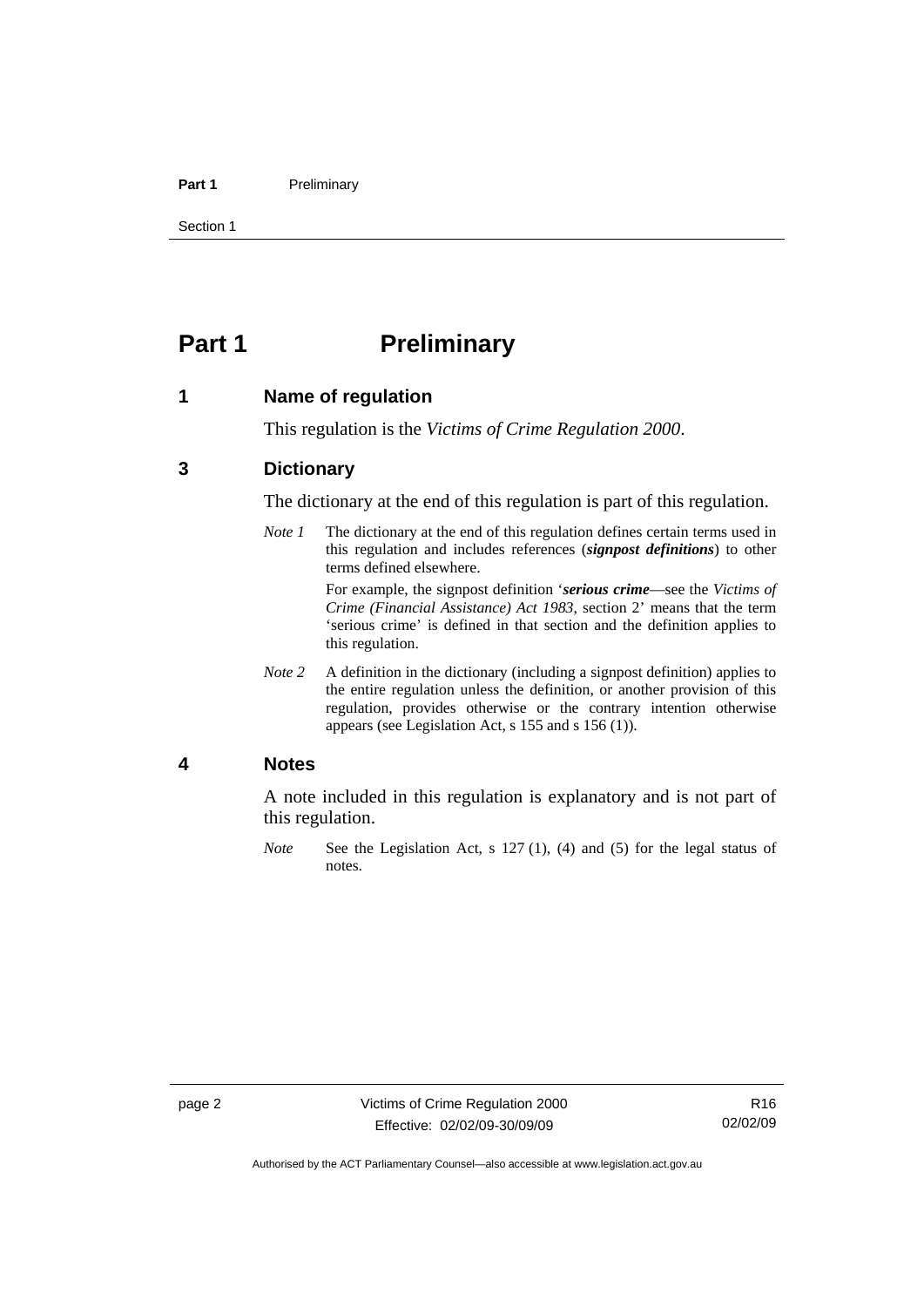# Part 1 Preliminary

## 1 Name of regulation

This regulation is the *Victims of Crime Regulation 2000*.

## 3 Dictionary

The dictionary at the end of this regulation is part of this regulation.

*Note 1* The dictionary at the end of this regulation defines certain terms used in this regulation and includes references (***signpost definitions***) to other terms defined elsewhere.

For example, the signpost definition '***serious crime***—see the *Victims of Crime (Financial Assistance) Act 1983*, section 2' means that the term 'serious crime' is defined in that section and the definition applies to this regulation.

*Note 2* A definition in the dictionary (including a signpost definition) applies to the entire regulation unless the definition, or another provision of this regulation, provides otherwise or the contrary intention otherwise appears (see Legislation Act, s 155 and s 156 (1)).

## 4 Notes

A note included in this regulation is explanatory and is not part of this regulation.

*Note* See the Legislation Act, s 127 (1), (4) and (5) for the legal status of notes.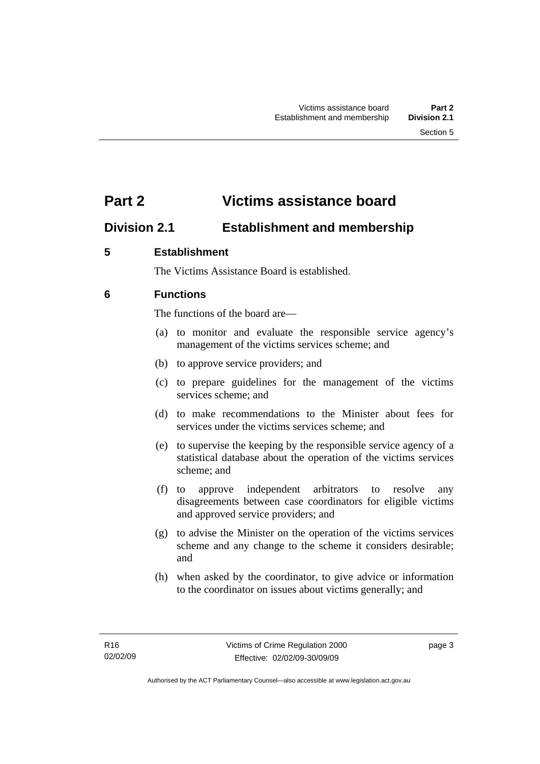# Part 2 Victims assistance board

## Division 2.1 Establishment and membership

### 5 Establishment

The Victims Assistance Board is established.

### 6 Functions

The functions of the board are—

(a) to monitor and evaluate the responsible service agency's management of the victims services scheme; and

(b) to approve service providers; and

(c) to prepare guidelines for the management of the victims services scheme; and

(d) to make recommendations to the Minister about fees for services under the victims services scheme; and

(e) to supervise the keeping by the responsible service agency of a statistical database about the operation of the victims services scheme; and

(f) to approve independent arbitrators to resolve any disagreements between case coordinators for eligible victims and approved service providers; and

(g) to advise the Minister on the operation of the victims services scheme and any change to the scheme it considers desirable; and

(h) when asked by the coordinator, to give advice or information to the coordinator on issues about victims generally; and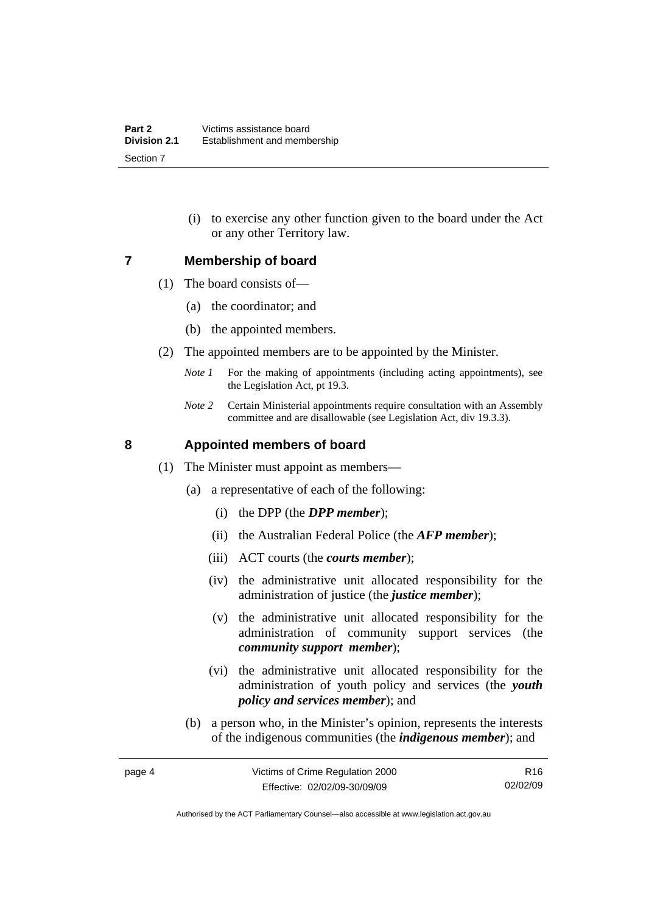(i) to exercise any other function given to the board under the Act or any other Territory law.

## 7 Membership of board

(1) The board consists of—

(a) the coordinator; and

(b) the appointed members.

(2) The appointed members are to be appointed by the Minister.

*Note 1* For the making of appointments (including acting appointments), see the Legislation Act, pt 19.3.

*Note 2* Certain Ministerial appointments require consultation with an Assembly committee and are disallowable (see Legislation Act, div 19.3.3).

## 8 Appointed members of board

(1) The Minister must appoint as members—

(a) a representative of each of the following:

(i) the DPP (the ***DPP member***);

(ii) the Australian Federal Police (the ***AFP member***);

(iii) ACT courts (the ***courts member***);

(iv) the administrative unit allocated responsibility for the administration of justice (the ***justice member***);

(v) the administrative unit allocated responsibility for the administration of community support services (the ***community support member***);

(vi) the administrative unit allocated responsibility for the administration of youth policy and services (the ***youth policy and services member***); and

(b) a person who, in the Minister's opinion, represents the interests of the indigenous communities (the ***indigenous member***); and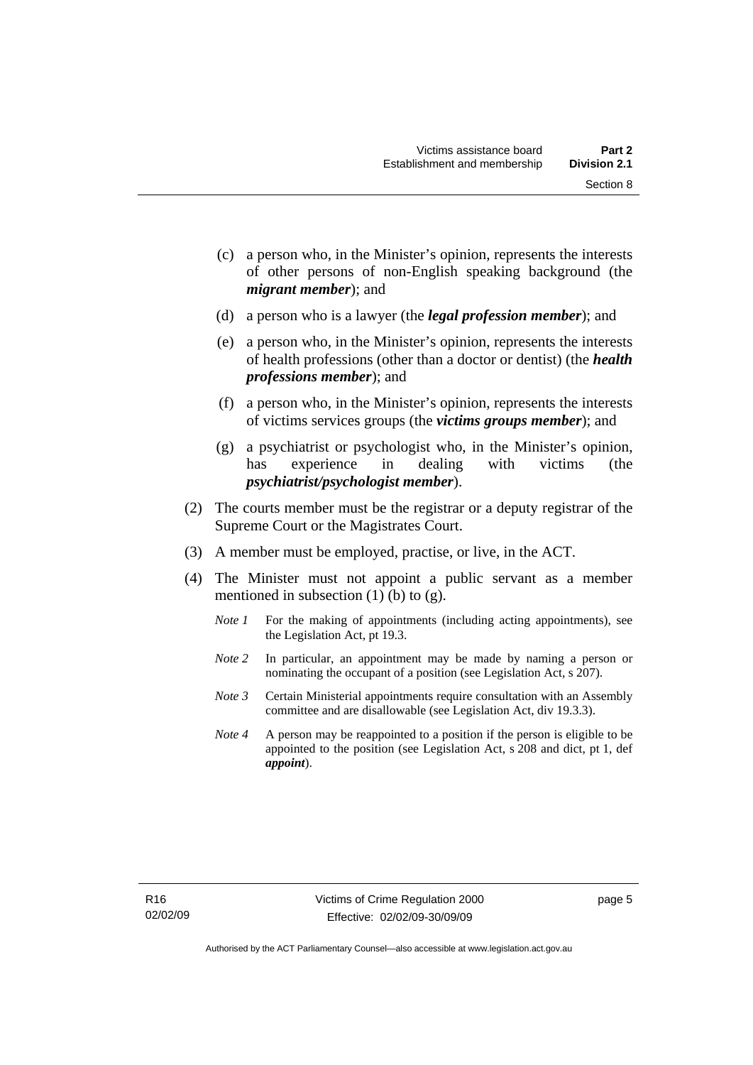(c) a person who, in the Minister's opinion, represents the interests of other persons of non-English speaking background (the ***migrant member***); and

(d) a person who is a lawyer (the ***legal profession member***); and

(e) a person who, in the Minister's opinion, represents the interests of health professions (other than a doctor or dentist) (the ***health professions member***); and

(f) a person who, in the Minister's opinion, represents the interests of victims services groups (the ***victims groups member***); and

(g) a psychiatrist or psychologist who, in the Minister's opinion, has experience in dealing with victims (the ***psychiatrist/psychologist member***).

(2) The courts member must be the registrar or a deputy registrar of the Supreme Court or the Magistrates Court.

(3) A member must be employed, practise, or live, in the ACT.

(4) The Minister must not appoint a public servant as a member mentioned in subsection (1) (b) to (g).

*Note 1* For the making of appointments (including acting appointments), see the Legislation Act, pt 19.3.

*Note 2* In particular, an appointment may be made by naming a person or nominating the occupant of a position (see Legislation Act, s 207).

*Note 3* Certain Ministerial appointments require consultation with an Assembly committee and are disallowable (see Legislation Act, div 19.3.3).

*Note 4* A person may be reappointed to a position if the person is eligible to be appointed to the position (see Legislation Act, s 208 and dict, pt 1, def ***appoint***).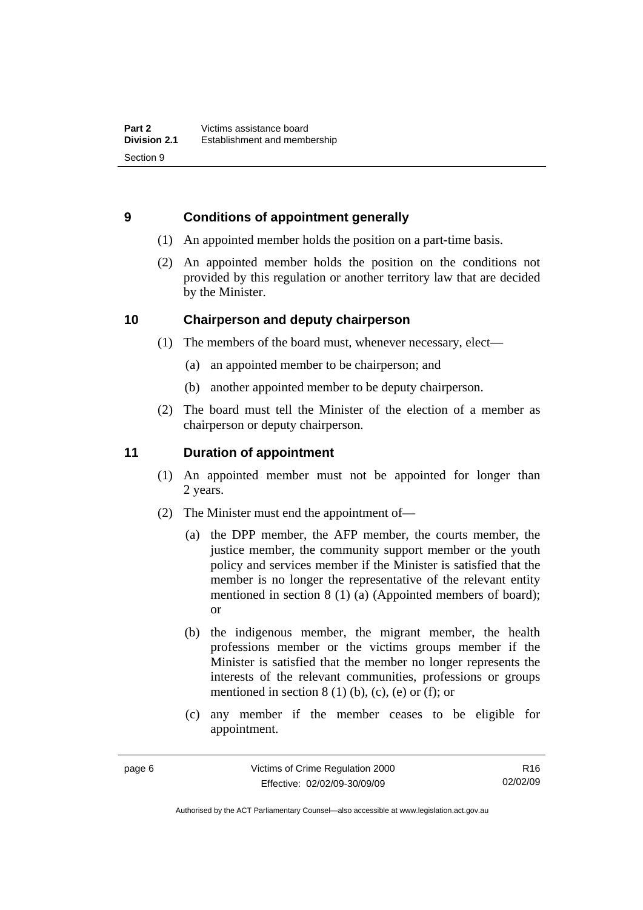## 9 Conditions of appointment generally

(1) An appointed member holds the position on a part-time basis.

(2) An appointed member holds the position on the conditions not provided by this regulation or another territory law that are decided by the Minister.

## 10 Chairperson and deputy chairperson

(1) The members of the board must, whenever necessary, elect—

(a) an appointed member to be chairperson; and

(b) another appointed member to be deputy chairperson.

(2) The board must tell the Minister of the election of a member as chairperson or deputy chairperson.

## 11 Duration of appointment

(1) An appointed member must not be appointed for longer than 2 years.

(2) The Minister must end the appointment of—

(a) the DPP member, the AFP member, the courts member, the justice member, the community support member or the youth policy and services member if the Minister is satisfied that the member is no longer the representative of the relevant entity mentioned in section 8 (1) (a) (Appointed members of board); or

(b) the indigenous member, the migrant member, the health professions member or the victims groups member if the Minister is satisfied that the member no longer represents the interests of the relevant communities, professions or groups mentioned in section 8 (1) (b), (c), (e) or (f); or

(c) any member if the member ceases to be eligible for appointment.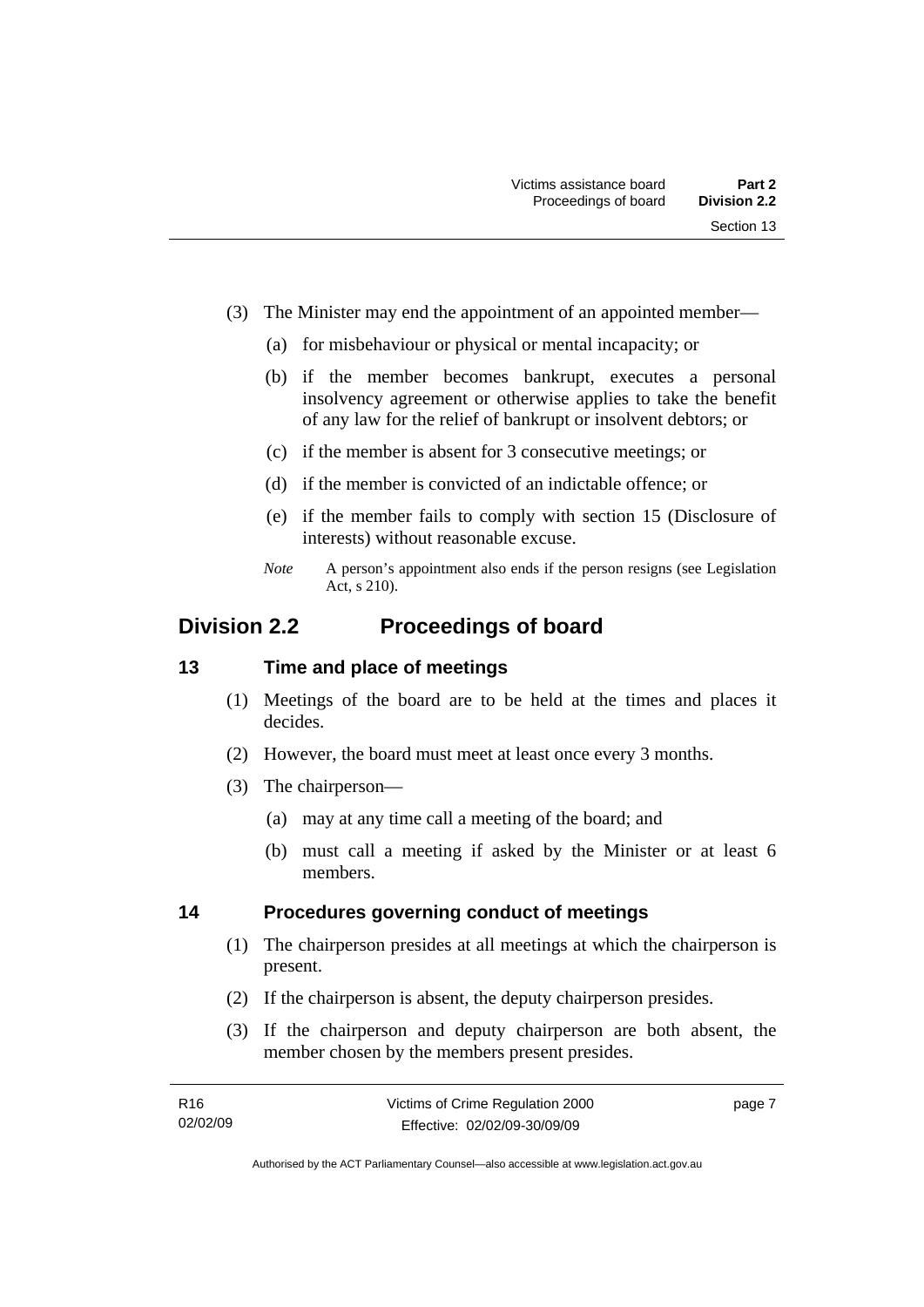(3) The Minister may end the appointment of an appointed member—

(a) for misbehaviour or physical or mental incapacity; or

(b) if the member becomes bankrupt, executes a personal insolvency agreement or otherwise applies to take the benefit of any law for the relief of bankrupt or insolvent debtors; or

(c) if the member is absent for 3 consecutive meetings; or

(d) if the member is convicted of an indictable offence; or

(e) if the member fails to comply with section 15 (Disclosure of interests) without reasonable excuse.

*Note* A person's appointment also ends if the person resigns (see Legislation Act, s 210).

## Division 2.2 Proceedings of board

### 13 Time and place of meetings

(1) Meetings of the board are to be held at the times and places it decides.

(2) However, the board must meet at least once every 3 months.

(3) The chairperson—

(a) may at any time call a meeting of the board; and

(b) must call a meeting if asked by the Minister or at least 6 members.

### 14 Procedures governing conduct of meetings

(1) The chairperson presides at all meetings at which the chairperson is present.

(2) If the chairperson is absent, the deputy chairperson presides.

(3) If the chairperson and deputy chairperson are both absent, the member chosen by the members present presides.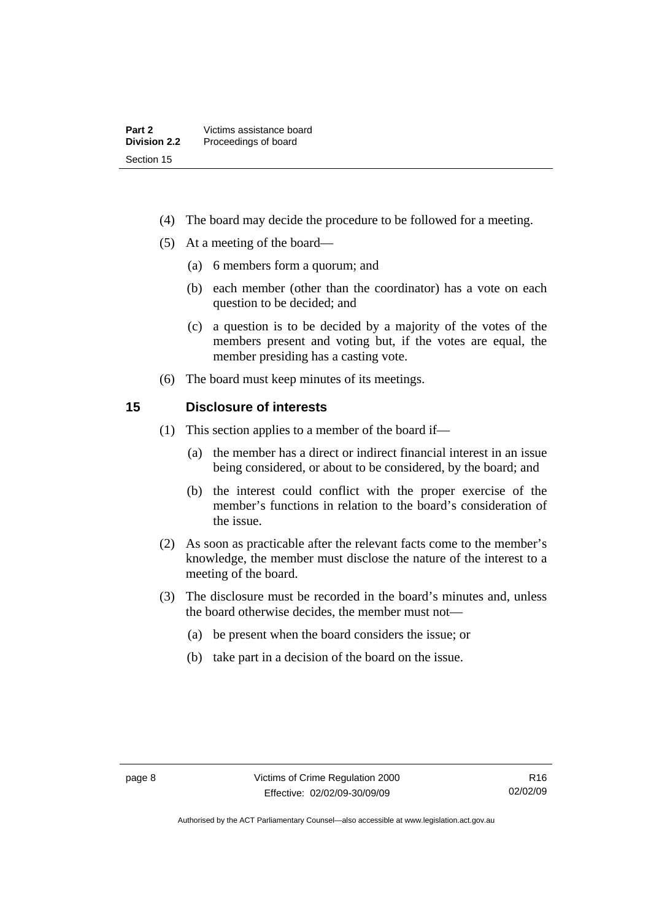(4) The board may decide the procedure to be followed for a meeting.

(5) At a meeting of the board—

(a) 6 members form a quorum; and

(b) each member (other than the coordinator) has a vote on each question to be decided; and

(c) a question is to be decided by a majority of the votes of the members present and voting but, if the votes are equal, the member presiding has a casting vote.

(6) The board must keep minutes of its meetings.

## 15 Disclosure of interests

(1) This section applies to a member of the board if—

(a) the member has a direct or indirect financial interest in an issue being considered, or about to be considered, by the board; and

(b) the interest could conflict with the proper exercise of the member's functions in relation to the board's consideration of the issue.

(2) As soon as practicable after the relevant facts come to the member's knowledge, the member must disclose the nature of the interest to a meeting of the board.

(3) The disclosure must be recorded in the board's minutes and, unless the board otherwise decides, the member must not—

(a) be present when the board considers the issue; or

(b) take part in a decision of the board on the issue.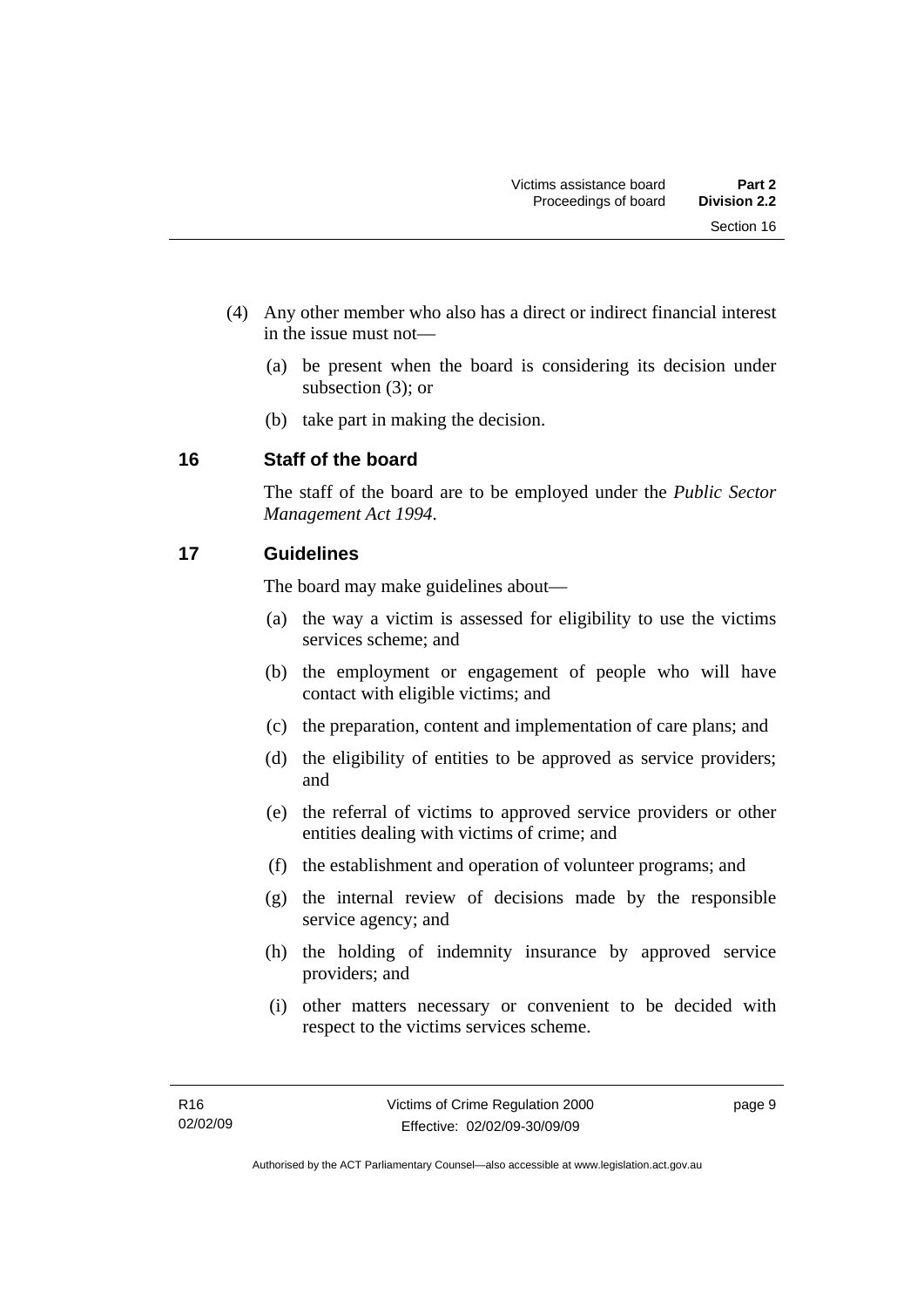(4) Any other member who also has a direct or indirect financial interest in the issue must not—

(a) be present when the board is considering its decision under subsection (3); or

(b) take part in making the decision.

## 16 Staff of the board

The staff of the board are to be employed under the *Public Sector Management Act 1994*.

## 17 Guidelines

The board may make guidelines about—

(a) the way a victim is assessed for eligibility to use the victims services scheme; and

(b) the employment or engagement of people who will have contact with eligible victims; and

(c) the preparation, content and implementation of care plans; and

(d) the eligibility of entities to be approved as service providers; and

(e) the referral of victims to approved service providers or other entities dealing with victims of crime; and

(f) the establishment and operation of volunteer programs; and

(g) the internal review of decisions made by the responsible service agency; and

(h) the holding of indemnity insurance by approved service providers; and

(i) other matters necessary or convenient to be decided with respect to the victims services scheme.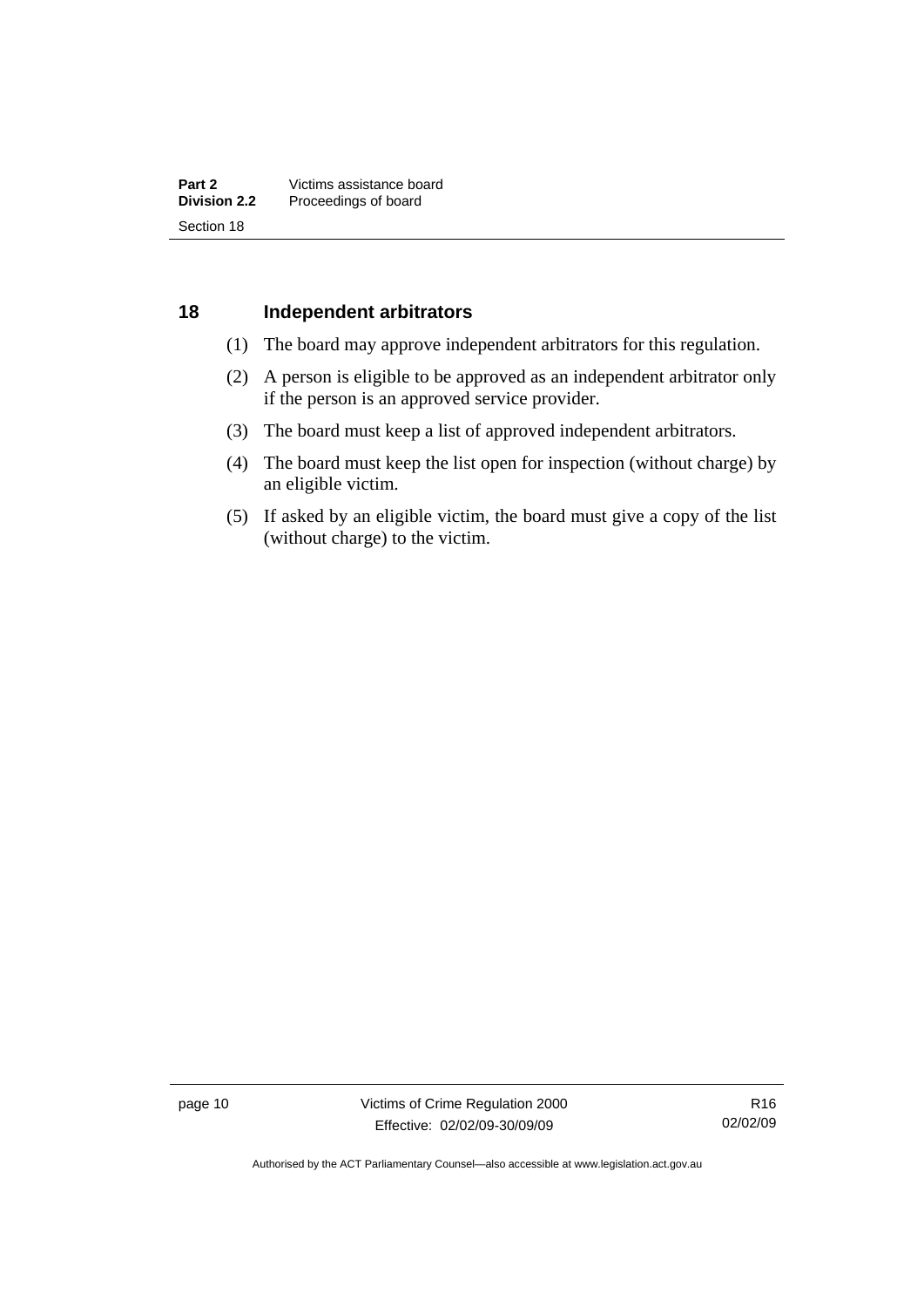## 18 Independent arbitrators

(1) The board may approve independent arbitrators for this regulation.

(2) A person is eligible to be approved as an independent arbitrator only if the person is an approved service provider.

(3) The board must keep a list of approved independent arbitrators.

(4) The board must keep the list open for inspection (without charge) by an eligible victim.

(5) If asked by an eligible victim, the board must give a copy of the list (without charge) to the victim.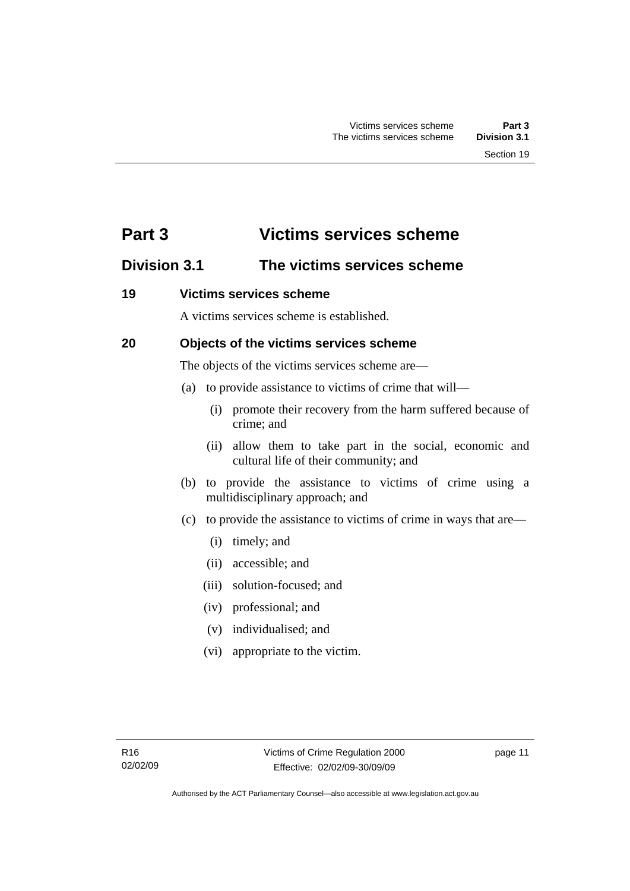# Part 3 Victims services scheme

## Division 3.1 The victims services scheme

### 19 Victims services scheme

A victims services scheme is established.

### 20 Objects of the victims services scheme

The objects of the victims services scheme are—

(a) to provide assistance to victims of crime that will—

(i) promote their recovery from the harm suffered because of crime; and

(ii) allow them to take part in the social, economic and cultural life of their community; and

(b) to provide the assistance to victims of crime using a multidisciplinary approach; and

(c) to provide the assistance to victims of crime in ways that are—

(i) timely; and

(ii) accessible; and

(iii) solution-focused; and

(iv) professional; and

(v) individualised; and

(vi) appropriate to the victim.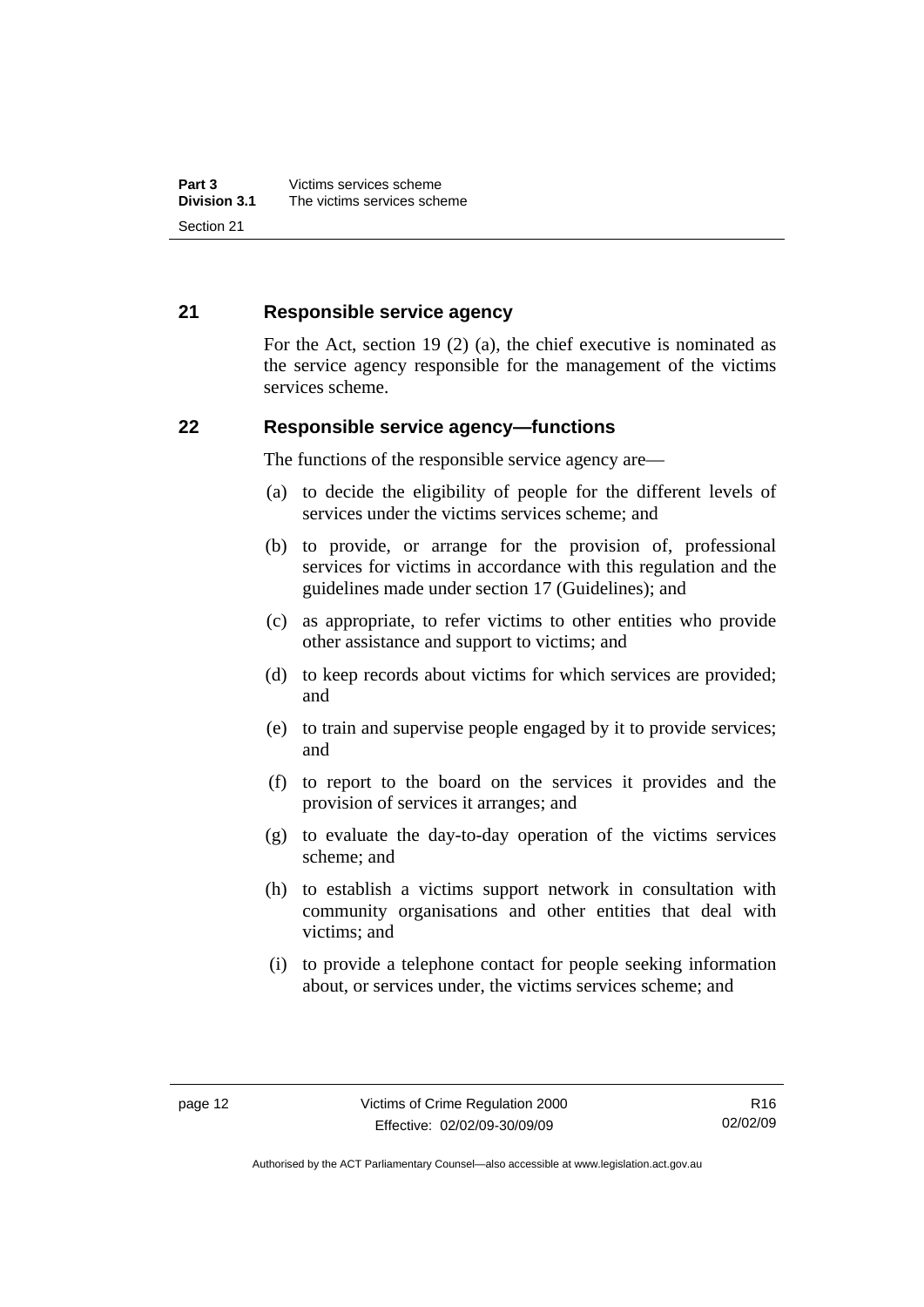## 21 Responsible service agency

For the Act, section 19 (2) (a), the chief executive is nominated as the service agency responsible for the management of the victims services scheme.

## 22 Responsible service agency—functions

The functions of the responsible service agency are—

(a) to decide the eligibility of people for the different levels of services under the victims services scheme; and

(b) to provide, or arrange for the provision of, professional services for victims in accordance with this regulation and the guidelines made under section 17 (Guidelines); and

(c) as appropriate, to refer victims to other entities who provide other assistance and support to victims; and

(d) to keep records about victims for which services are provided; and

(e) to train and supervise people engaged by it to provide services; and

(f) to report to the board on the services it provides and the provision of services it arranges; and

(g) to evaluate the day-to-day operation of the victims services scheme; and

(h) to establish a victims support network in consultation with community organisations and other entities that deal with victims; and

(i) to provide a telephone contact for people seeking information about, or services under, the victims services scheme; and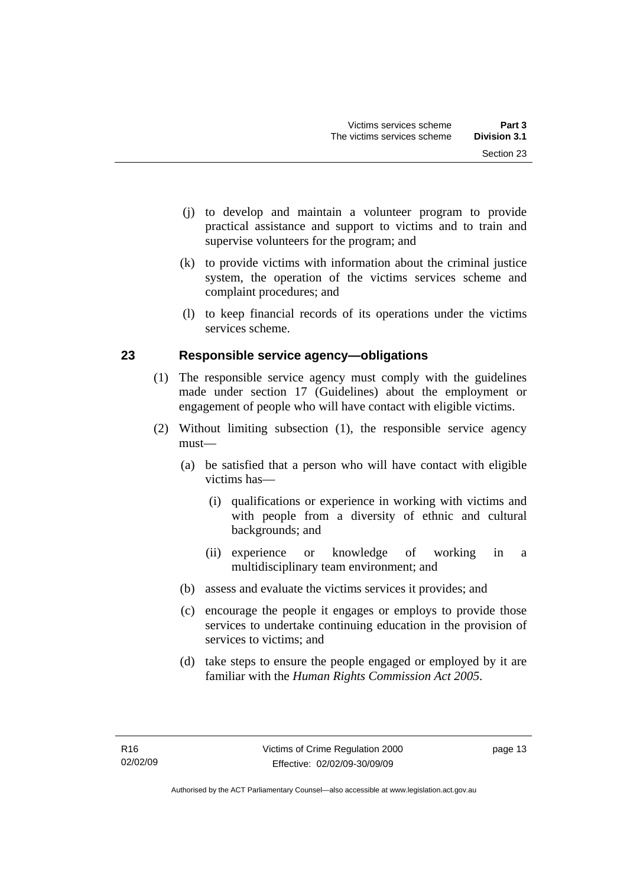(j) to develop and maintain a volunteer program to provide practical assistance and support to victims and to train and supervise volunteers for the program; and

(k) to provide victims with information about the criminal justice system, the operation of the victims services scheme and complaint procedures; and

(l) to keep financial records of its operations under the victims services scheme.

## 23 Responsible service agency—obligations

(1) The responsible service agency must comply with the guidelines made under section 17 (Guidelines) about the employment or engagement of people who will have contact with eligible victims.

(2) Without limiting subsection (1), the responsible service agency must—

(a) be satisfied that a person who will have contact with eligible victims has—

(i) qualifications or experience in working with victims and with people from a diversity of ethnic and cultural backgrounds; and

(ii) experience or knowledge of working in a multidisciplinary team environment; and

(b) assess and evaluate the victims services it provides; and

(c) encourage the people it engages or employs to provide those services to undertake continuing education in the provision of services to victims; and

(d) take steps to ensure the people engaged or employed by it are familiar with the *Human Rights Commission Act 2005*.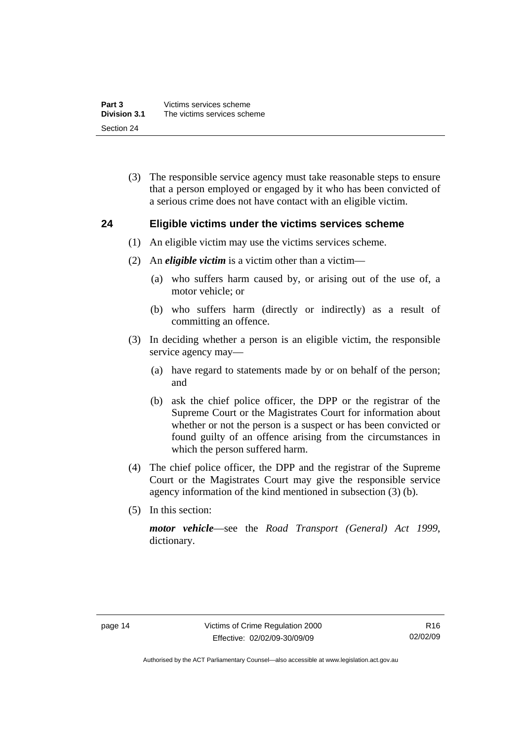(3) The responsible service agency must take reasonable steps to ensure that a person employed or engaged by it who has been convicted of a serious crime does not have contact with an eligible victim.

## 24 Eligible victims under the victims services scheme

(1) An eligible victim may use the victims services scheme.

(2) An ***eligible victim*** is a victim other than a victim—

(a) who suffers harm caused by, or arising out of the use of, a motor vehicle; or

(b) who suffers harm (directly or indirectly) as a result of committing an offence.

(3) In deciding whether a person is an eligible victim, the responsible service agency may—

(a) have regard to statements made by or on behalf of the person; and

(b) ask the chief police officer, the DPP or the registrar of the Supreme Court or the Magistrates Court for information about whether or not the person is a suspect or has been convicted or found guilty of an offence arising from the circumstances in which the person suffered harm.

(4) The chief police officer, the DPP and the registrar of the Supreme Court or the Magistrates Court may give the responsible service agency information of the kind mentioned in subsection (3) (b).

(5) In this section:

***motor vehicle***—see the *Road Transport (General) Act 1999*, dictionary.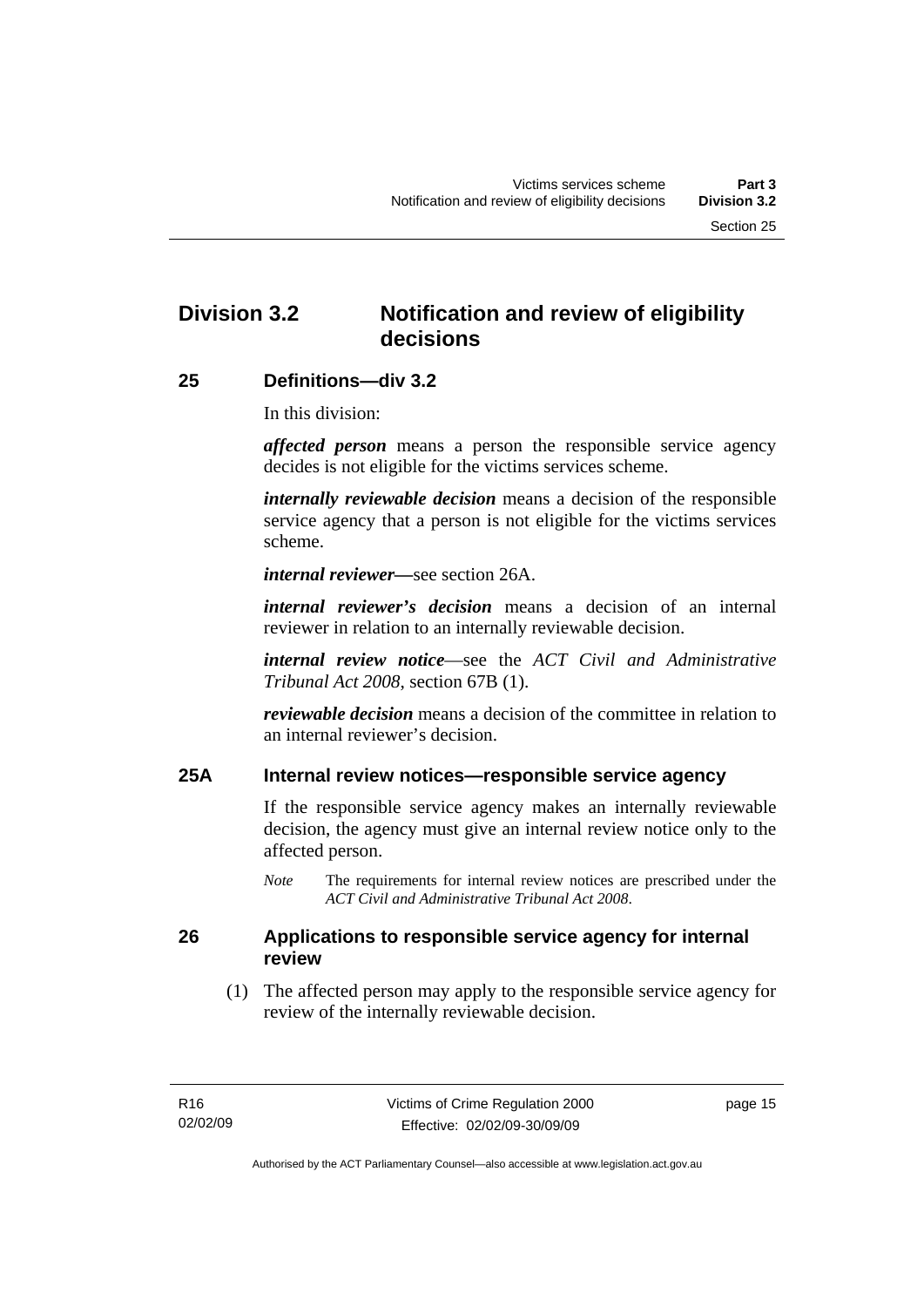## Division 3.2 Notification and review of eligibility decisions

### 25 Definitions—div 3.2

In this division:

***affected person*** means a person the responsible service agency decides is not eligible for the victims services scheme.

***internally reviewable decision*** means a decision of the responsible service agency that a person is not eligible for the victims services scheme.

***internal reviewer***—see section 26A.

***internal reviewer's decision*** means a decision of an internal reviewer in relation to an internally reviewable decision.

***internal review notice***—see the *ACT Civil and Administrative Tribunal Act 2008*, section 67B (1).

***reviewable decision*** means a decision of the committee in relation to an internal reviewer's decision.

### 25A Internal review notices—responsible service agency

If the responsible service agency makes an internally reviewable decision, the agency must give an internal review notice only to the affected person.

*Note* The requirements for internal review notices are prescribed under the *ACT Civil and Administrative Tribunal Act 2008*.

### 26 Applications to responsible service agency for internal review

(1) The affected person may apply to the responsible service agency for review of the internally reviewable decision.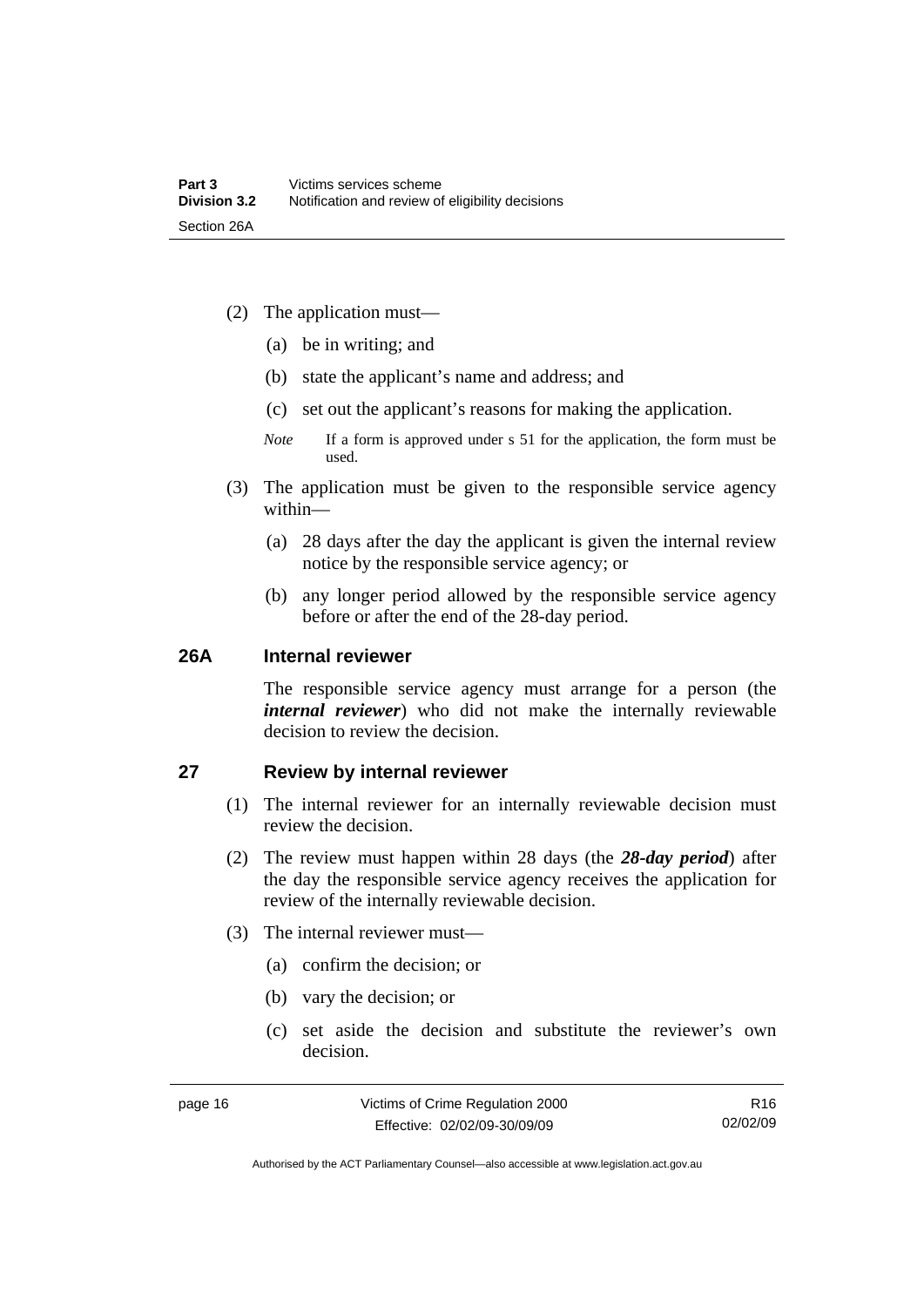(2) The application must—

(a) be in writing; and

(b) state the applicant's name and address; and

(c) set out the applicant's reasons for making the application.

*Note* If a form is approved under s 51 for the application, the form must be used.

(3) The application must be given to the responsible service agency within—

(a) 28 days after the day the applicant is given the internal review notice by the responsible service agency; or

(b) any longer period allowed by the responsible service agency before or after the end of the 28-day period.

### 26A Internal reviewer

The responsible service agency must arrange for a person (the ***internal reviewer***) who did not make the internally reviewable decision to review the decision.

### 27 Review by internal reviewer

(1) The internal reviewer for an internally reviewable decision must review the decision.

(2) The review must happen within 28 days (the ***28-day period***) after the day the responsible service agency receives the application for review of the internally reviewable decision.

(3) The internal reviewer must—

(a) confirm the decision; or

(b) vary the decision; or

(c) set aside the decision and substitute the reviewer's own decision.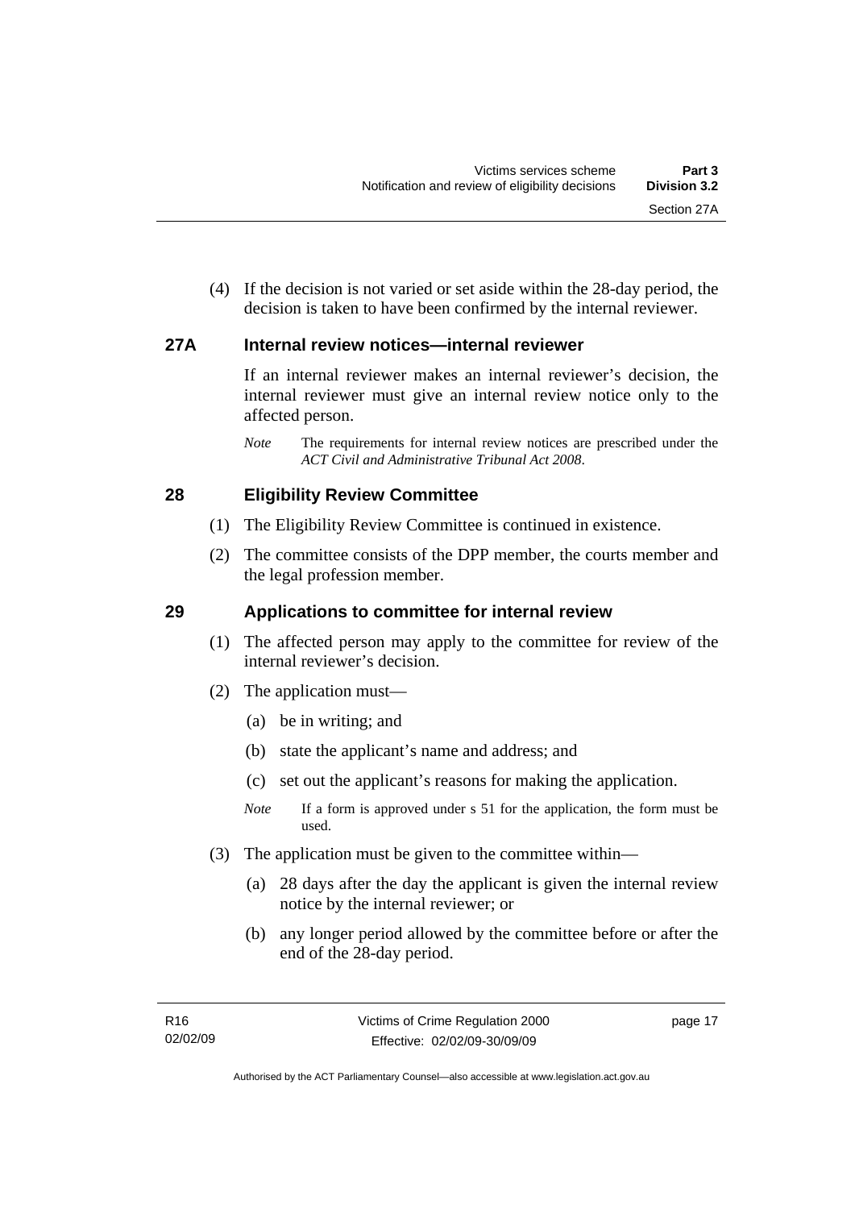(4) If the decision is not varied or set aside within the 28-day period, the decision is taken to have been confirmed by the internal reviewer.

## 27A Internal review notices—internal reviewer

If an internal reviewer makes an internal reviewer's decision, the internal reviewer must give an internal review notice only to the affected person.

*Note* The requirements for internal review notices are prescribed under the *ACT Civil and Administrative Tribunal Act 2008*.

## 28 Eligibility Review Committee

(1) The Eligibility Review Committee is continued in existence.

(2) The committee consists of the DPP member, the courts member and the legal profession member.

## 29 Applications to committee for internal review

(1) The affected person may apply to the committee for review of the internal reviewer's decision.

(2) The application must—

(a) be in writing; and

(b) state the applicant's name and address; and

(c) set out the applicant's reasons for making the application.

*Note* If a form is approved under s 51 for the application, the form must be used.

(3) The application must be given to the committee within—

(a) 28 days after the day the applicant is given the internal review notice by the internal reviewer; or

(b) any longer period allowed by the committee before or after the end of the 28-day period.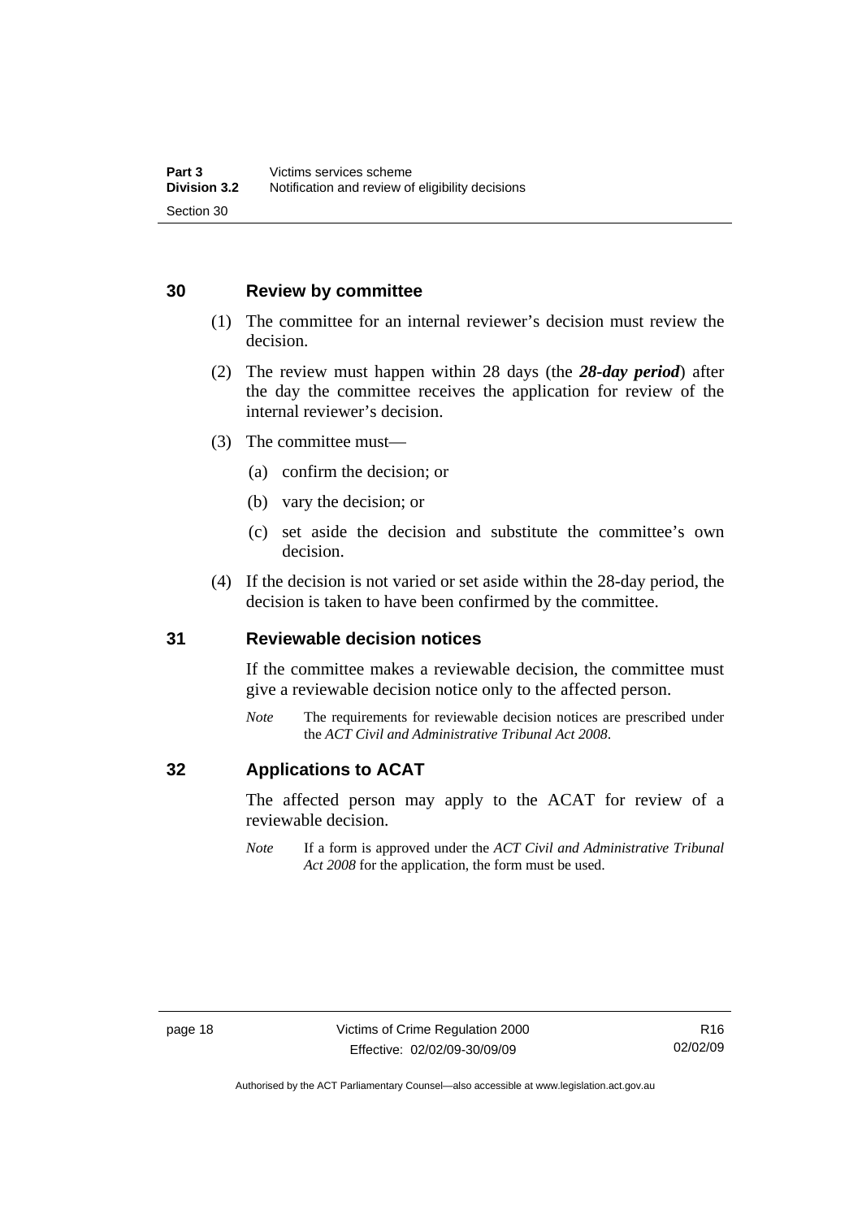## 30 Review by committee

(1) The committee for an internal reviewer's decision must review the decision.

(2) The review must happen within 28 days (the ***28-day period***) after the day the committee receives the application for review of the internal reviewer's decision.

(3) The committee must—

(a) confirm the decision; or

(b) vary the decision; or

(c) set aside the decision and substitute the committee's own decision.

(4) If the decision is not varied or set aside within the 28-day period, the decision is taken to have been confirmed by the committee.

## 31 Reviewable decision notices

If the committee makes a reviewable decision, the committee must give a reviewable decision notice only to the affected person.

*Note* The requirements for reviewable decision notices are prescribed under the *ACT Civil and Administrative Tribunal Act 2008*.

## 32 Applications to ACAT

The affected person may apply to the ACAT for review of a reviewable decision.

*Note* If a form is approved under the *ACT Civil and Administrative Tribunal Act 2008* for the application, the form must be used.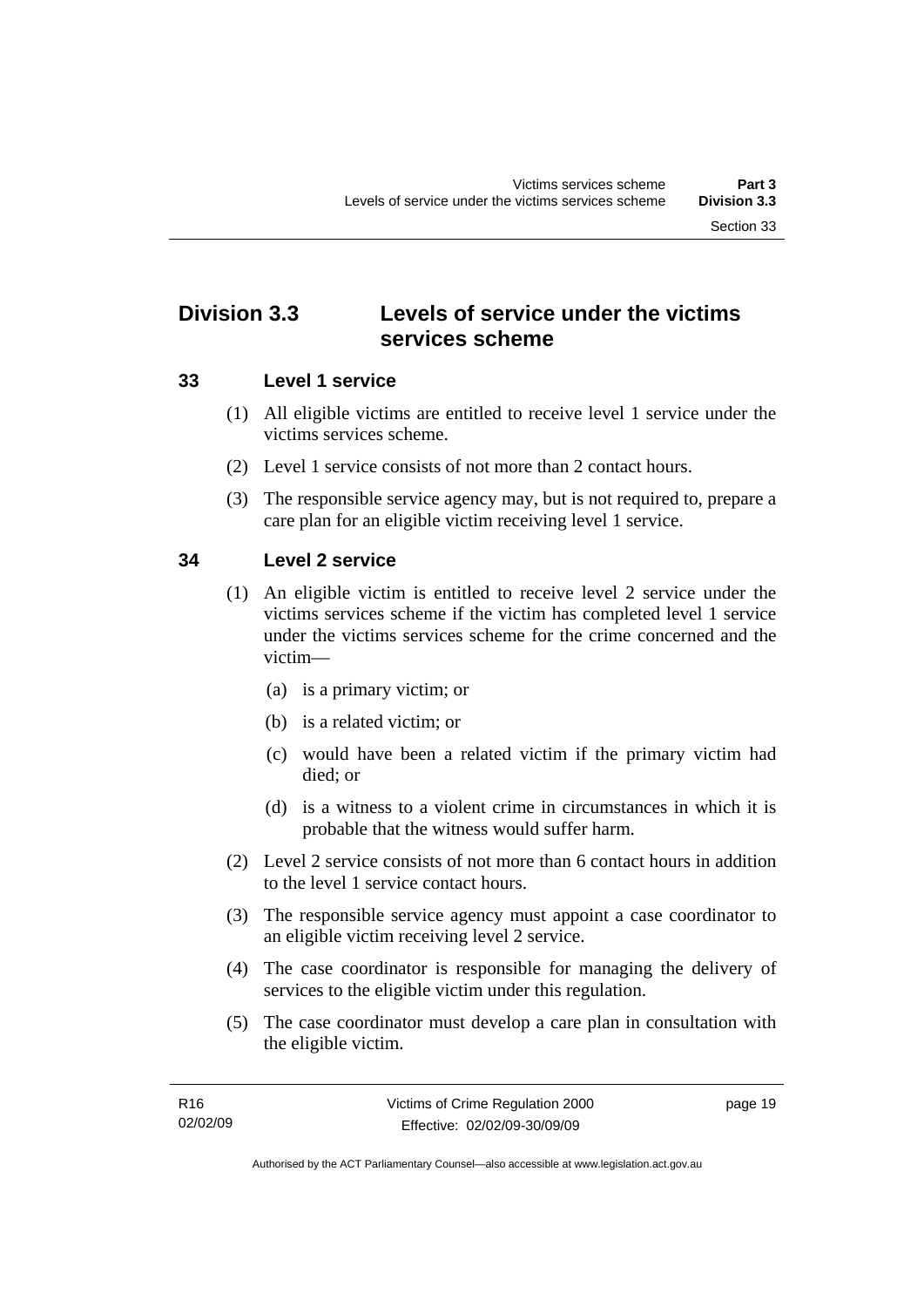## Division 3.3 Levels of service under the victims services scheme

### 33 Level 1 service

(1) All eligible victims are entitled to receive level 1 service under the victims services scheme.

(2) Level 1 service consists of not more than 2 contact hours.

(3) The responsible service agency may, but is not required to, prepare a care plan for an eligible victim receiving level 1 service.

### 34 Level 2 service

(1) An eligible victim is entitled to receive level 2 service under the victims services scheme if the victim has completed level 1 service under the victims services scheme for the crime concerned and the victim—

- (a) is a primary victim; or
- (b) is a related victim; or
- (c) would have been a related victim if the primary victim had died; or
- (d) is a witness to a violent crime in circumstances in which it is probable that the witness would suffer harm.

(2) Level 2 service consists of not more than 6 contact hours in addition to the level 1 service contact hours.

(3) The responsible service agency must appoint a case coordinator to an eligible victim receiving level 2 service.

(4) The case coordinator is responsible for managing the delivery of services to the eligible victim under this regulation.

(5) The case coordinator must develop a care plan in consultation with the eligible victim.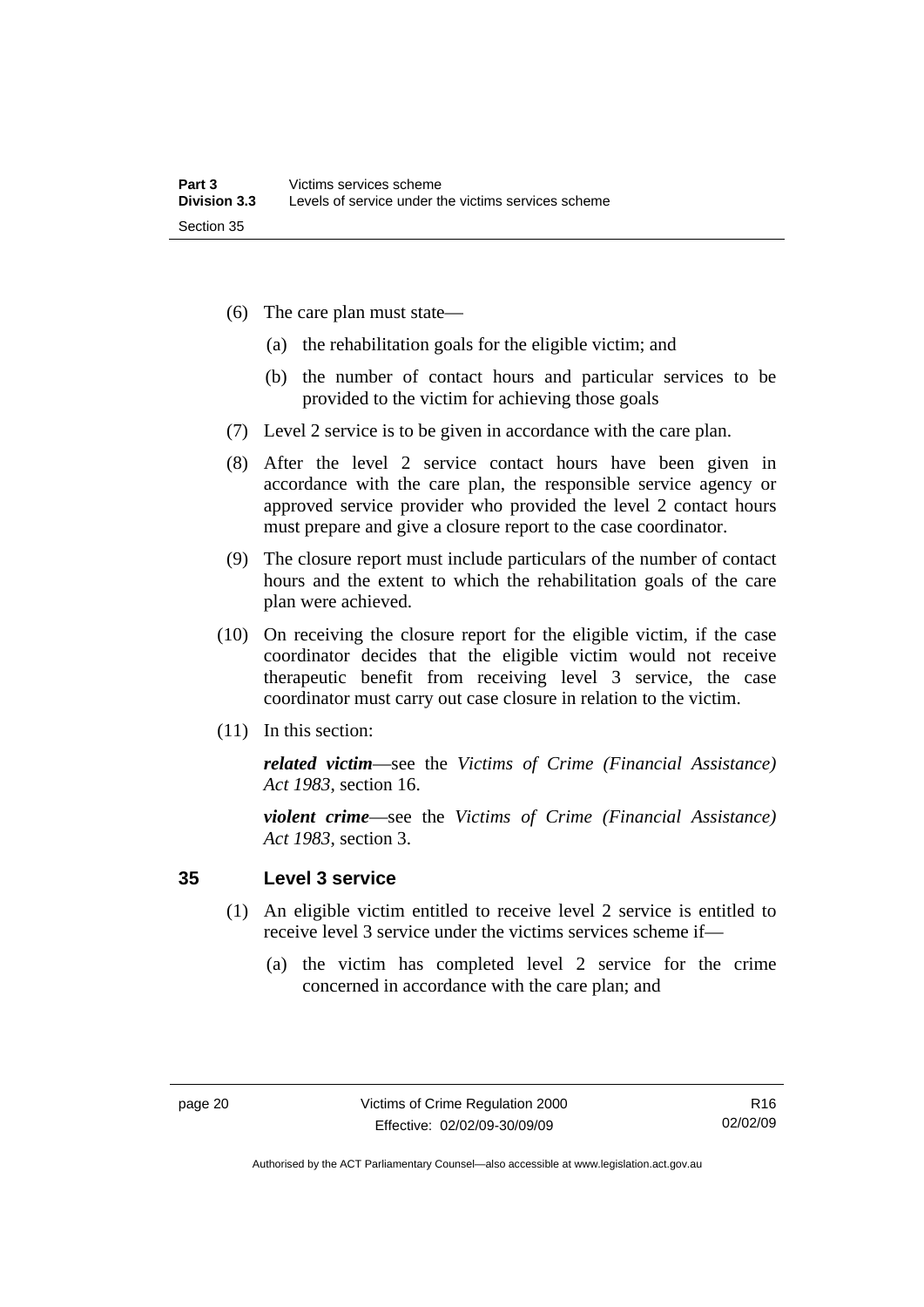(6) The care plan must state—

(a) the rehabilitation goals for the eligible victim; and

(b) the number of contact hours and particular services to be provided to the victim for achieving those goals

(7) Level 2 service is to be given in accordance with the care plan.

(8) After the level 2 service contact hours have been given in accordance with the care plan, the responsible service agency or approved service provider who provided the level 2 contact hours must prepare and give a closure report to the case coordinator.

(9) The closure report must include particulars of the number of contact hours and the extent to which the rehabilitation goals of the care plan were achieved.

(10) On receiving the closure report for the eligible victim, if the case coordinator decides that the eligible victim would not receive therapeutic benefit from receiving level 3 service, the case coordinator must carry out case closure in relation to the victim.

(11) In this section:

***related victim***—see the *Victims of Crime (Financial Assistance) Act 1983*, section 16.

***violent crime***—see the *Victims of Crime (Financial Assistance) Act 1983*, section 3.

## 35 Level 3 service

(1) An eligible victim entitled to receive level 2 service is entitled to receive level 3 service under the victims services scheme if—

(a) the victim has completed level 2 service for the crime concerned in accordance with the care plan; and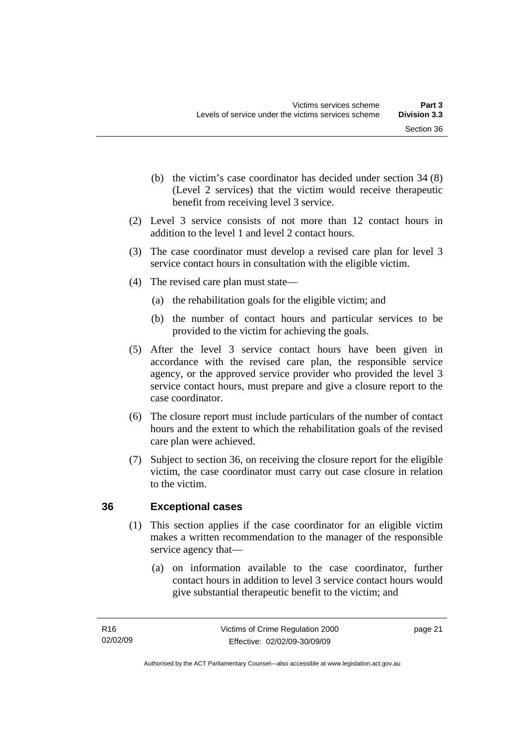(b) the victim's case coordinator has decided under section 34 (8) (Level 2 services) that the victim would receive therapeutic benefit from receiving level 3 service.

(2) Level 3 service consists of not more than 12 contact hours in addition to the level 1 and level 2 contact hours.

(3) The case coordinator must develop a revised care plan for level 3 service contact hours in consultation with the eligible victim.

(4) The revised care plan must state—

(a) the rehabilitation goals for the eligible victim; and

(b) the number of contact hours and particular services to be provided to the victim for achieving the goals.

(5) After the level 3 service contact hours have been given in accordance with the revised care plan, the responsible service agency, or the approved service provider who provided the level 3 service contact hours, must prepare and give a closure report to the case coordinator.

(6) The closure report must include particulars of the number of contact hours and the extent to which the rehabilitation goals of the revised care plan were achieved.

(7) Subject to section 36, on receiving the closure report for the eligible victim, the case coordinator must carry out case closure in relation to the victim.

## 36 Exceptional cases

(1) This section applies if the case coordinator for an eligible victim makes a written recommendation to the manager of the responsible service agency that—

(a) on information available to the case coordinator, further contact hours in addition to level 3 service contact hours would give substantial therapeutic benefit to the victim; and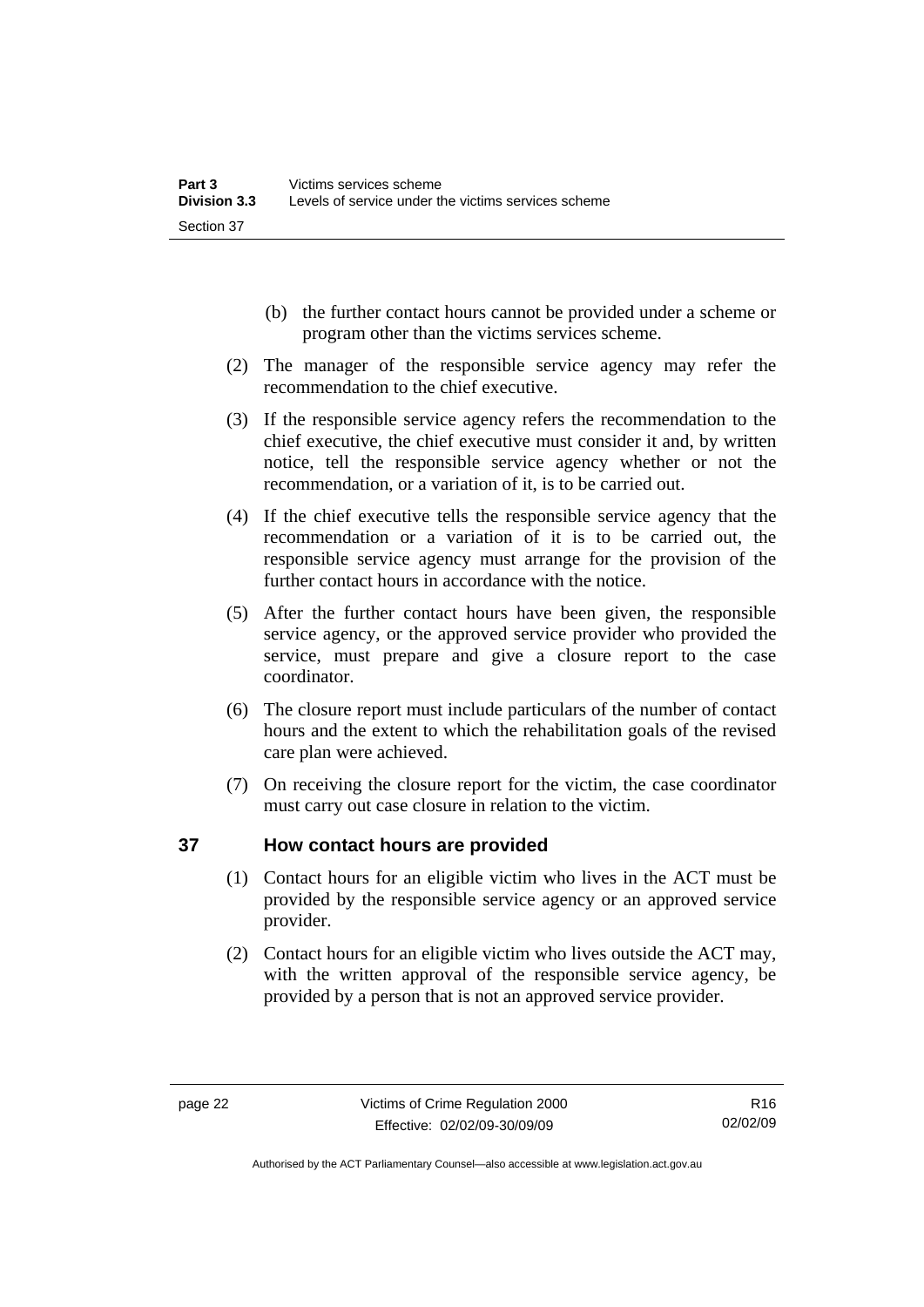(b) the further contact hours cannot be provided under a scheme or program other than the victims services scheme.

(2) The manager of the responsible service agency may refer the recommendation to the chief executive.

(3) If the responsible service agency refers the recommendation to the chief executive, the chief executive must consider it and, by written notice, tell the responsible service agency whether or not the recommendation, or a variation of it, is to be carried out.

(4) If the chief executive tells the responsible service agency that the recommendation or a variation of it is to be carried out, the responsible service agency must arrange for the provision of the further contact hours in accordance with the notice.

(5) After the further contact hours have been given, the responsible service agency, or the approved service provider who provided the service, must prepare and give a closure report to the case coordinator.

(6) The closure report must include particulars of the number of contact hours and the extent to which the rehabilitation goals of the revised care plan were achieved.

(7) On receiving the closure report for the victim, the case coordinator must carry out case closure in relation to the victim.

## 37 How contact hours are provided

(1) Contact hours for an eligible victim who lives in the ACT must be provided by the responsible service agency or an approved service provider.

(2) Contact hours for an eligible victim who lives outside the ACT may, with the written approval of the responsible service agency, be provided by a person that is not an approved service provider.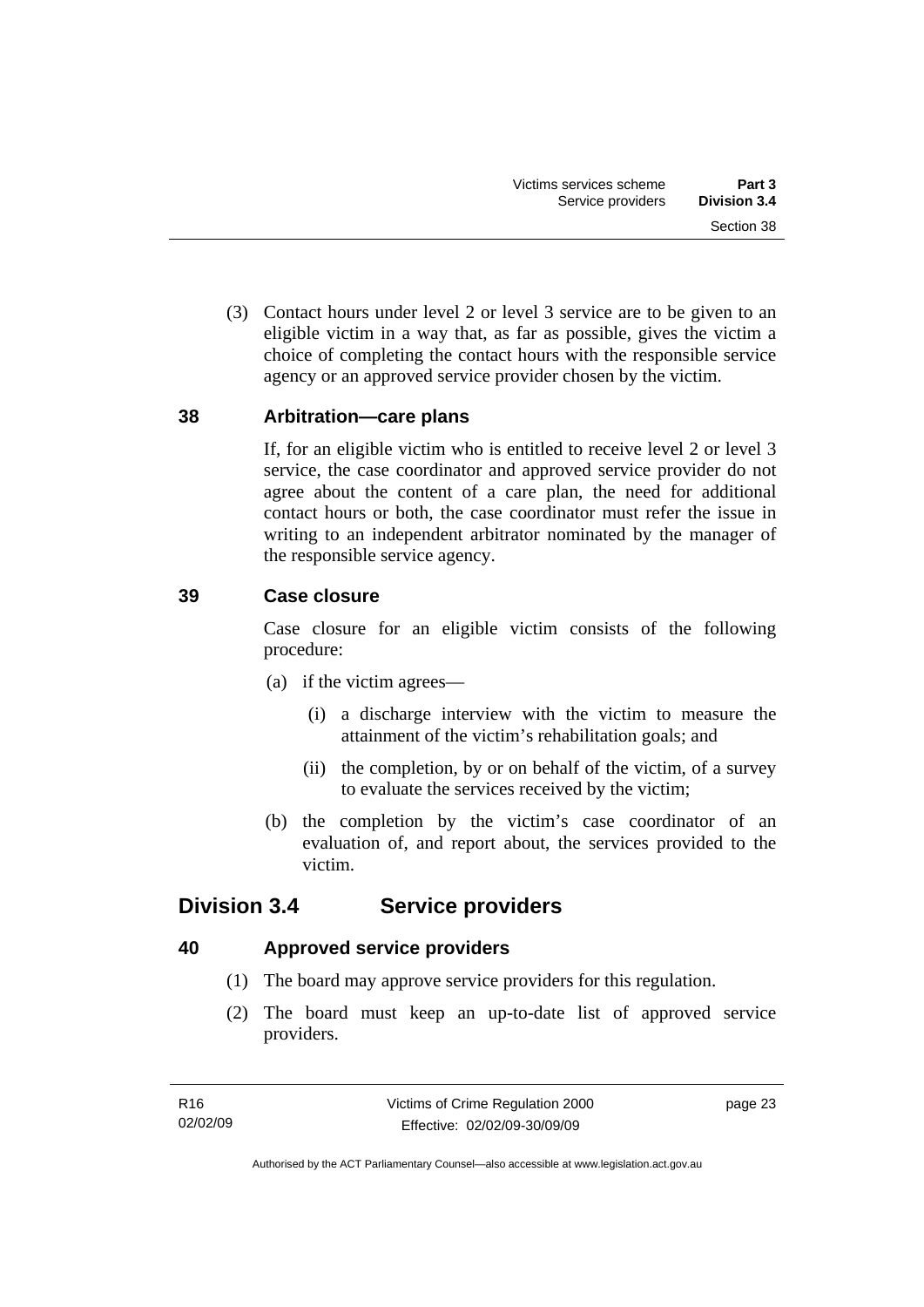(3) Contact hours under level 2 or level 3 service are to be given to an eligible victim in a way that, as far as possible, gives the victim a choice of completing the contact hours with the responsible service agency or an approved service provider chosen by the victim.

### 38 Arbitration—care plans

If, for an eligible victim who is entitled to receive level 2 or level 3 service, the case coordinator and approved service provider do not agree about the content of a care plan, the need for additional contact hours or both, the case coordinator must refer the issue in writing to an independent arbitrator nominated by the manager of the responsible service agency.

### 39 Case closure

Case closure for an eligible victim consists of the following procedure:

(a) if the victim agrees—

(i) a discharge interview with the victim to measure the attainment of the victim's rehabilitation goals; and

(ii) the completion, by or on behalf of the victim, of a survey to evaluate the services received by the victim;

(b) the completion by the victim's case coordinator of an evaluation of, and report about, the services provided to the victim.

## Division 3.4 Service providers

### 40 Approved service providers

(1) The board may approve service providers for this regulation.

(2) The board must keep an up-to-date list of approved service providers.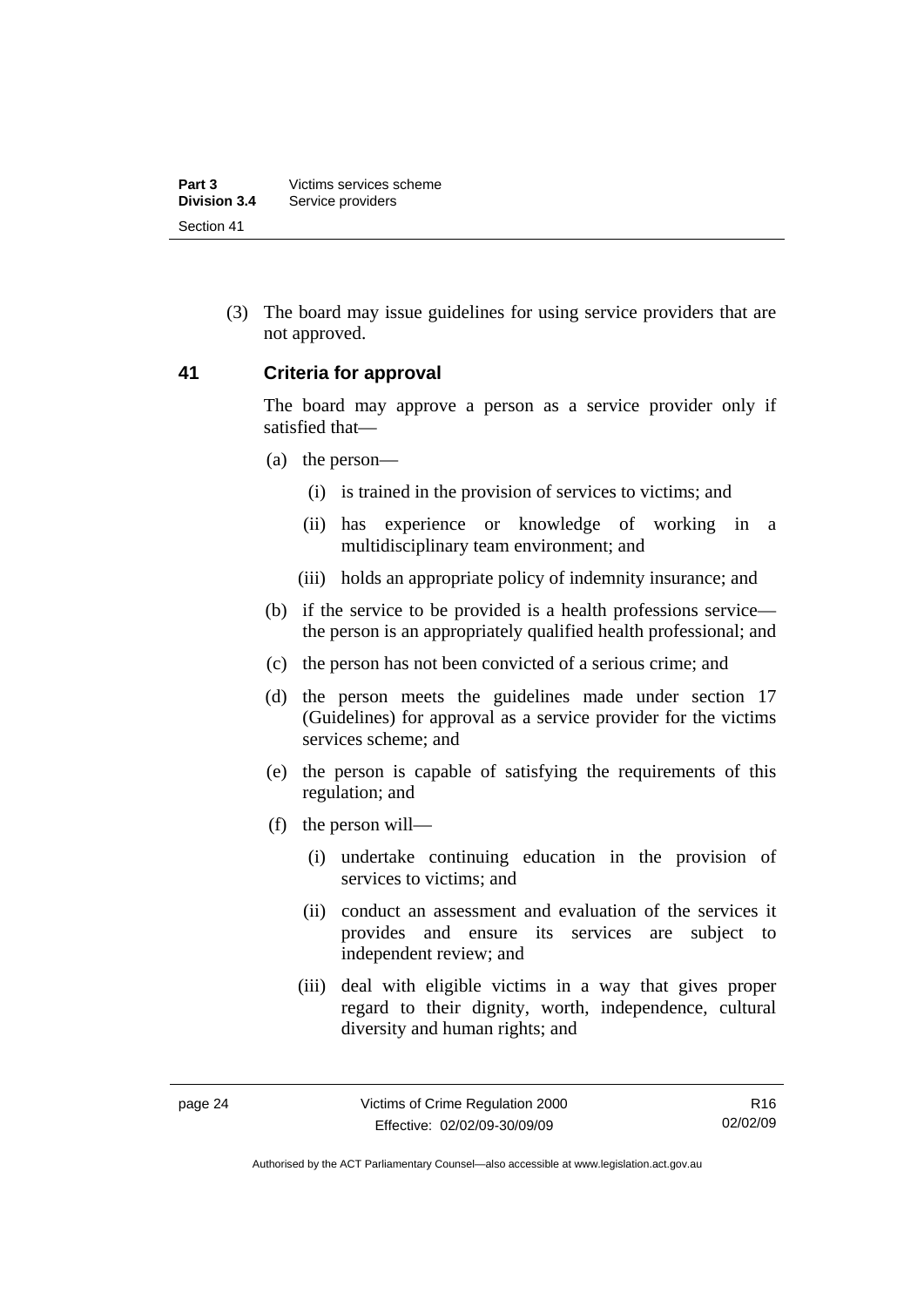(3) The board may issue guidelines for using service providers that are not approved.

## 41 Criteria for approval

The board may approve a person as a service provider only if satisfied that—

(a) the person—

(i) is trained in the provision of services to victims; and

(ii) has experience or knowledge of working in a multidisciplinary team environment; and

(iii) holds an appropriate policy of indemnity insurance; and

(b) if the service to be provided is a health professions service—the person is an appropriately qualified health professional; and

(c) the person has not been convicted of a serious crime; and

(d) the person meets the guidelines made under section 17 (Guidelines) for approval as a service provider for the victims services scheme; and

(e) the person is capable of satisfying the requirements of this regulation; and

(f) the person will—

(i) undertake continuing education in the provision of services to victims; and

(ii) conduct an assessment and evaluation of the services it provides and ensure its services are subject to independent review; and

(iii) deal with eligible victims in a way that gives proper regard to their dignity, worth, independence, cultural diversity and human rights; and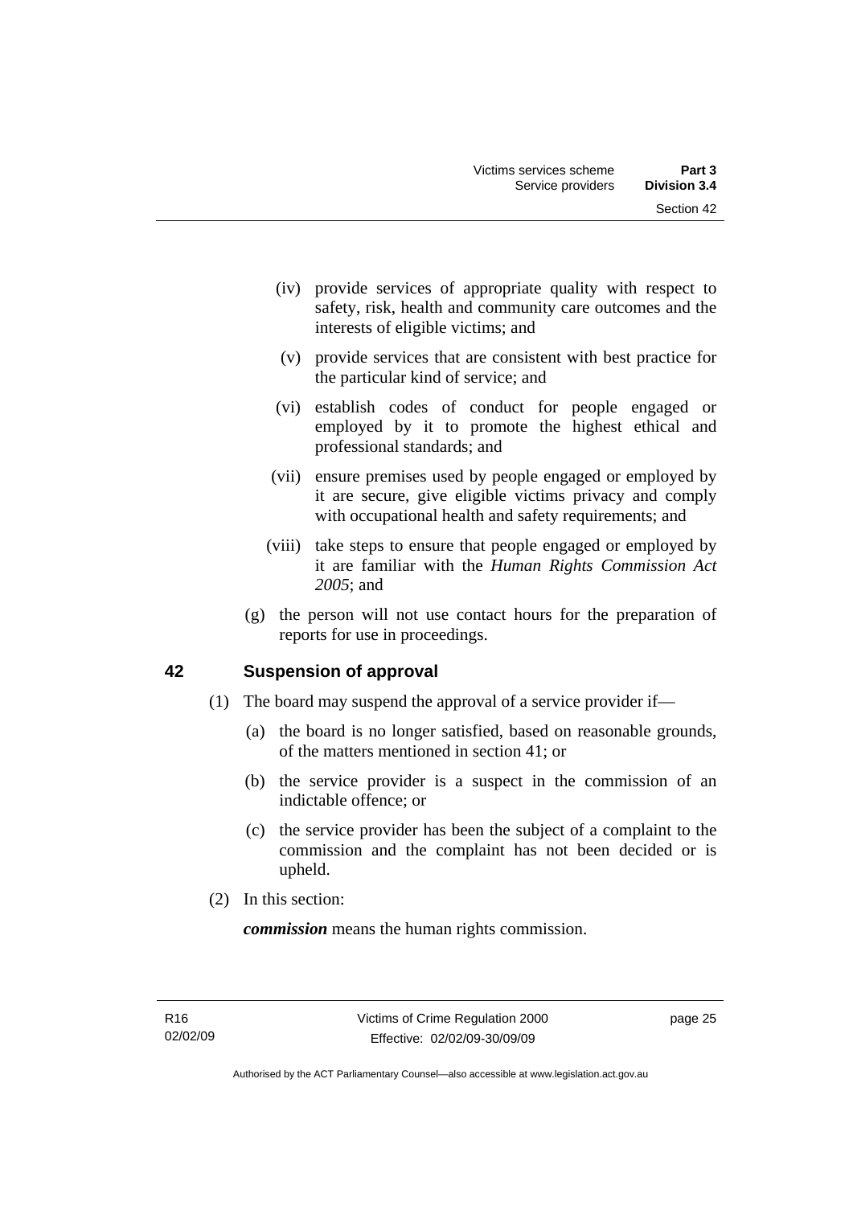(iv) provide services of appropriate quality with respect to safety, risk, health and community care outcomes and the interests of eligible victims; and

(v) provide services that are consistent with best practice for the particular kind of service; and

(vi) establish codes of conduct for people engaged or employed by it to promote the highest ethical and professional standards; and

(vii) ensure premises used by people engaged or employed by it are secure, give eligible victims privacy and comply with occupational health and safety requirements; and

(viii) take steps to ensure that people engaged or employed by it are familiar with the *Human Rights Commission Act 2005*; and

(g) the person will not use contact hours for the preparation of reports for use in proceedings.

## 42 Suspension of approval

(1) The board may suspend the approval of a service provider if—

(a) the board is no longer satisfied, based on reasonable grounds, of the matters mentioned in section 41; or

(b) the service provider is a suspect in the commission of an indictable offence; or

(c) the service provider has been the subject of a complaint to the commission and the complaint has not been decided or is upheld.

(2) In this section:

***commission*** means the human rights commission.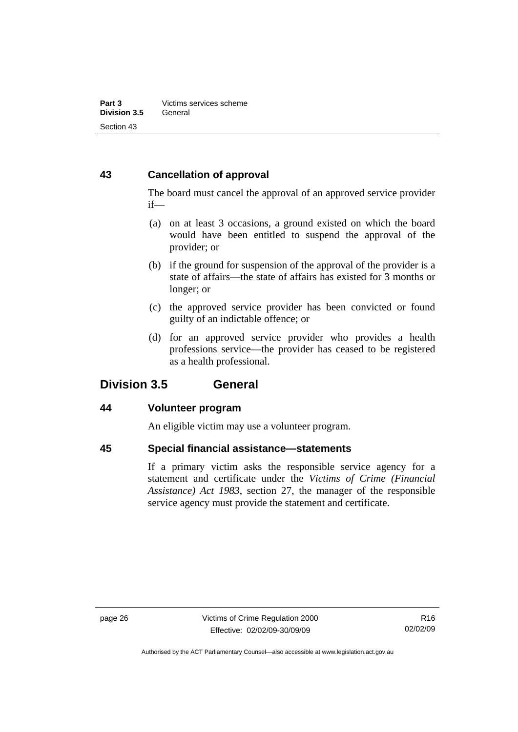### 43 Cancellation of approval

The board must cancel the approval of an approved service provider if—

(a) on at least 3 occasions, a ground existed on which the board would have been entitled to suspend the approval of the provider; or

(b) if the ground for suspension of the approval of the provider is a state of affairs—the state of affairs has existed for 3 months or longer; or

(c) the approved service provider has been convicted or found guilty of an indictable offence; or

(d) for an approved service provider who provides a health professions service—the provider has ceased to be registered as a health professional.

## Division 3.5 General

### 44 Volunteer program

An eligible victim may use a volunteer program.

### 45 Special financial assistance—statements

If a primary victim asks the responsible service agency for a statement and certificate under the *Victims of Crime (Financial Assistance) Act 1983*, section 27, the manager of the responsible service agency must provide the statement and certificate.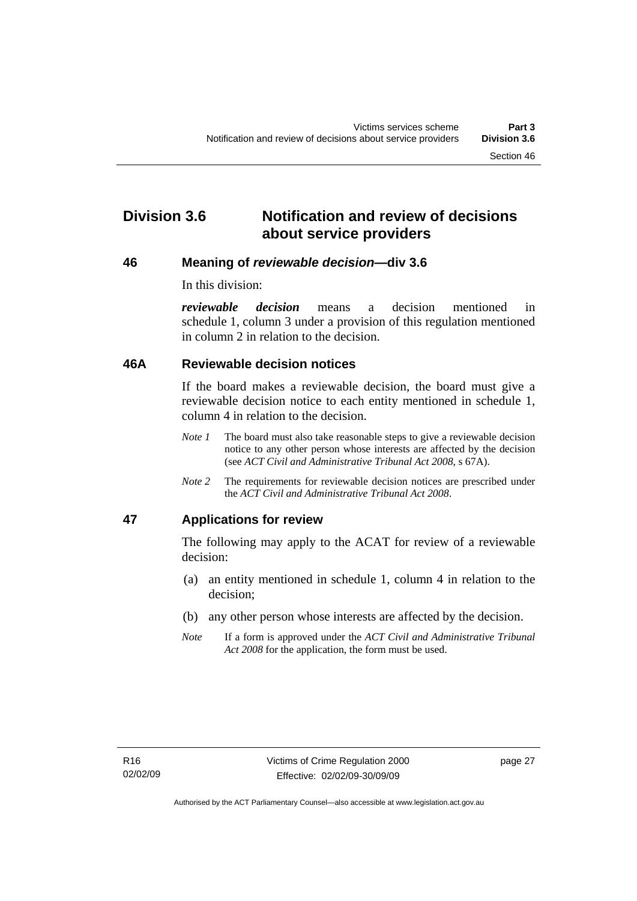# Division 3.6 Notification and review of decisions about service providers

## 46 Meaning of *reviewable decision*—div 3.6

In this division:

***reviewable decision*** means a decision mentioned in schedule 1, column 3 under a provision of this regulation mentioned in column 2 in relation to the decision.

## 46A Reviewable decision notices

If the board makes a reviewable decision, the board must give a reviewable decision notice to each entity mentioned in schedule 1, column 4 in relation to the decision.

*Note 1* The board must also take reasonable steps to give a reviewable decision notice to any other person whose interests are affected by the decision (see *ACT Civil and Administrative Tribunal Act 2008*, s 67A).

*Note 2* The requirements for reviewable decision notices are prescribed under the *ACT Civil and Administrative Tribunal Act 2008*.

## 47 Applications for review

The following may apply to the ACAT for review of a reviewable decision:

(a) an entity mentioned in schedule 1, column 4 in relation to the decision;

(b) any other person whose interests are affected by the decision.

*Note* If a form is approved under the *ACT Civil and Administrative Tribunal Act 2008* for the application, the form must be used.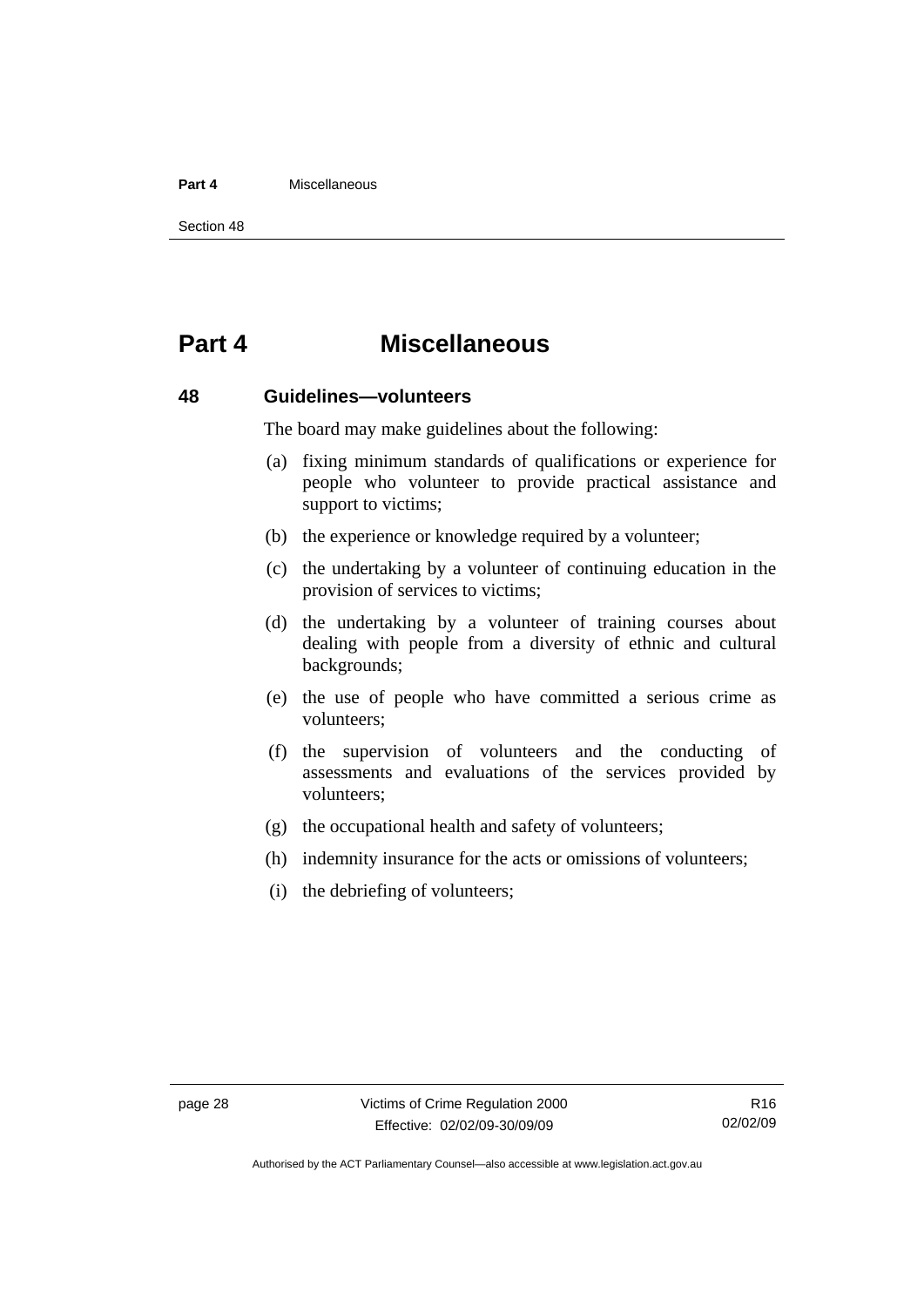# Part 4 Miscellaneous

## 48 Guidelines—volunteers

The board may make guidelines about the following:

(a) fixing minimum standards of qualifications or experience for people who volunteer to provide practical assistance and support to victims;

(b) the experience or knowledge required by a volunteer;

(c) the undertaking by a volunteer of continuing education in the provision of services to victims;

(d) the undertaking by a volunteer of training courses about dealing with people from a diversity of ethnic and cultural backgrounds;

(e) the use of people who have committed a serious crime as volunteers;

(f) the supervision of volunteers and the conducting of assessments and evaluations of the services provided by volunteers;

(g) the occupational health and safety of volunteers;

(h) indemnity insurance for the acts or omissions of volunteers;

(i) the debriefing of volunteers;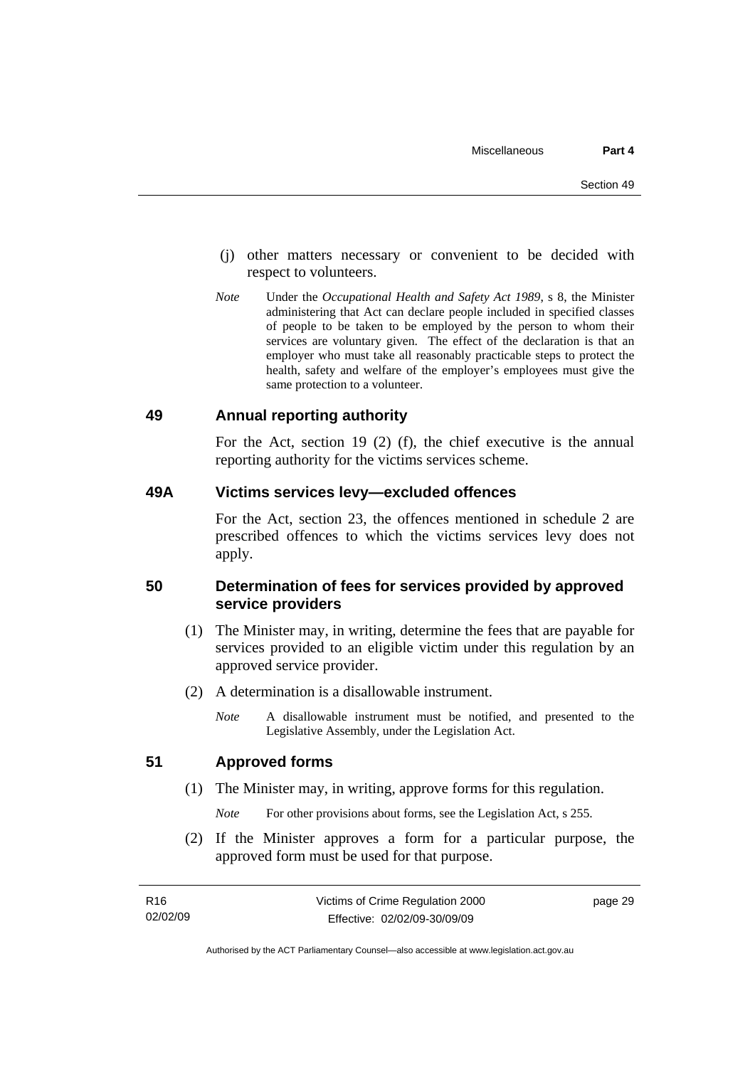(j) other matters necessary or convenient to be decided with respect to volunteers.

*Note* Under the *Occupational Health and Safety Act 1989*, s 8, the Minister administering that Act can declare people included in specified classes of people to be taken to be employed by the person to whom their services are voluntary given. The effect of the declaration is that an employer who must take all reasonably practicable steps to protect the health, safety and welfare of the employer's employees must give the same protection to a volunteer.

## 49 Annual reporting authority

For the Act, section 19 (2) (f), the chief executive is the annual reporting authority for the victims services scheme.

## 49A Victims services levy—excluded offences

For the Act, section 23, the offences mentioned in schedule 2 are prescribed offences to which the victims services levy does not apply.

## 50 Determination of fees for services provided by approved service providers

(1) The Minister may, in writing, determine the fees that are payable for services provided to an eligible victim under this regulation by an approved service provider.

(2) A determination is a disallowable instrument.

*Note* A disallowable instrument must be notified, and presented to the Legislative Assembly, under the Legislation Act.

## 51 Approved forms

(1) The Minister may, in writing, approve forms for this regulation.

*Note* For other provisions about forms, see the Legislation Act, s 255.

(2) If the Minister approves a form for a particular purpose, the approved form must be used for that purpose.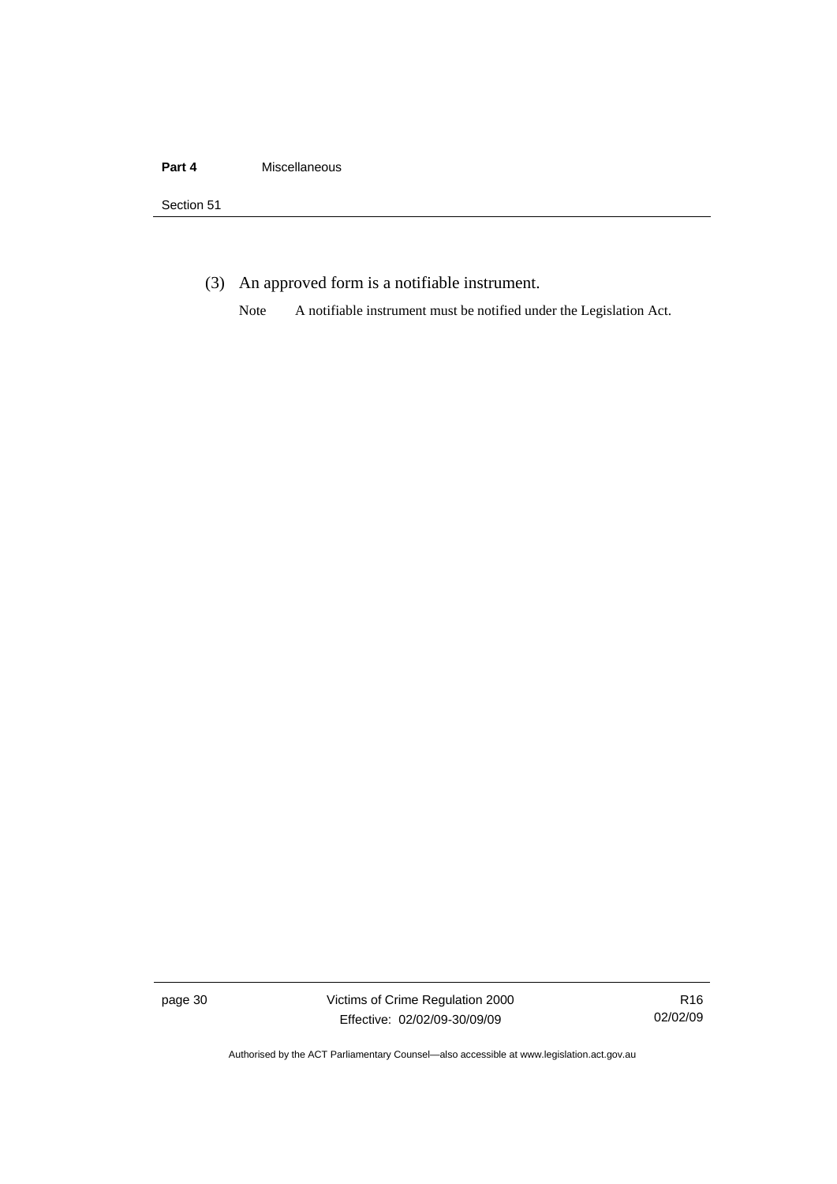(3) An approved form is a notifiable instrument.

Note A notifiable instrument must be notified under the Legislation Act.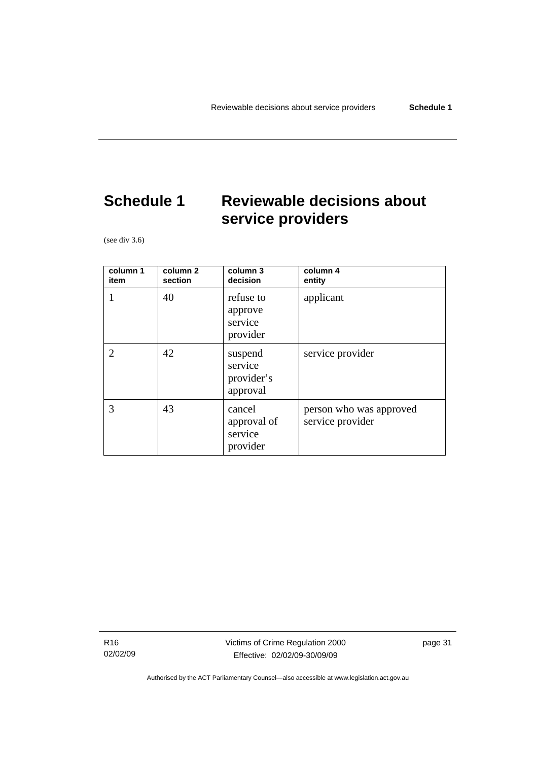# Schedule 1 Reviewable decisions about service providers

(see div 3.6)

| column 1 item | column 2 section | column 3 decision | column 4 entity |
|---|---|---|---|
| 1 | 40 | refuse to approve service provider | applicant |
| 2 | 42 | suspend service provider's approval | service provider |
| 3 | 43 | cancel approval of service provider | person who was approved service provider |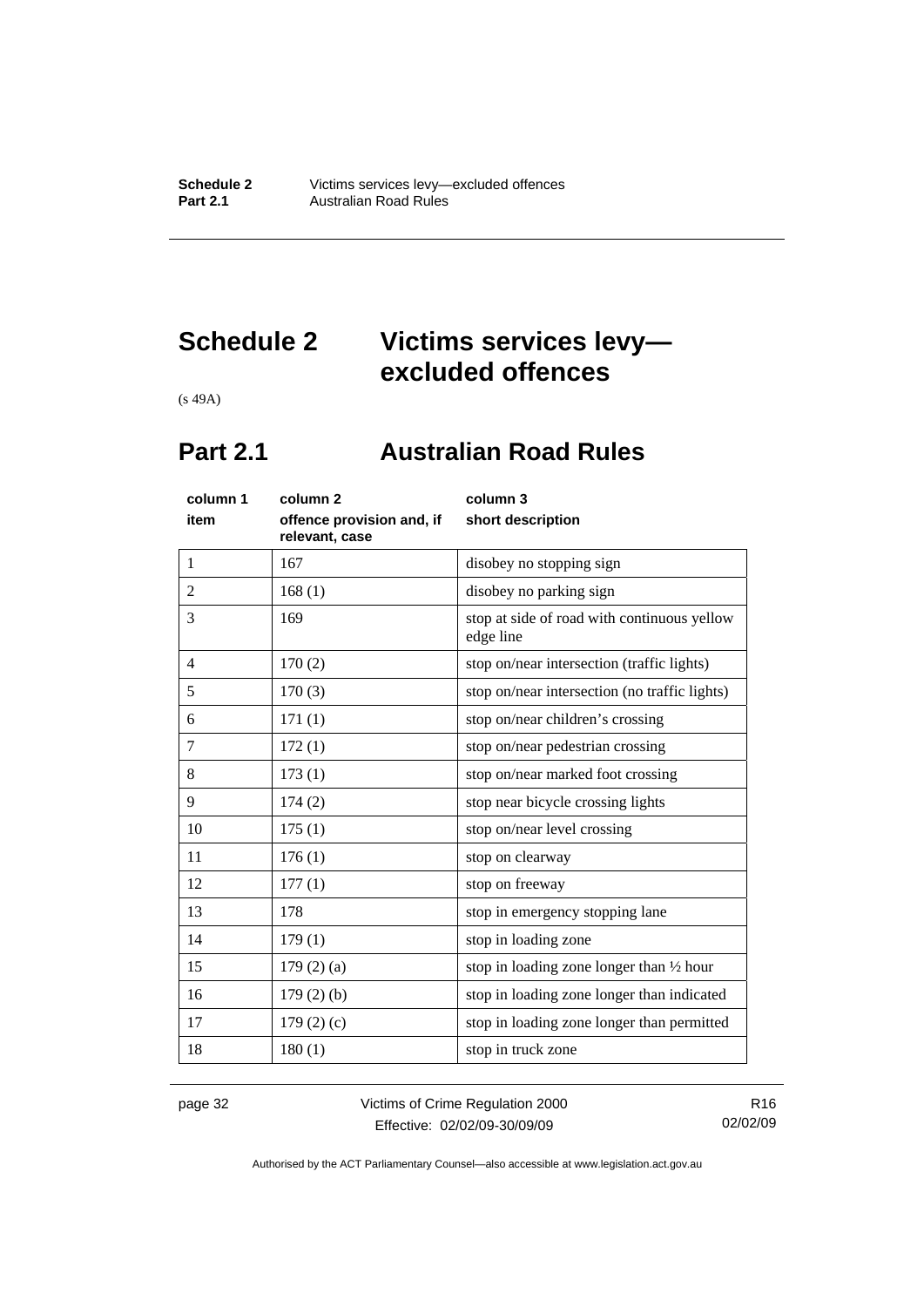# Schedule 2 Victims services levy—excluded offences

(s 49A)

## Part 2.1 Australian Road Rules

| column 1<br>item | column 2<br>offence provision and, if relevant, case | column 3<br>short description |
|---|---|---|
| 1 | 167 | disobey no stopping sign |
| 2 | 168 (1) | disobey no parking sign |
| 3 | 169 | stop at side of road with continuous yellow edge line |
| 4 | 170 (2) | stop on/near intersection (traffic lights) |
| 5 | 170 (3) | stop on/near intersection (no traffic lights) |
| 6 | 171 (1) | stop on/near children's crossing |
| 7 | 172 (1) | stop on/near pedestrian crossing |
| 8 | 173 (1) | stop on/near marked foot crossing |
| 9 | 174 (2) | stop near bicycle crossing lights |
| 10 | 175 (1) | stop on/near level crossing |
| 11 | 176 (1) | stop on clearway |
| 12 | 177 (1) | stop on freeway |
| 13 | 178 | stop in emergency stopping lane |
| 14 | 179 (1) | stop in loading zone |
| 15 | 179 (2) (a) | stop in loading zone longer than ½ hour |
| 16 | 179 (2) (b) | stop in loading zone longer than indicated |
| 17 | 179 (2) (c) | stop in loading zone longer than permitted |
| 18 | 180 (1) | stop in truck zone |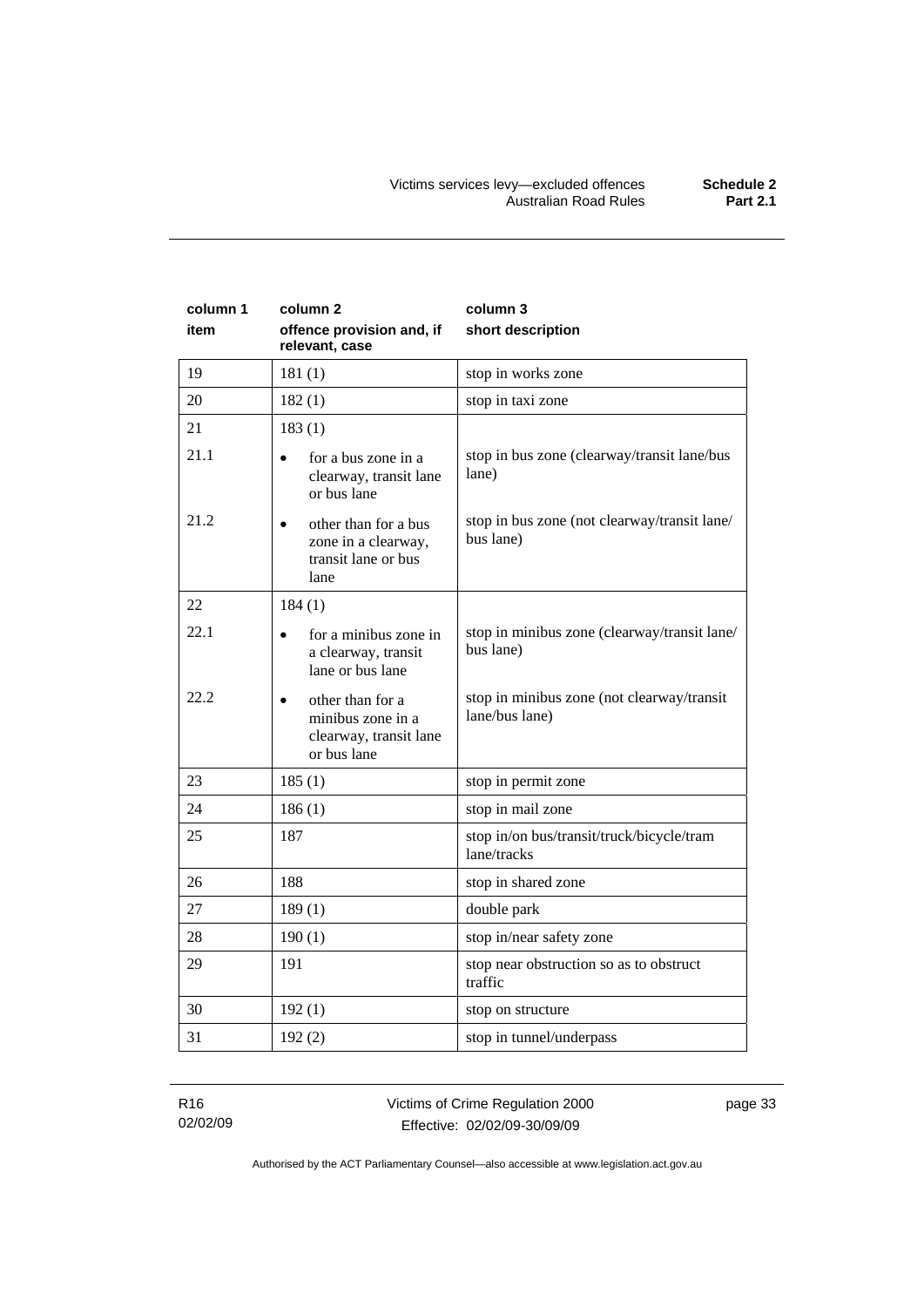| column 1<br>item | column 2<br>offence provision and, if relevant, case | column 3<br>short description |
|---|---|---|
| 19 | 181 (1) | stop in works zone |
| 20 | 182 (1) | stop in taxi zone |
| 21 | 183 (1) | |
| 21.1 | • for a bus zone in a clearway, transit lane or bus lane | stop in bus zone (clearway/transit lane/bus lane) |
| 21.2 | • other than for a bus zone in a clearway, transit lane or bus lane | stop in bus zone (not clearway/transit lane/ bus lane) |
| 22 | 184 (1) | |
| 22.1 | • for a minibus zone in a clearway, transit lane or bus lane | stop in minibus zone (clearway/transit lane/ bus lane) |
| 22.2 | • other than for a minibus zone in a clearway, transit lane or bus lane | stop in minibus zone (not clearway/transit lane/bus lane) |
| 23 | 185 (1) | stop in permit zone |
| 24 | 186 (1) | stop in mail zone |
| 25 | 187 | stop in/on bus/transit/truck/bicycle/tram lane/tracks |
| 26 | 188 | stop in shared zone |
| 27 | 189 (1) | double park |
| 28 | 190 (1) | stop in/near safety zone |
| 29 | 191 | stop near obstruction so as to obstruct traffic |
| 30 | 192 (1) | stop on structure |
| 31 | 192 (2) | stop in tunnel/underpass |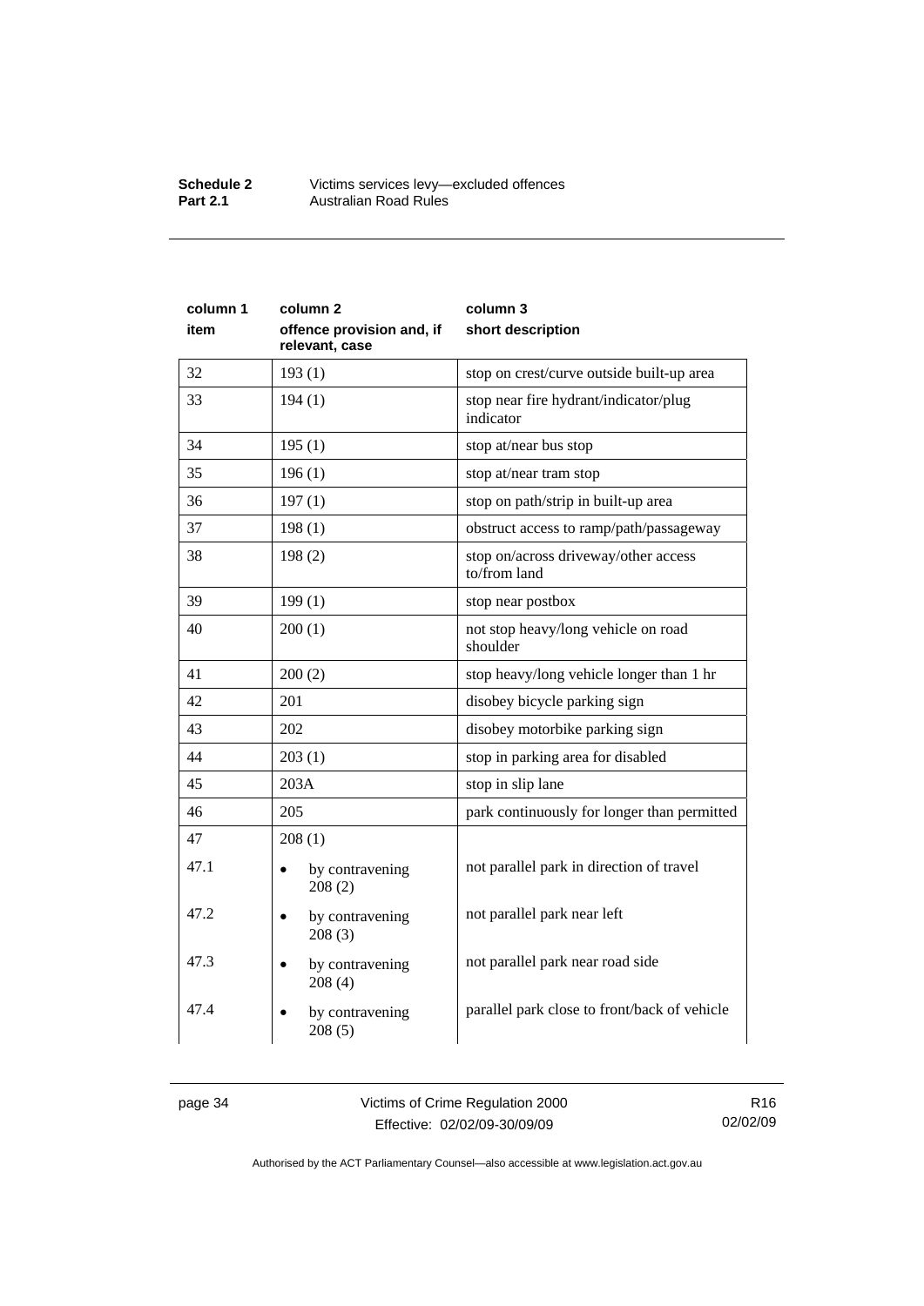| column 1 item | column 2 offence provision and, if relevant, case | column 3 short description |
|---|---|---|
| 32 | 193 (1) | stop on crest/curve outside built-up area |
| 33 | 194 (1) | stop near fire hydrant/indicator/plug indicator |
| 34 | 195 (1) | stop at/near bus stop |
| 35 | 196 (1) | stop at/near tram stop |
| 36 | 197 (1) | stop on path/strip in built-up area |
| 37 | 198 (1) | obstruct access to ramp/path/passageway |
| 38 | 198 (2) | stop on/across driveway/other access to/from land |
| 39 | 199 (1) | stop near postbox |
| 40 | 200 (1) | not stop heavy/long vehicle on road shoulder |
| 41 | 200 (2) | stop heavy/long vehicle longer than 1 hr |
| 42 | 201 | disobey bicycle parking sign |
| 43 | 202 | disobey motorbike parking sign |
| 44 | 203 (1) | stop in parking area for disabled |
| 45 | 203A | stop in slip lane |
| 46 | 205 | park continuously for longer than permitted |
| 47 | 208 (1) | |
| 47.1 | • by contravening 208 (2) | not parallel park in direction of travel |
| 47.2 | • by contravening 208 (3) | not parallel park near left |
| 47.3 | • by contravening 208 (4) | not parallel park near road side |
| 47.4 | • by contravening 208 (5) | parallel park close to front/back of vehicle |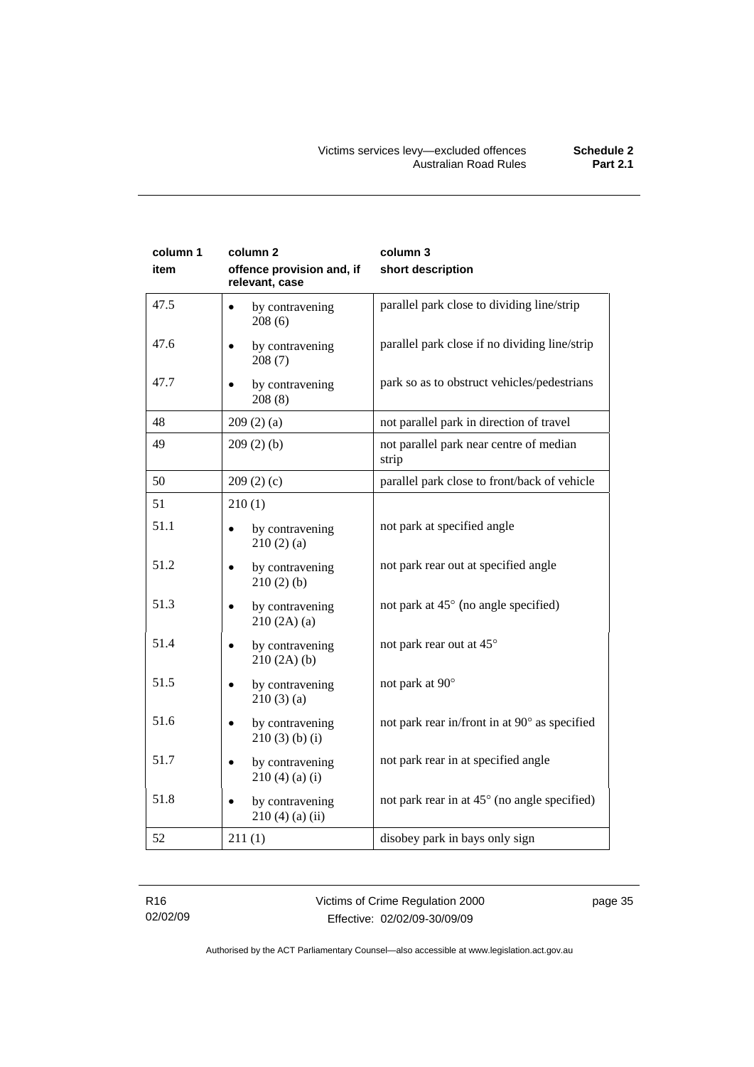| column 1<br>item | column 2<br>offence provision and, if relevant, case | column 3<br>short description |
|---|---|---|
| 47.5 | • by contravening 208 (6) | parallel park close to dividing line/strip |
| 47.6 | • by contravening 208 (7) | parallel park close if no dividing line/strip |
| 47.7 | • by contravening 208 (8) | park so as to obstruct vehicles/pedestrians |
| 48 | 209 (2) (a) | not parallel park in direction of travel |
| 49 | 209 (2) (b) | not parallel park near centre of median strip |
| 50 | 209 (2) (c) | parallel park close to front/back of vehicle |
| 51 | 210 (1) | |
| 51.1 | • by contravening 210 (2) (a) | not park at specified angle |
| 51.2 | • by contravening 210 (2) (b) | not park rear out at specified angle |
| 51.3 | • by contravening 210 (2A) (a) | not park at 45° (no angle specified) |
| 51.4 | • by contravening 210 (2A) (b) | not park rear out at 45° |
| 51.5 | • by contravening 210 (3) (a) | not park at 90° |
| 51.6 | • by contravening 210 (3) (b) (i) | not park rear in/front in at 90° as specified |
| 51.7 | • by contravening 210 (4) (a) (i) | not park rear in at specified angle |
| 51.8 | • by contravening 210 (4) (a) (ii) | not park rear in at 45° (no angle specified) |
| 52 | 211 (1) | disobey park in bays only sign |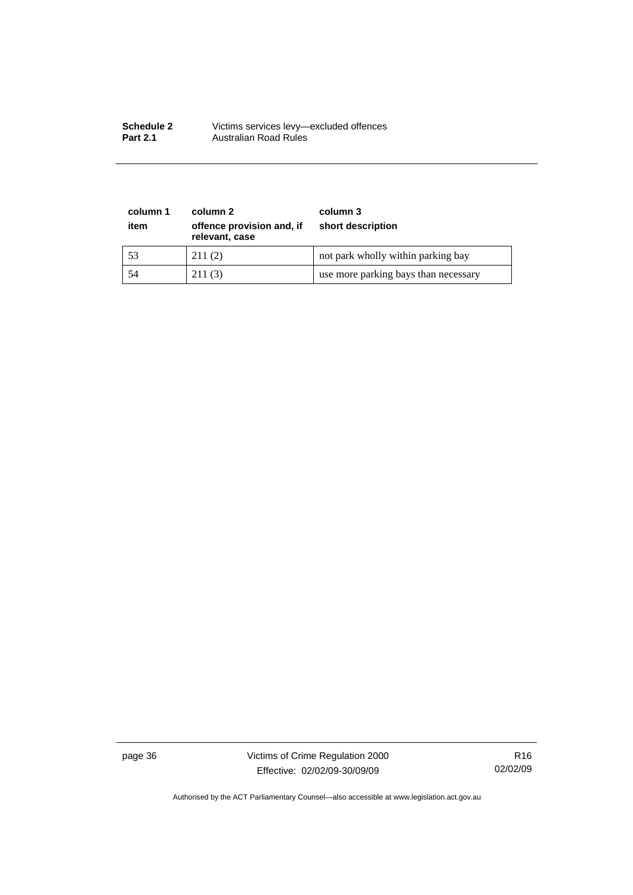| column 1<br>item | column 2<br>offence provision and, if relevant, case | column 3<br>short description |
|---|---|---|
| 53 | 211 (2) | not park wholly within parking bay |
| 54 | 211 (3) | use more parking bays than necessary |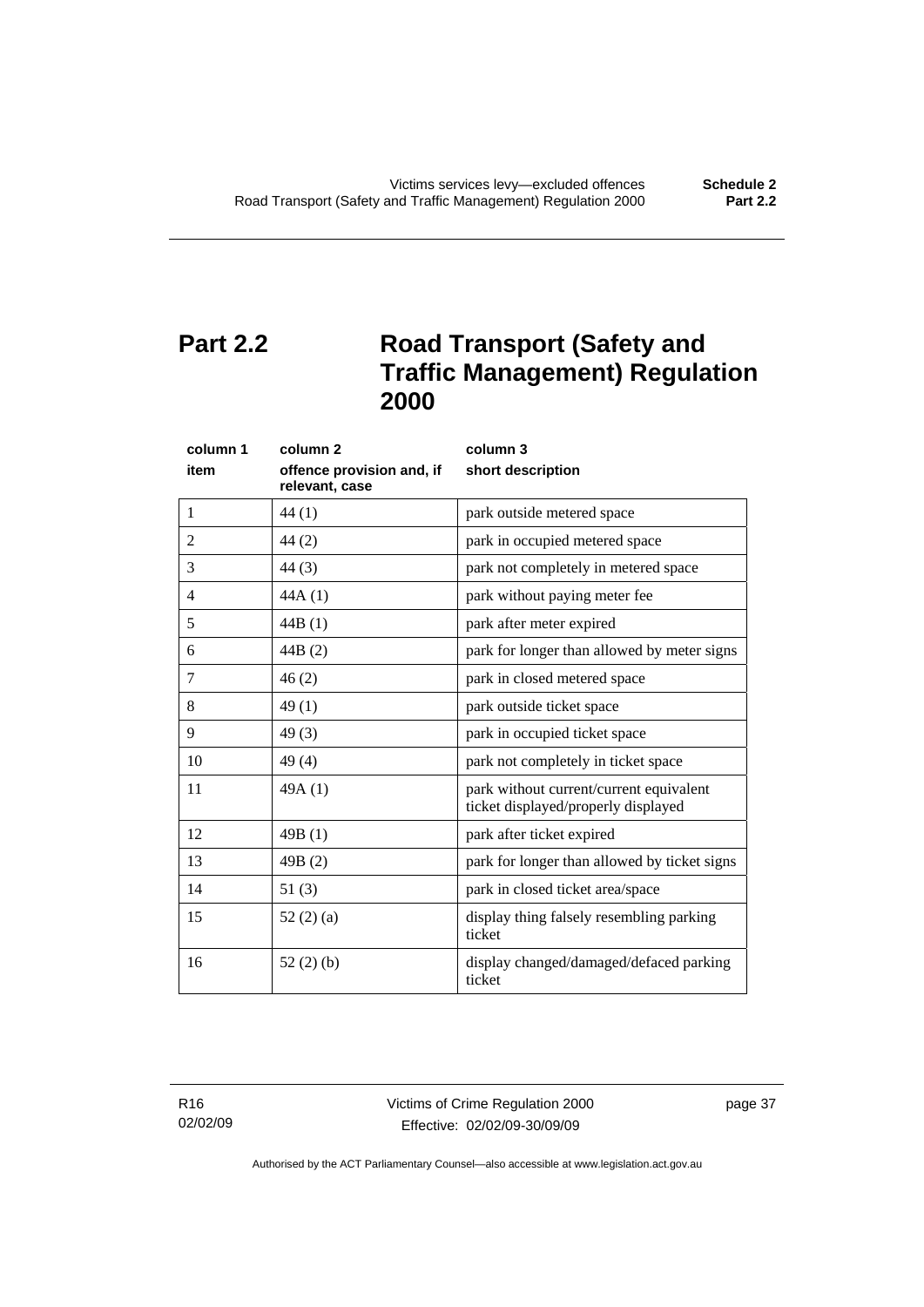## Part 2.2 Road Transport (Safety and Traffic Management) Regulation 2000

| column 1<br>item | column 2<br>offence provision and, if relevant, case | column 3<br>short description |
|---|---|---|
| 1 | 44 (1) | park outside metered space |
| 2 | 44 (2) | park in occupied metered space |
| 3 | 44 (3) | park not completely in metered space |
| 4 | 44A (1) | park without paying meter fee |
| 5 | 44B (1) | park after meter expired |
| 6 | 44B (2) | park for longer than allowed by meter signs |
| 7 | 46 (2) | park in closed metered space |
| 8 | 49 (1) | park outside ticket space |
| 9 | 49 (3) | park in occupied ticket space |
| 10 | 49 (4) | park not completely in ticket space |
| 11 | 49A (1) | park without current/current equivalent ticket displayed/properly displayed |
| 12 | 49B (1) | park after ticket expired |
| 13 | 49B (2) | park for longer than allowed by ticket signs |
| 14 | 51 (3) | park in closed ticket area/space |
| 15 | 52 (2) (a) | display thing falsely resembling parking ticket |
| 16 | 52 (2) (b) | display changed/damaged/defaced parking ticket |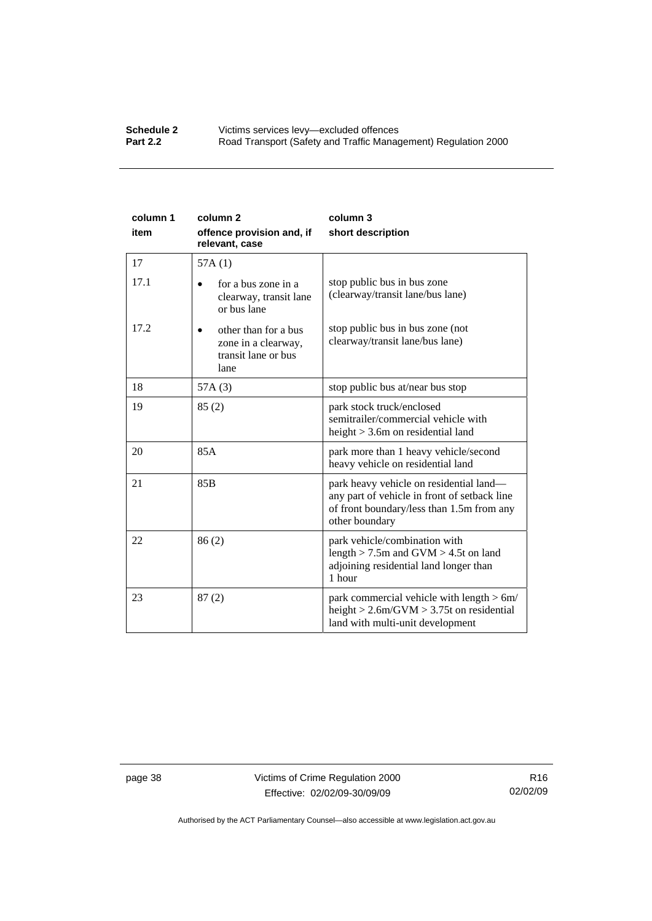| column 1 item | column 2 offence provision and, if relevant, case | column 3 short description |
|---|---|---|
| 17 | 57A (1) | |
| 17.1 | • for a bus zone in a clearway, transit lane or bus lane | stop public bus in bus zone (clearway/transit lane/bus lane) |
| 17.2 | • other than for a bus zone in a clearway, transit lane or bus lane | stop public bus in bus zone (not clearway/transit lane/bus lane) |
| 18 | 57A (3) | stop public bus at/near bus stop |
| 19 | 85 (2) | park stock truck/enclosed semitrailer/commercial vehicle with height > 3.6m on residential land |
| 20 | 85A | park more than 1 heavy vehicle/second heavy vehicle on residential land |
| 21 | 85B | park heavy vehicle on residential land—any part of vehicle in front of setback line of front boundary/less than 1.5m from any other boundary |
| 22 | 86 (2) | park vehicle/combination with length > 7.5m and GVM > 4.5t on land adjoining residential land longer than 1 hour |
| 23 | 87 (2) | park commercial vehicle with length > 6m/ height > 2.6m/GVM > 3.75t on residential land with multi-unit development |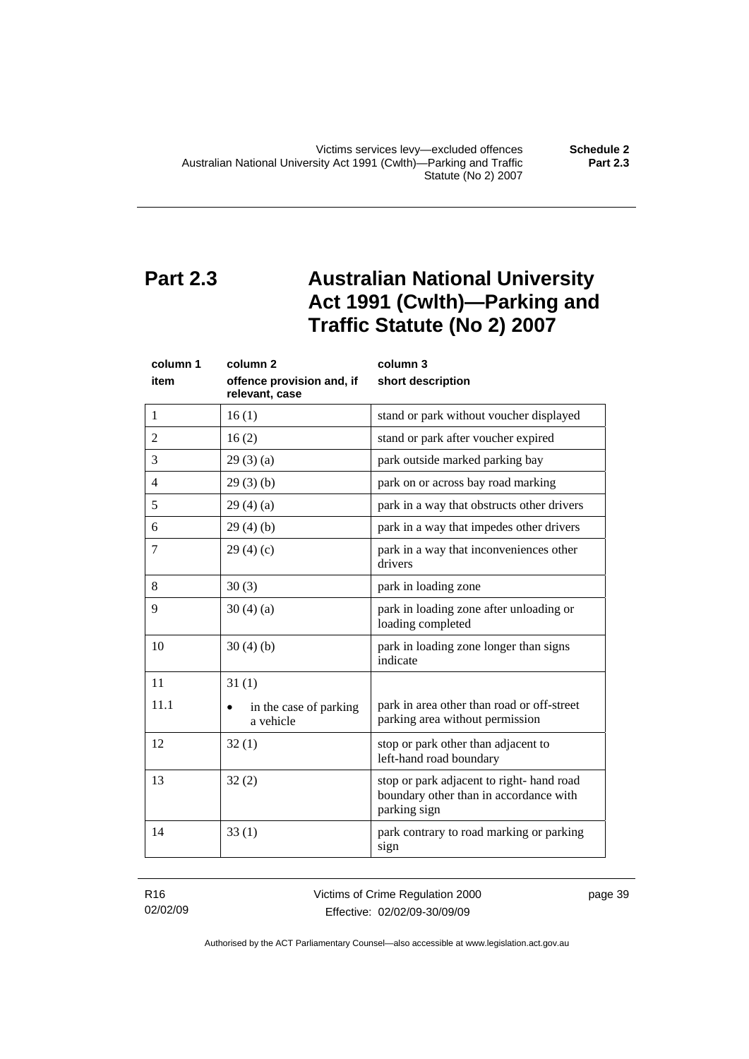# Part 2.3 Australian National University Act 1991 (Cwlth)—Parking and Traffic Statute (No 2) 2007

| column 1<br>item | column 2<br>offence provision and, if relevant, case | column 3<br>short description |
|---|---|---|
| 1 | 16 (1) | stand or park without voucher displayed |
| 2 | 16 (2) | stand or park after voucher expired |
| 3 | 29 (3) (a) | park outside marked parking bay |
| 4 | 29 (3) (b) | park on or across bay road marking |
| 5 | 29 (4) (a) | park in a way that obstructs other drivers |
| 6 | 29 (4) (b) | park in a way that impedes other drivers |
| 7 | 29 (4) (c) | park in a way that inconveniences other drivers |
| 8 | 30 (3) | park in loading zone |
| 9 | 30 (4) (a) | park in loading zone after unloading or loading completed |
| 10 | 30 (4) (b) | park in loading zone longer than signs indicate |
| 11 | 31 (1) | |
| 11.1 | • in the case of parking a vehicle | park in area other than road or off-street parking area without permission |
| 12 | 32 (1) | stop or park other than adjacent to left-hand road boundary |
| 13 | 32 (2) | stop or park adjacent to right- hand road boundary other than in accordance with parking sign |
| 14 | 33 (1) | park contrary to road marking or parking sign |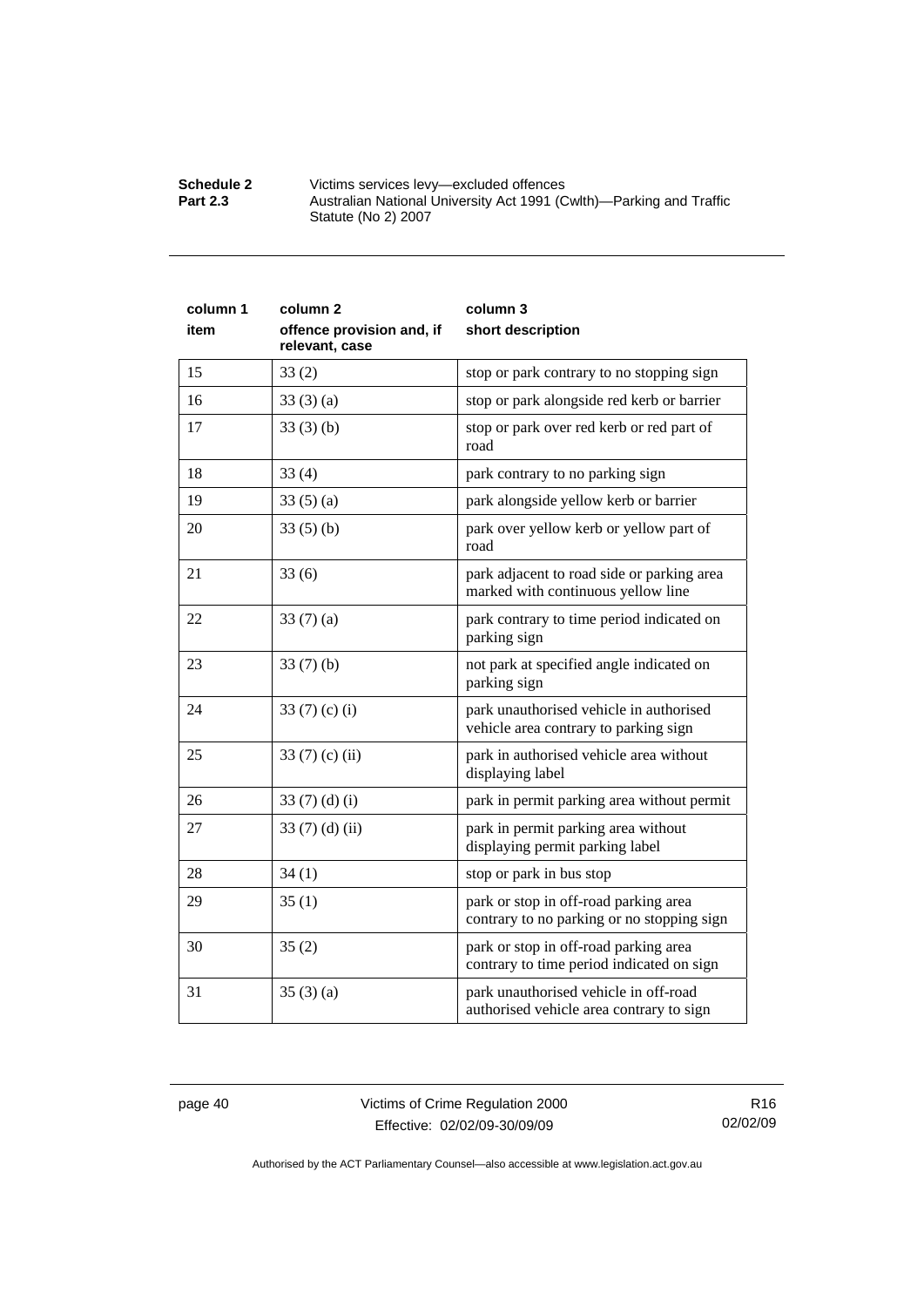| column 1<br>item | column 2<br>offence provision and, if relevant, case | column 3<br>short description |
|---|---|---|
| 15 | 33 (2) | stop or park contrary to no stopping sign |
| 16 | 33 (3) (a) | stop or park alongside red kerb or barrier |
| 17 | 33 (3) (b) | stop or park over red kerb or red part of road |
| 18 | 33 (4) | park contrary to no parking sign |
| 19 | 33 (5) (a) | park alongside yellow kerb or barrier |
| 20 | 33 (5) (b) | park over yellow kerb or yellow part of road |
| 21 | 33 (6) | park adjacent to road side or parking area marked with continuous yellow line |
| 22 | 33 (7) (a) | park contrary to time period indicated on parking sign |
| 23 | 33 (7) (b) | not park at specified angle indicated on parking sign |
| 24 | 33 (7) (c) (i) | park unauthorised vehicle in authorised vehicle area contrary to parking sign |
| 25 | 33 (7) (c) (ii) | park in authorised vehicle area without displaying label |
| 26 | 33 (7) (d) (i) | park in permit parking area without permit |
| 27 | 33 (7) (d) (ii) | park in permit parking area without displaying permit parking label |
| 28 | 34 (1) | stop or park in bus stop |
| 29 | 35 (1) | park or stop in off-road parking area contrary to no parking or no stopping sign |
| 30 | 35 (2) | park or stop in off-road parking area contrary to time period indicated on sign |
| 31 | 35 (3) (a) | park unauthorised vehicle in off-road authorised vehicle area contrary to sign |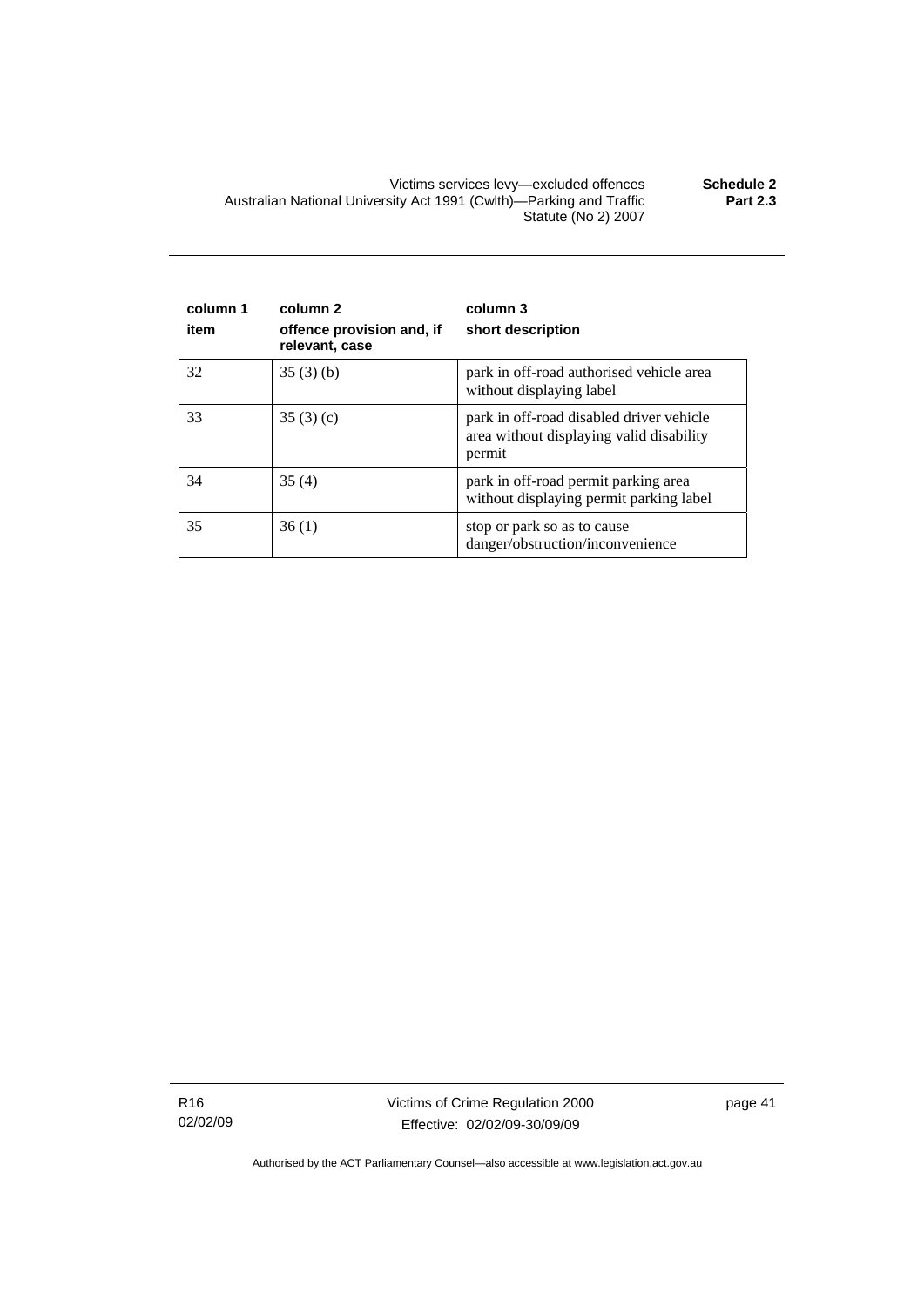| column 1<br>item | column 2<br>offence provision and, if relevant, case | column 3<br>short description |
|---|---|---|
| 32 | 35 (3) (b) | park in off-road authorised vehicle area without displaying label |
| 33 | 35 (3) (c) | park in off-road disabled driver vehicle area without displaying valid disability permit |
| 34 | 35 (4) | park in off-road permit parking area without displaying permit parking label |
| 35 | 36 (1) | stop or park so as to cause danger/obstruction/inconvenience |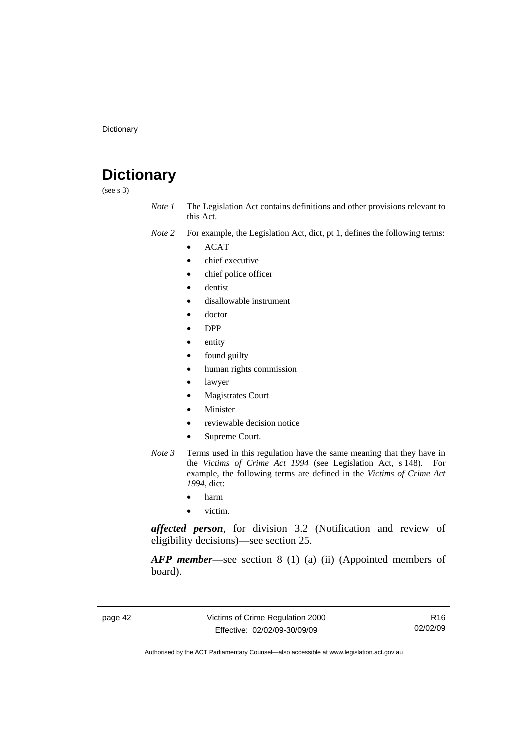# Dictionary

(see s 3)

*Note 1* The Legislation Act contains definitions and other provisions relevant to this Act.

*Note 2* For example, the Legislation Act, dict, pt 1, defines the following terms:

- ACAT
- chief executive
- chief police officer
- dentist
- disallowable instrument
- doctor
- DPP
- entity
- found guilty
- human rights commission
- lawyer
- Magistrates Court
- Minister
- reviewable decision notice
- Supreme Court.

*Note 3* Terms used in this regulation have the same meaning that they have in the *Victims of Crime Act 1994* (see Legislation Act, s 148). For example, the following terms are defined in the *Victims of Crime Act 1994*, dict:

- harm
- victim.

***affected person***, for division 3.2 (Notification and review of eligibility decisions)—see section 25.

***AFP member***—see section 8 (1) (a) (ii) (Appointed members of board).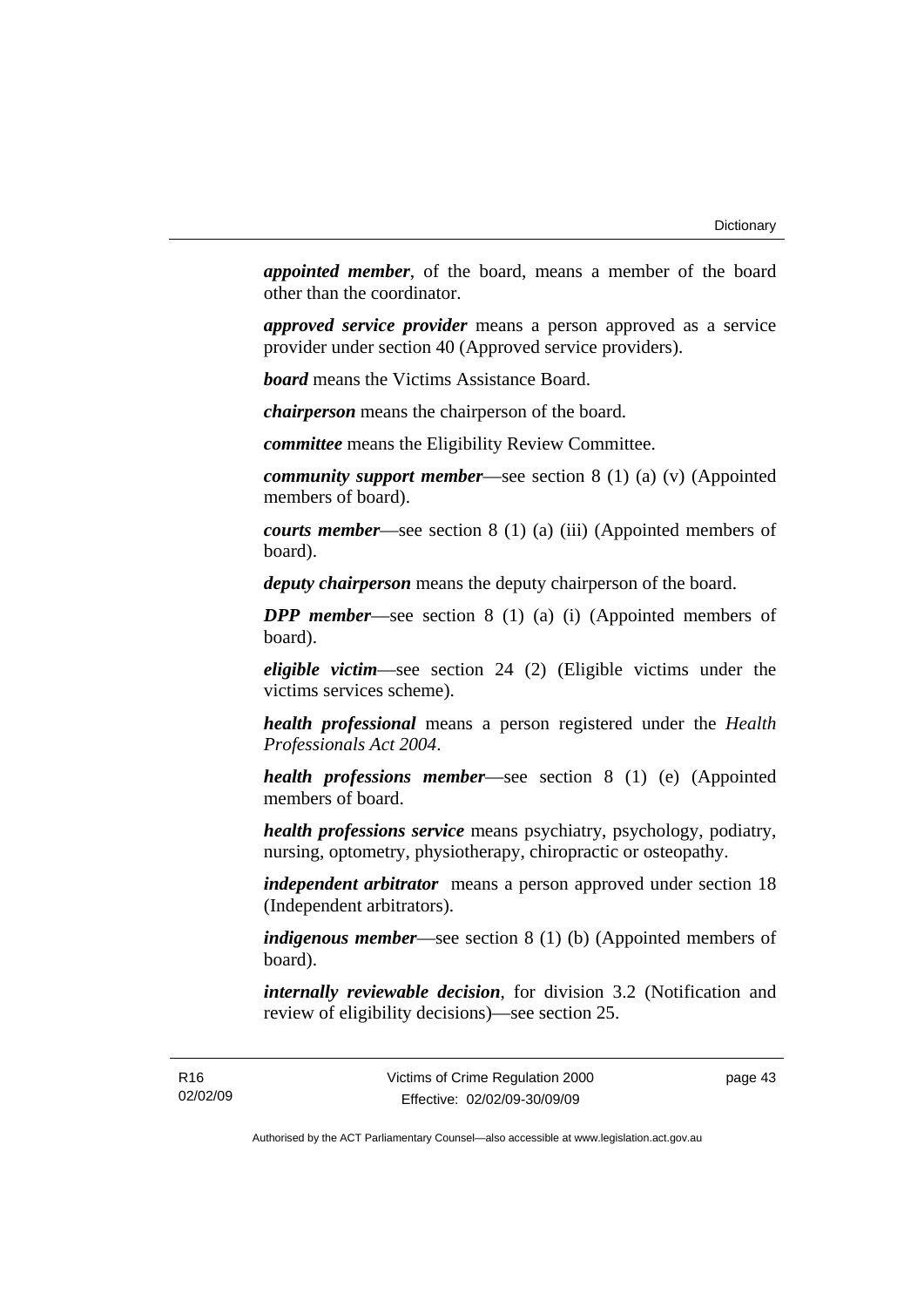***appointed member***, of the board, means a member of the board other than the coordinator.

***approved service provider*** means a person approved as a service provider under section 40 (Approved service providers).

***board*** means the Victims Assistance Board.

***chairperson*** means the chairperson of the board.

***committee*** means the Eligibility Review Committee.

***community support member***—see section 8 (1) (a) (v) (Appointed members of board).

***courts member***—see section 8 (1) (a) (iii) (Appointed members of board).

***deputy chairperson*** means the deputy chairperson of the board.

***DPP member***—see section 8 (1) (a) (i) (Appointed members of board).

***eligible victim***—see section 24 (2) (Eligible victims under the victims services scheme).

***health professional*** means a person registered under the *Health Professionals Act 2004*.

***health professions member***—see section 8 (1) (e) (Appointed members of board.

***health professions service*** means psychiatry, psychology, podiatry, nursing, optometry, physiotherapy, chiropractic or osteopathy.

***independent arbitrator*** means a person approved under section 18 (Independent arbitrators).

***indigenous member***—see section 8 (1) (b) (Appointed members of board).

***internally reviewable decision***, for division 3.2 (Notification and review of eligibility decisions)—see section 25.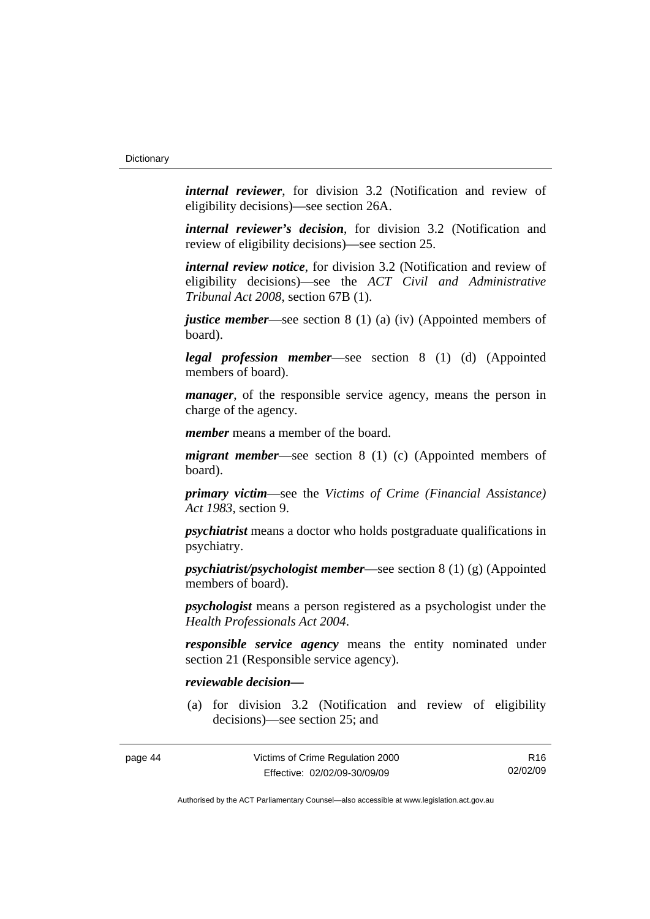***internal reviewer***, for division 3.2 (Notification and review of eligibility decisions)—see section 26A.

***internal reviewer's decision***, for division 3.2 (Notification and review of eligibility decisions)—see section 25.

***internal review notice***, for division 3.2 (Notification and review of eligibility decisions)—see the *ACT Civil and Administrative Tribunal Act 2008*, section 67B (1).

***justice member***—see section 8 (1) (a) (iv) (Appointed members of board).

***legal profession member***—see section 8 (1) (d) (Appointed members of board).

***manager***, of the responsible service agency, means the person in charge of the agency.

***member*** means a member of the board.

***migrant member***—see section 8 (1) (c) (Appointed members of board).

***primary victim***—see the *Victims of Crime (Financial Assistance) Act 1983*, section 9.

***psychiatrist*** means a doctor who holds postgraduate qualifications in psychiatry.

***psychiatrist/psychologist member***—see section 8 (1) (g) (Appointed members of board).

***psychologist*** means a person registered as a psychologist under the *Health Professionals Act 2004*.

***responsible service agency*** means the entity nominated under section 21 (Responsible service agency).

***reviewable decision—***

(a) for division 3.2 (Notification and review of eligibility decisions)—see section 25; and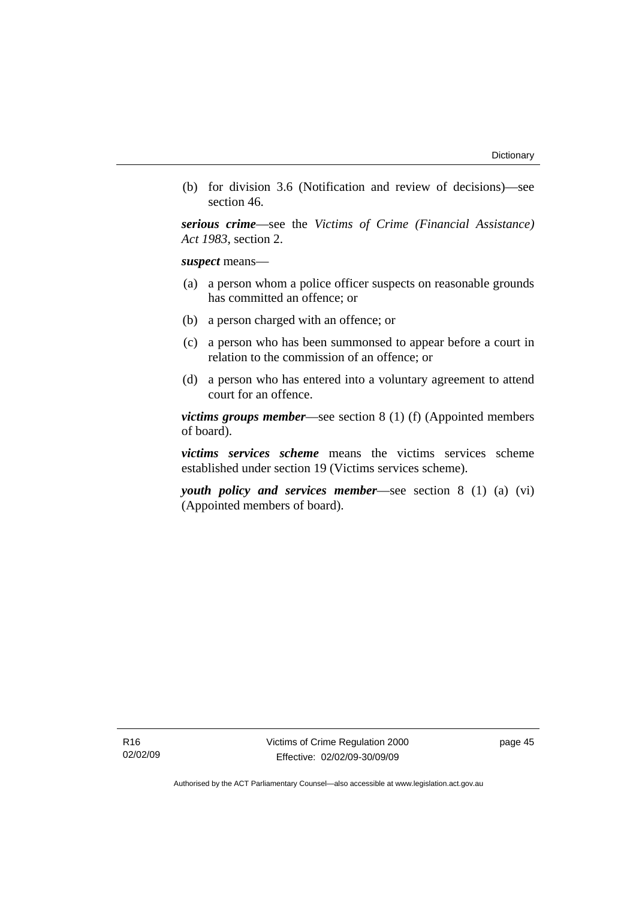(b) for division 3.6 (Notification and review of decisions)—see section 46.

***serious crime***—see the *Victims of Crime (Financial Assistance) Act 1983*, section 2.

***suspect*** means—

(a) a person whom a police officer suspects on reasonable grounds has committed an offence; or

(b) a person charged with an offence; or

(c) a person who has been summonsed to appear before a court in relation to the commission of an offence; or

(d) a person who has entered into a voluntary agreement to attend court for an offence.

***victims groups member***—see section 8 (1) (f) (Appointed members of board).

***victims services scheme*** means the victims services scheme established under section 19 (Victims services scheme).

***youth policy and services member***—see section 8 (1) (a) (vi) (Appointed members of board).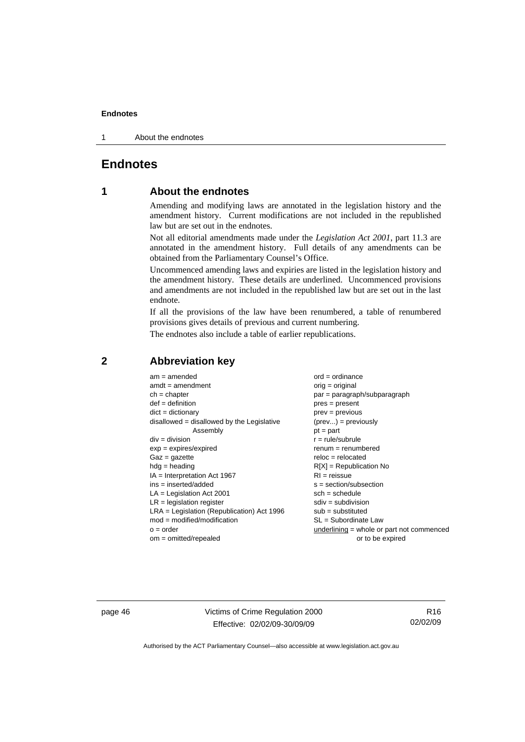# Endnotes

## 1 About the endnotes

Amending and modifying laws are annotated in the legislation history and the amendment history. Current modifications are not included in the republished law but are set out in the endnotes.

Not all editorial amendments made under the *Legislation Act 2001*, part 11.3 are annotated in the amendment history. Full details of any amendments can be obtained from the Parliamentary Counsel's Office.

Uncommenced amending laws and expiries are listed in the legislation history and the amendment history. These details are underlined. Uncommenced provisions and amendments are not included in the republished law but are set out in the last endnote.

If all the provisions of the law have been renumbered, a table of renumbered provisions gives details of previous and current numbering.

The endnotes also include a table of earlier republications.

## 2 Abbreviation key

am = amended
amdt = amendment
ch = chapter
def = definition
dict = dictionary
disallowed = disallowed by the Legislative Assembly
div = division
exp = expires/expired
Gaz = gazette
hdg = heading
IA = Interpretation Act 1967
ins = inserted/added
LA = Legislation Act 2001
LR = legislation register
LRA = Legislation (Republication) Act 1996
mod = modified/modification
o = order
om = omitted/repealed
ord = ordinance
orig = original
par = paragraph/subparagraph
pres = present
prev = previous
(prev...) = previously
pt = part
r = rule/subrule
renum = renumbered
reloc = relocated
R[X] = Republication No
RI = reissue
s = section/subsection
sch = schedule
sdiv = subdivision
sub = substituted
SL = Subordinate Law
underlining = whole or part not commenced or to be expired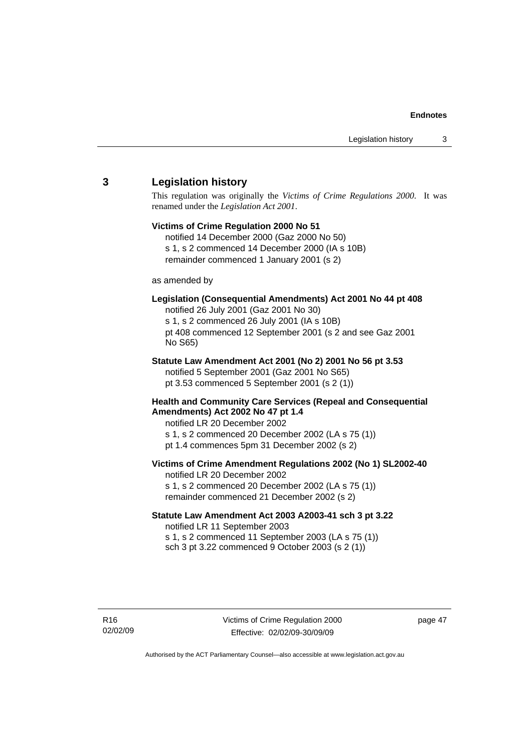## 3 Legislation history

This regulation was originally the *Victims of Crime Regulations 2000*. It was renamed under the *Legislation Act 2001*.

**Victims of Crime Regulation 2000 No 51**

notified 14 December 2000 (Gaz 2000 No 50)
s 1, s 2 commenced 14 December 2000 (IA s 10B)
remainder commenced 1 January 2001 (s 2)

as amended by

**Legislation (Consequential Amendments) Act 2001 No 44 pt 408**

notified 26 July 2001 (Gaz 2001 No 30)
s 1, s 2 commenced 26 July 2001 (IA s 10B)
pt 408 commenced 12 September 2001 (s 2 and see Gaz 2001 No S65)

**Statute Law Amendment Act 2001 (No 2) 2001 No 56 pt 3.53**

notified 5 September 2001 (Gaz 2001 No S65)
pt 3.53 commenced 5 September 2001 (s 2 (1))

**Health and Community Care Services (Repeal and Consequential Amendments) Act 2002 No 47 pt 1.4**

notified LR 20 December 2002
s 1, s 2 commenced 20 December 2002 (LA s 75 (1))
pt 1.4 commences 5pm 31 December 2002 (s 2)

**Victims of Crime Amendment Regulations 2002 (No 1) SL2002-40**

notified LR 20 December 2002
s 1, s 2 commenced 20 December 2002 (LA s 75 (1))
remainder commenced 21 December 2002 (s 2)

**Statute Law Amendment Act 2003 A2003-41 sch 3 pt 3.22**

notified LR 11 September 2003
s 1, s 2 commenced 11 September 2003 (LA s 75 (1))
sch 3 pt 3.22 commenced 9 October 2003 (s 2 (1))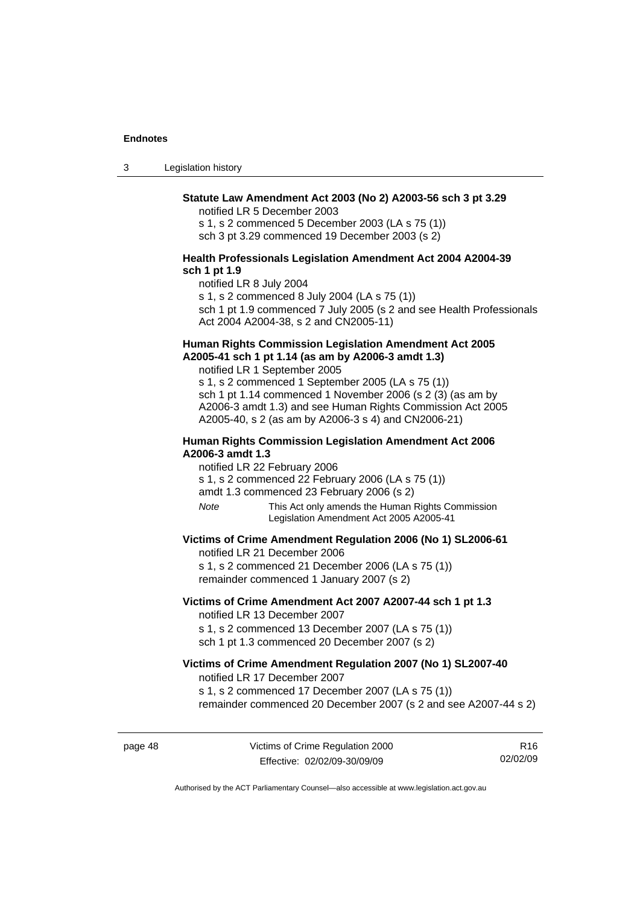**Statute Law Amendment Act 2003 (No 2) A2003-56 sch 3 pt 3.29**

notified LR 5 December 2003

s 1, s 2 commenced 5 December 2003 (LA s 75 (1))

sch 3 pt 3.29 commenced 19 December 2003 (s 2)

**Health Professionals Legislation Amendment Act 2004 A2004-39 sch 1 pt 1.9**

notified LR 8 July 2004

s 1, s 2 commenced 8 July 2004 (LA s 75 (1))

sch 1 pt 1.9 commenced 7 July 2005 (s 2 and see Health Professionals Act 2004 A2004-38, s 2 and CN2005-11)

**Human Rights Commission Legislation Amendment Act 2005 A2005-41 sch 1 pt 1.14 (as am by A2006-3 amdt 1.3)**

notified LR 1 September 2005

s 1, s 2 commenced 1 September 2005 (LA s 75 (1))

sch 1 pt 1.14 commenced 1 November 2006 (s 2 (3) (as am by A2006-3 amdt 1.3) and see Human Rights Commission Act 2005 A2005-40, s 2 (as am by A2006-3 s 4) and CN2006-21)

**Human Rights Commission Legislation Amendment Act 2006 A2006-3 amdt 1.3**

notified LR 22 February 2006

s 1, s 2 commenced 22 February 2006 (LA s 75 (1))

amdt 1.3 commenced 23 February 2006 (s 2)

*Note* This Act only amends the Human Rights Commission Legislation Amendment Act 2005 A2005-41

**Victims of Crime Amendment Regulation 2006 (No 1) SL2006-61**

notified LR 21 December 2006

s 1, s 2 commenced 21 December 2006 (LA s 75 (1))

remainder commenced 1 January 2007 (s 2)

**Victims of Crime Amendment Act 2007 A2007-44 sch 1 pt 1.3**

notified LR 13 December 2007

s 1, s 2 commenced 13 December 2007 (LA s 75 (1))

sch 1 pt 1.3 commenced 20 December 2007 (s 2)

**Victims of Crime Amendment Regulation 2007 (No 1) SL2007-40**

notified LR 17 December 2007

s 1, s 2 commenced 17 December 2007 (LA s 75 (1))

remainder commenced 20 December 2007 (s 2 and see A2007-44 s 2)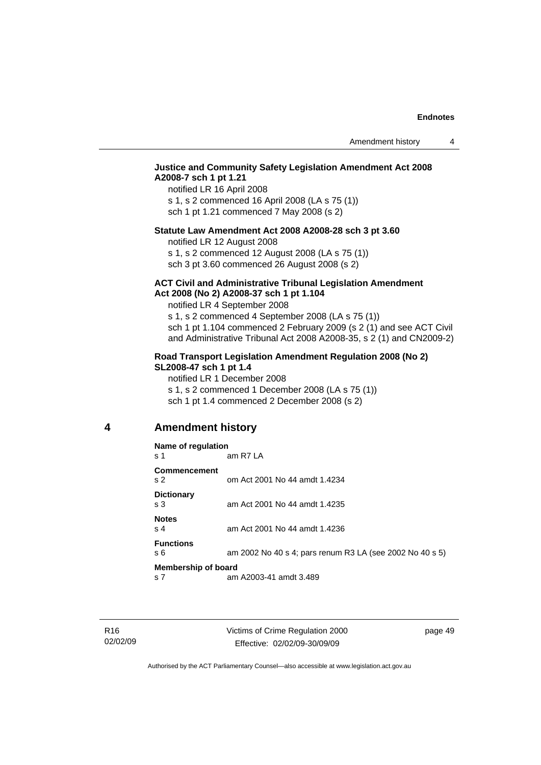**Justice and Community Safety Legislation Amendment Act 2008 A2008-7 sch 1 pt 1.21**

notified LR 16 April 2008

s 1, s 2 commenced 16 April 2008 (LA s 75 (1))

sch 1 pt 1.21 commenced 7 May 2008 (s 2)

**Statute Law Amendment Act 2008 A2008-28 sch 3 pt 3.60**

notified LR 12 August 2008

s 1, s 2 commenced 12 August 2008 (LA s 75 (1))

sch 3 pt 3.60 commenced 26 August 2008 (s 2)

**ACT Civil and Administrative Tribunal Legislation Amendment Act 2008 (No 2) A2008-37 sch 1 pt 1.104**

notified LR 4 September 2008

s 1, s 2 commenced 4 September 2008 (LA s 75 (1))

sch 1 pt 1.104 commenced 2 February 2009 (s 2 (1) and see ACT Civil and Administrative Tribunal Act 2008 A2008-35, s 2 (1) and CN2009-2)

**Road Transport Legislation Amendment Regulation 2008 (No 2) SL2008-47 sch 1 pt 1.4**

notified LR 1 December 2008

s 1, s 2 commenced 1 December 2008 (LA s 75 (1))

sch 1 pt 1.4 commenced 2 December 2008 (s 2)

## 4 Amendment history

**Name of regulation**
s 1 am R7 LA

**Commencement**
s 2 om Act 2001 No 44 amdt 1.4234

**Dictionary**
s 3 am Act 2001 No 44 amdt 1.4235

**Notes**
s 4 am Act 2001 No 44 amdt 1.4236

**Functions**
s 6 am 2002 No 40 s 4; pars renum R3 LA (see 2002 No 40 s 5)

**Membership of board**
s 7 am A2003-41 amdt 3.489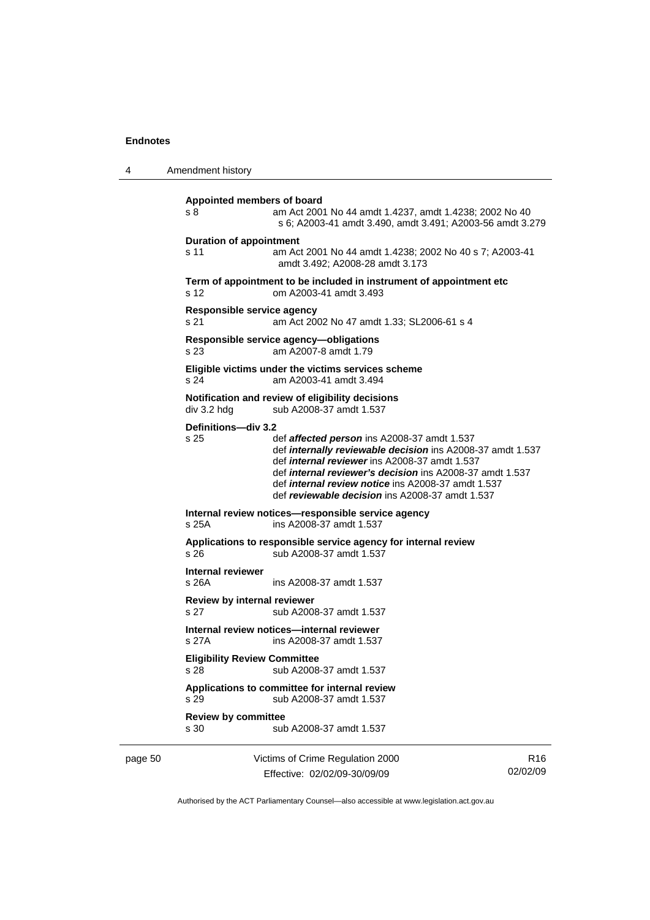**Appointed members of board**
s 8 am Act 2001 No 44 amdt 1.4237, amdt 1.4238; 2002 No 40 s 6; A2003-41 amdt 3.490, amdt 3.491; A2003-56 amdt 3.279

**Duration of appointment**
s 11 am Act 2001 No 44 amdt 1.4238; 2002 No 40 s 7; A2003-41 amdt 3.492; A2008-28 amdt 3.173

**Term of appointment to be included in instrument of appointment etc**
s 12 om A2003-41 amdt 3.493

**Responsible service agency**
s 21 am Act 2002 No 47 amdt 1.33; SL2006-61 s 4

**Responsible service agency—obligations**
s 23 am A2007-8 amdt 1.79

**Eligible victims under the victims services scheme**
s 24 am A2003-41 amdt 3.494

**Notification and review of eligibility decisions**
div 3.2 hdg sub A2008-37 amdt 1.537

**Definitions—div 3.2**
s 25 def ***affected person*** ins A2008-37 amdt 1.537
def ***internally reviewable decision*** ins A2008-37 amdt 1.537
def ***internal reviewer*** ins A2008-37 amdt 1.537
def ***internal reviewer's decision*** ins A2008-37 amdt 1.537
def ***internal review notice*** ins A2008-37 amdt 1.537
def ***reviewable decision*** ins A2008-37 amdt 1.537

**Internal review notices—responsible service agency**
s 25A ins A2008-37 amdt 1.537

**Applications to responsible service agency for internal review**
s 26 sub A2008-37 amdt 1.537

**Internal reviewer**
s 26A ins A2008-37 amdt 1.537

**Review by internal reviewer**
s 27 sub A2008-37 amdt 1.537

**Internal review notices—internal reviewer**
s 27A ins A2008-37 amdt 1.537

**Eligibility Review Committee**
s 28 sub A2008-37 amdt 1.537

**Applications to committee for internal review**
s 29 sub A2008-37 amdt 1.537

**Review by committee**
s 30 sub A2008-37 amdt 1.537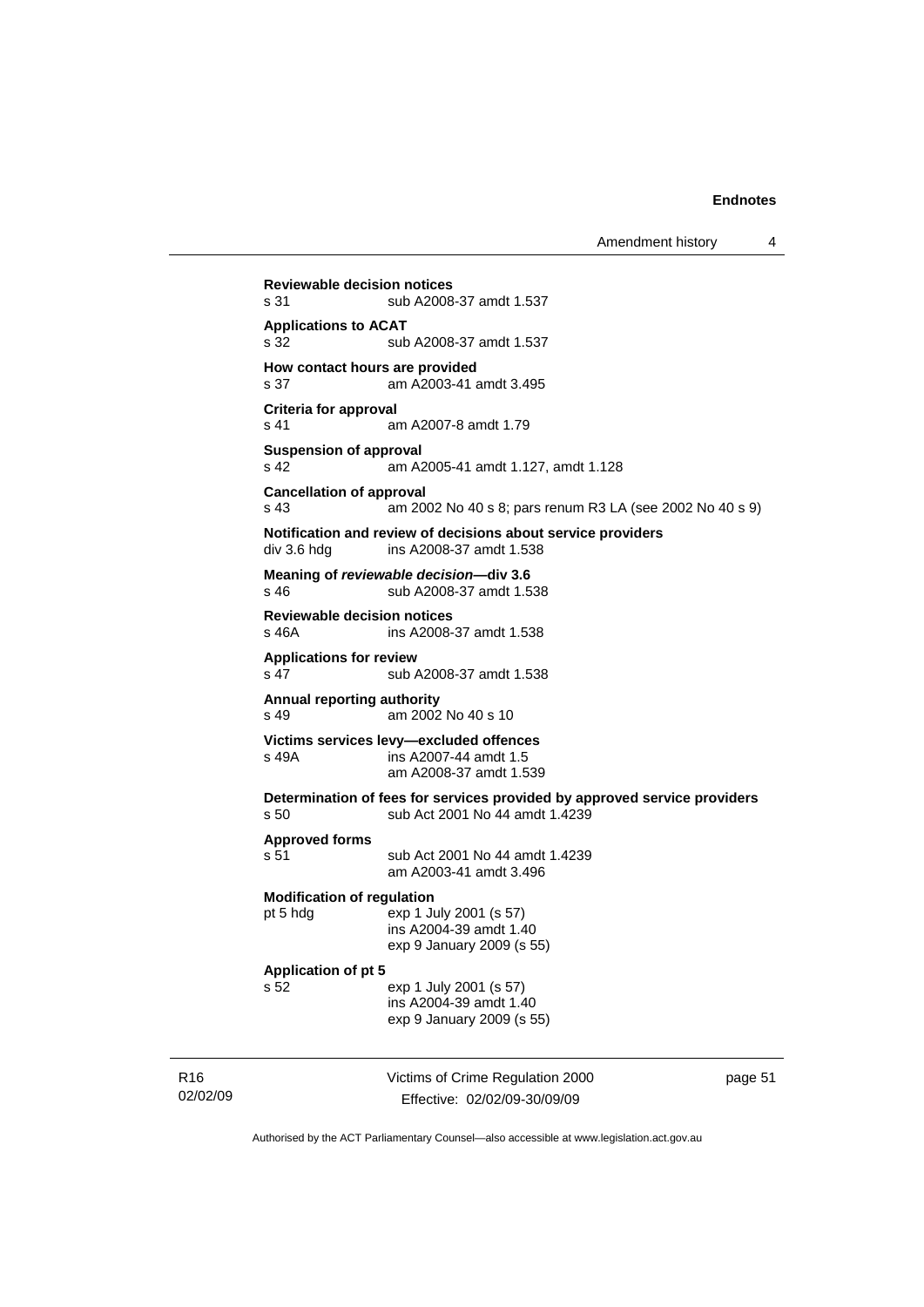**Reviewable decision notices**
s 31 sub A2008-37 amdt 1.537

**Applications to ACAT**
s 32 sub A2008-37 amdt 1.537

**How contact hours are provided**
s 37 am A2003-41 amdt 3.495

**Criteria for approval**
s 41 am A2007-8 amdt 1.79

**Suspension of approval**
s 42 am A2005-41 amdt 1.127, amdt 1.128

**Cancellation of approval**
s 43 am 2002 No 40 s 8; pars renum R3 LA (see 2002 No 40 s 9)

**Notification and review of decisions about service providers**
div 3.6 hdg ins A2008-37 amdt 1.538

**Meaning of *reviewable decision*—div 3.6**
s 46 sub A2008-37 amdt 1.538

**Reviewable decision notices**
s 46A ins A2008-37 amdt 1.538

**Applications for review**
s 47 sub A2008-37 amdt 1.538

**Annual reporting authority**
s 49 am 2002 No 40 s 10

**Victims services levy—excluded offences**
s 49A ins A2007-44 amdt 1.5
am A2008-37 amdt 1.539

**Determination of fees for services provided by approved service providers**
s 50 sub Act 2001 No 44 amdt 1.4239

**Approved forms**
s 51 sub Act 2001 No 44 amdt 1.4239
am A2003-41 amdt 3.496

**Modification of regulation**
pt 5 hdg exp 1 July 2001 (s 57)
ins A2004-39 amdt 1.40
exp 9 January 2009 (s 55)

**Application of pt 5**
s 52 exp 1 July 2001 (s 57)
ins A2004-39 amdt 1.40
exp 9 January 2009 (s 55)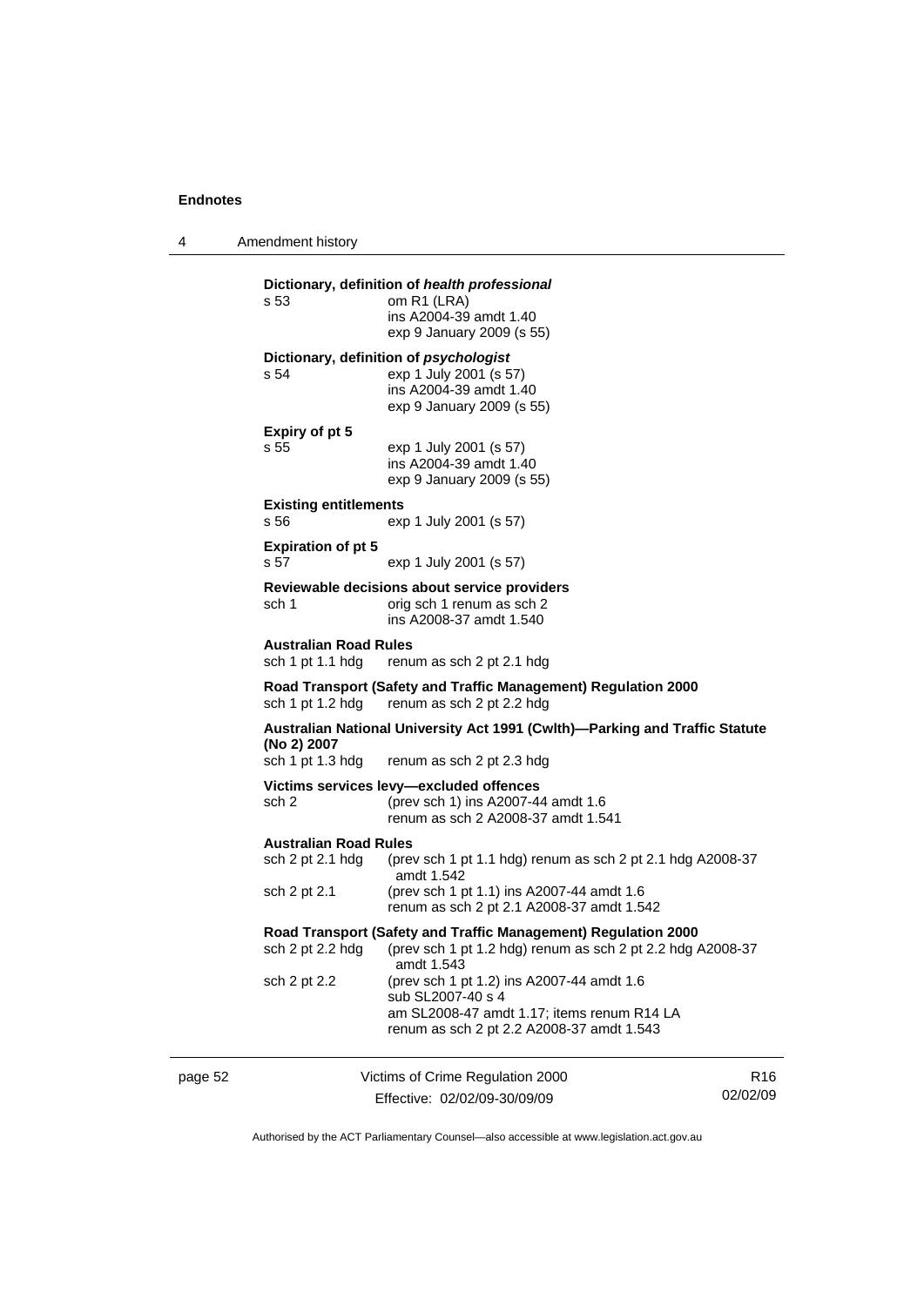**Dictionary, definition of *health professional***

s 53 om R1 (LRA)
ins A2004-39 amdt 1.40
exp 9 January 2009 (s 55)

**Dictionary, definition of *psychologist***

s 54 exp 1 July 2001 (s 57)
ins A2004-39 amdt 1.40
exp 9 January 2009 (s 55)

**Expiry of pt 5**

s 55 exp 1 July 2001 (s 57)
ins A2004-39 amdt 1.40
exp 9 January 2009 (s 55)

**Existing entitlements**

s 56 exp 1 July 2001 (s 57)

**Expiration of pt 5**

s 57 exp 1 July 2001 (s 57)

**Reviewable decisions about service providers**

sch 1 orig sch 1 renum as sch 2
ins A2008-37 amdt 1.540

**Australian Road Rules**

sch 1 pt 1.1 hdg renum as sch 2 pt 2.1 hdg

**Road Transport (Safety and Traffic Management) Regulation 2000**

sch 1 pt 1.2 hdg renum as sch 2 pt 2.2 hdg

**Australian National University Act 1991 (Cwlth)—Parking and Traffic Statute (No 2) 2007**

sch 1 pt 1.3 hdg renum as sch 2 pt 2.3 hdg

**Victims services levy—excluded offences**

sch 2 (prev sch 1) ins A2007-44 amdt 1.6
renum as sch 2 A2008-37 amdt 1.541

**Australian Road Rules**

sch 2 pt 2.1 hdg (prev sch 1 pt 1.1 hdg) renum as sch 2 pt 2.1 hdg A2008-37 amdt 1.542

sch 2 pt 2.1 (prev sch 1 pt 1.1) ins A2007-44 amdt 1.6
renum as sch 2 pt 2.1 A2008-37 amdt 1.542

**Road Transport (Safety and Traffic Management) Regulation 2000**

sch 2 pt 2.2 hdg (prev sch 1 pt 1.2 hdg) renum as sch 2 pt 2.2 hdg A2008-37 amdt 1.543

sch 2 pt 2.2 (prev sch 1 pt 1.2) ins A2007-44 amdt 1.6
sub SL2007-40 s 4
am SL2008-47 amdt 1.17; items renum R14 LA
renum as sch 2 pt 2.2 A2008-37 amdt 1.543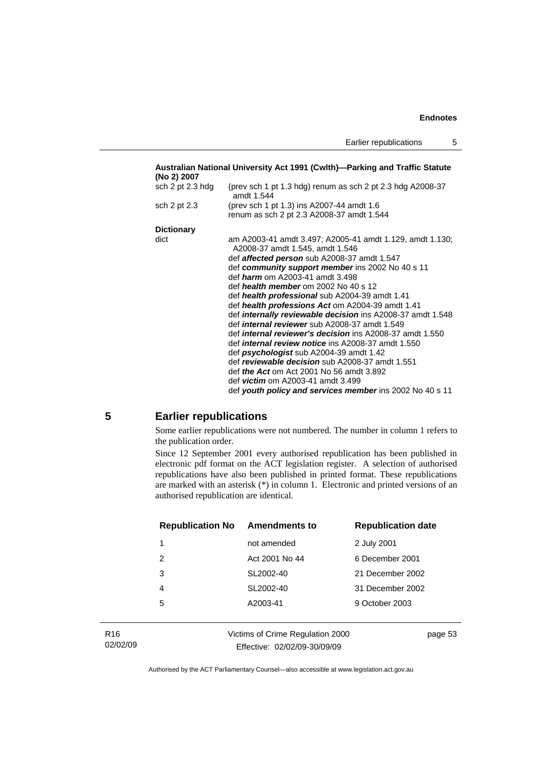**Australian National University Act 1991 (Cwlth)—Parking and Traffic Statute (No 2) 2007**

| | |
|---|---|
| sch 2 pt 2.3 hdg | (prev sch 1 pt 1.3 hdg) renum as sch 2 pt 2.3 hdg A2008-37 amdt 1.544 |
| sch 2 pt 2.3 | (prev sch 1 pt 1.3) ins A2007-44 amdt 1.6<br>renum as sch 2 pt 2.3 A2008-37 amdt 1.544 |

**Dictionary**

| | |
|---|---|
| dict | am A2003-41 amdt 3.497; A2005-41 amdt 1.129, amdt 1.130; A2008-37 amdt 1.545, amdt 1.546<br>def ***affected person*** sub A2008-37 amdt 1.547<br>def ***community support member*** ins 2002 No 40 s 11<br>def ***harm*** om A2003-41 amdt 3.498<br>def ***health member*** om 2002 No 40 s 12<br>def ***health professional*** sub A2004-39 amdt 1.41<br>def ***health professions Act*** om A2004-39 amdt 1.41<br>def ***internally reviewable decision*** ins A2008-37 amdt 1.548<br>def ***internal reviewer*** sub A2008-37 amdt 1.549<br>def ***internal reviewer's decision*** ins A2008-37 amdt 1.550<br>def ***internal review notice*** ins A2008-37 amdt 1.550<br>def ***psychologist*** sub A2004-39 amdt 1.42<br>def ***reviewable decision*** sub A2008-37 amdt 1.551<br>def ***the Act*** om Act 2001 No 56 amdt 3.892<br>def ***victim*** om A2003-41 amdt 3.499<br>def ***youth policy and services member*** ins 2002 No 40 s 11 |

## 5 Earlier republications

Some earlier republications were not numbered. The number in column 1 refers to the publication order.

Since 12 September 2001 every authorised republication has been published in electronic pdf format on the ACT legislation register. A selection of authorised republications have also been published in printed format. These republications are marked with an asterisk (*) in column 1. Electronic and printed versions of an authorised republication are identical.

| Republication No | Amendments to | Republication date |
|---|---|---|
| 1 | not amended | 2 July 2001 |
| 2 | Act 2001 No 44 | 6 December 2001 |
| 3 | SL2002-40 | 21 December 2002 |
| 4 | SL2002-40 | 31 December 2002 |
| 5 | A2003-41 | 9 October 2003 |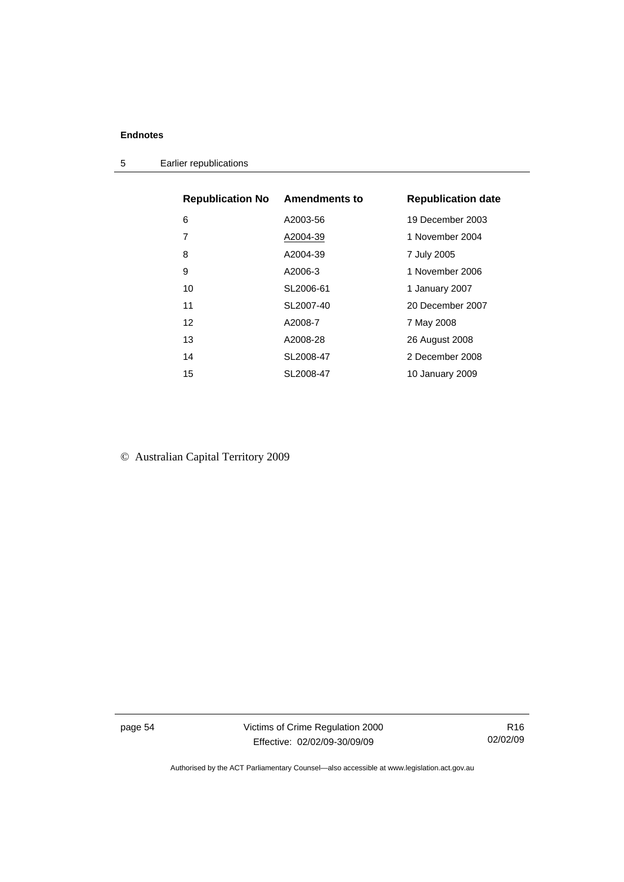## 5 Earlier republications

| Republication No | Amendments to | Republication date |
|---|---|---|
| 6 | A2003-56 | 19 December 2003 |
| 7 | A2004-39 | 1 November 2004 |
| 8 | A2004-39 | 7 July 2005 |
| 9 | A2006-3 | 1 November 2006 |
| 10 | SL2006-61 | 1 January 2007 |
| 11 | SL2007-40 | 20 December 2007 |
| 12 | A2008-7 | 7 May 2008 |
| 13 | A2008-28 | 26 August 2008 |
| 14 | SL2008-47 | 2 December 2008 |
| 15 | SL2008-47 | 10 January 2009 |

© Australian Capital Territory 2009